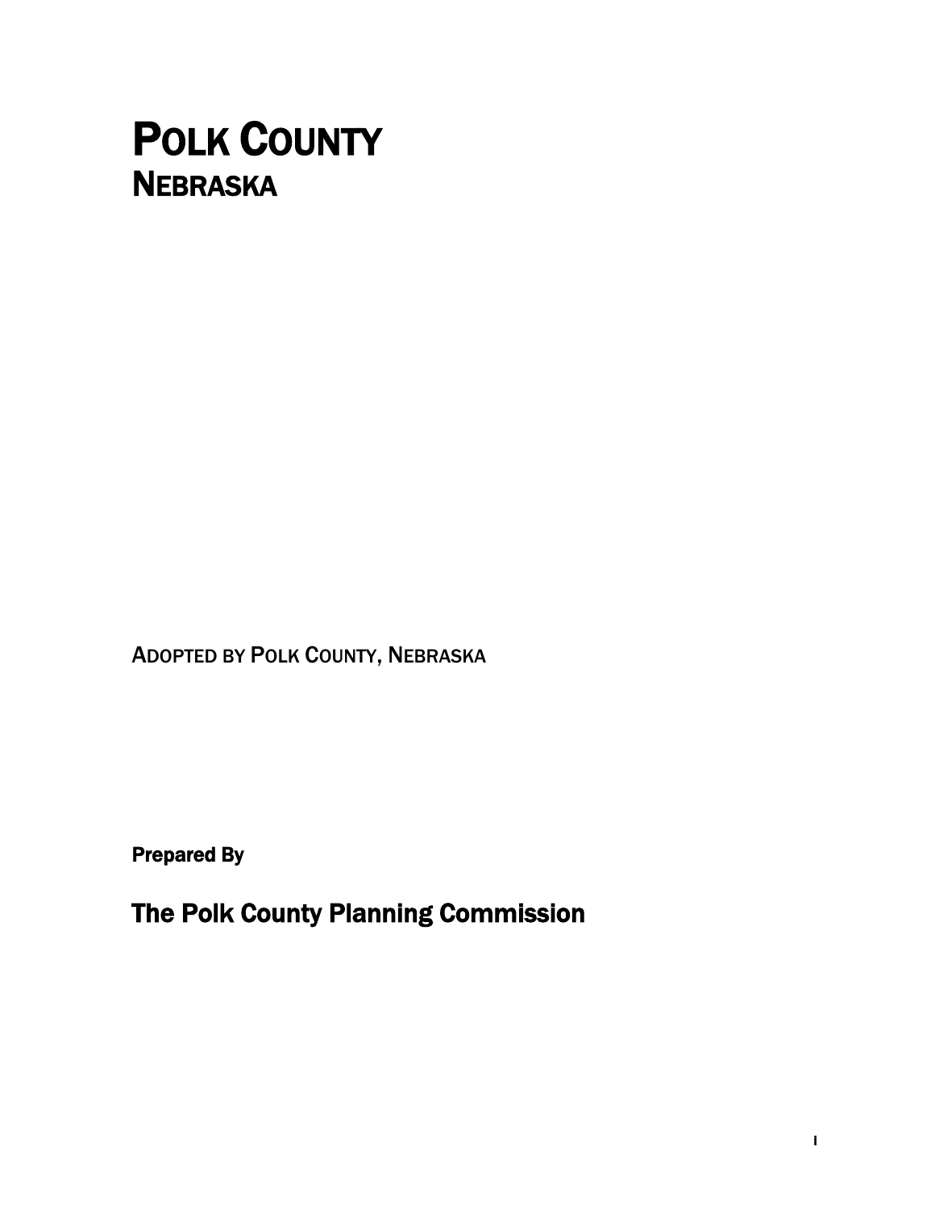# POLK COUNTY
## NEBRASKA

ADOPTED BY POLK COUNTY, NEBRASKA

**Prepared By**

## The Polk County Planning Commission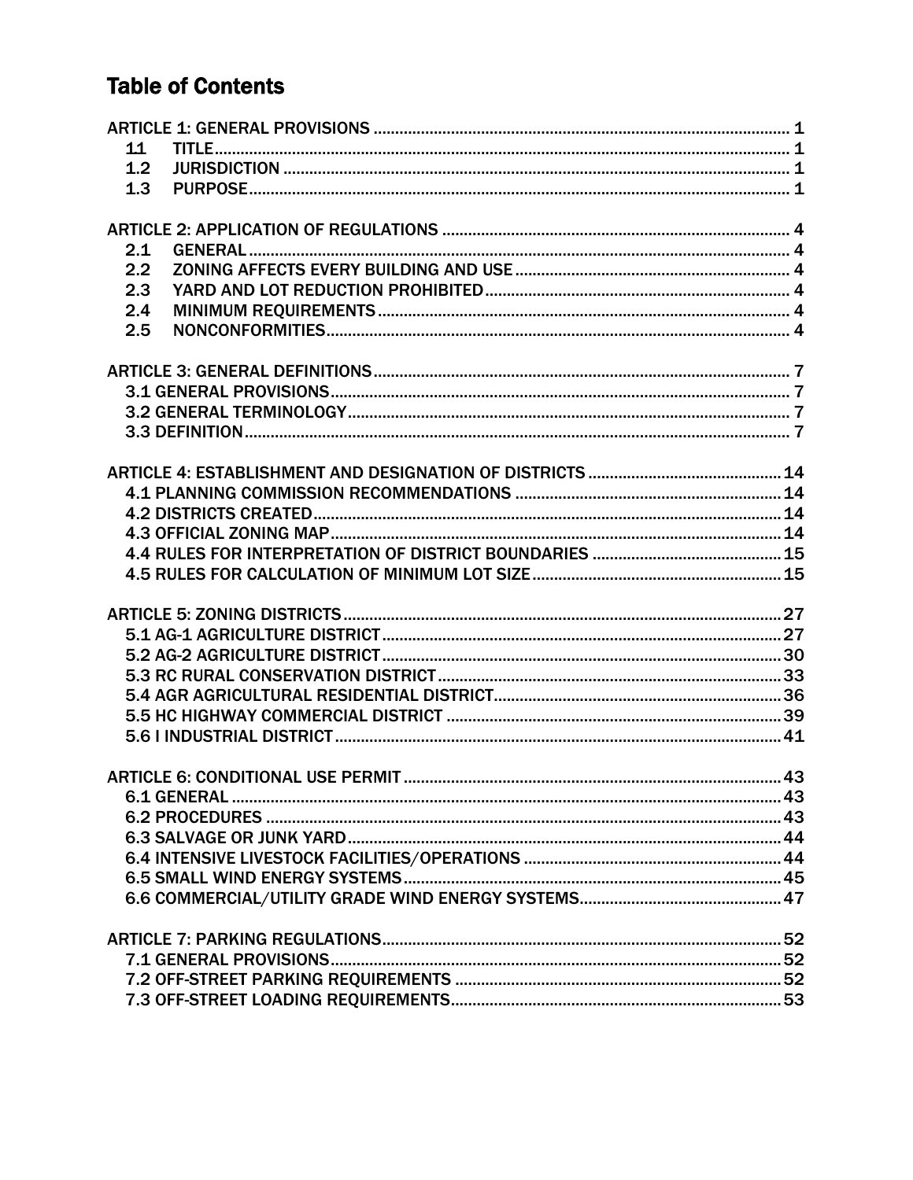# Table of Contents

ARTICLE 1: GENERAL PROVISIONS ........ 1
- 1.1 TITLE ........ 1
- 1.2 JURISDICTION ........ 1
- 1.3 PURPOSE ........ 1

ARTICLE 2: APPLICATION OF REGULATIONS ........ 4
- 2.1 GENERAL ........ 4
- 2.2 ZONING AFFECTS EVERY BUILDING AND USE ........ 4
- 2.3 YARD AND LOT REDUCTION PROHIBITED ........ 4
- 2.4 MINIMUM REQUIREMENTS ........ 4
- 2.5 NONCONFORMITIES ........ 4

ARTICLE 3: GENERAL DEFINITIONS ........ 7
- 3.1 GENERAL PROVISIONS ........ 7
- 3.2 GENERAL TERMINOLOGY ........ 7
- 3.3 DEFINITION ........ 7

ARTICLE 4: ESTABLISHMENT AND DESIGNATION OF DISTRICTS ........ 14
- 4.1 PLANNING COMMISSION RECOMMENDATIONS ........ 14
- 4.2 DISTRICTS CREATED ........ 14
- 4.3 OFFICIAL ZONING MAP ........ 14
- 4.4 RULES FOR INTERPRETATION OF DISTRICT BOUNDARIES ........ 15
- 4.5 RULES FOR CALCULATION OF MINIMUM LOT SIZE ........ 15

ARTICLE 5: ZONING DISTRICTS ........ 27
- 5.1 AG-1 AGRICULTURE DISTRICT ........ 27
- 5.2 AG-2 AGRICULTURE DISTRICT ........ 30
- 5.3 RC RURAL CONSERVATION DISTRICT ........ 33
- 5.4 AGR AGRICULTURAL RESIDENTIAL DISTRICT ........ 36
- 5.5 HC HIGHWAY COMMERCIAL DISTRICT ........ 39
- 5.6 I INDUSTRIAL DISTRICT ........ 41

ARTICLE 6: CONDITIONAL USE PERMIT ........ 43
- 6.1 GENERAL ........ 43
- 6.2 PROCEDURES ........ 43
- 6.3 SALVAGE OR JUNK YARD ........ 44
- 6.4 INTENSIVE LIVESTOCK FACILITIES/OPERATIONS ........ 44
- 6.5 SMALL WIND ENERGY SYSTEMS ........ 45
- 6.6 COMMERCIAL/UTILITY GRADE WIND ENERGY SYSTEMS ........ 47

ARTICLE 7: PARKING REGULATIONS ........ 52
- 7.1 GENERAL PROVISIONS ........ 52
- 7.2 OFF-STREET PARKING REQUIREMENTS ........ 52
- 7.3 OFF-STREET LOADING REQUIREMENTS ........ 53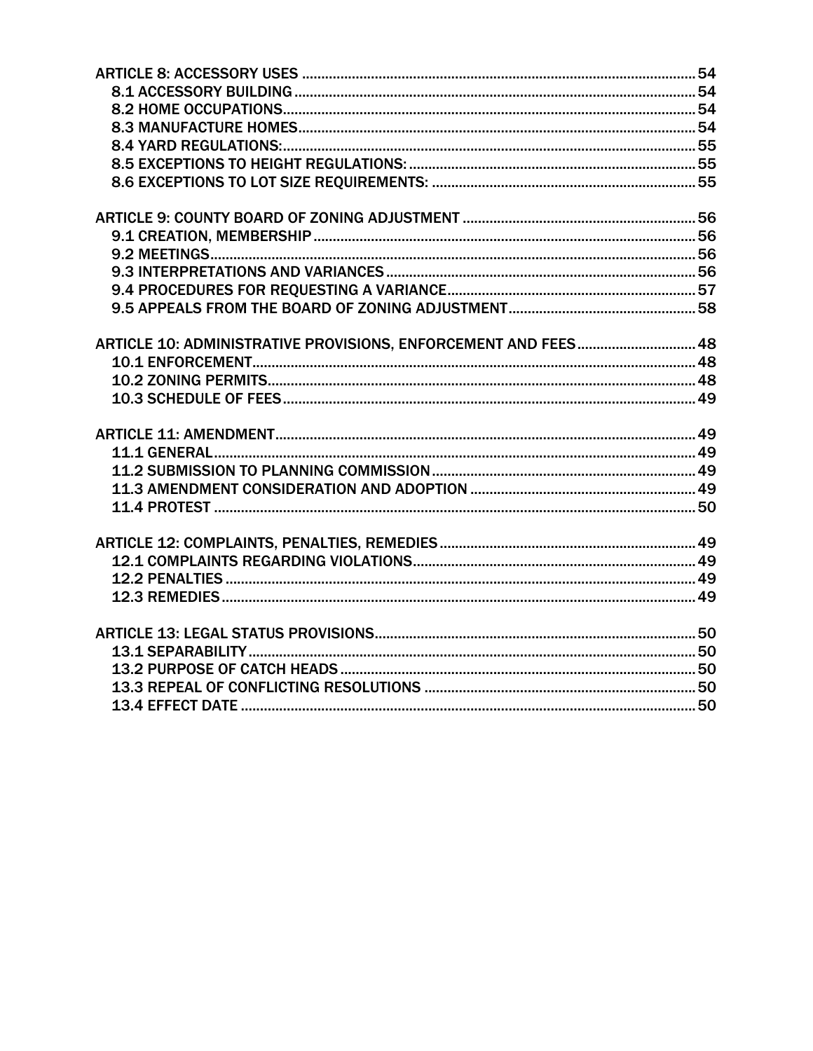ARTICLE 8: ACCESSORY USES ..... 54
- 8.1 ACCESSORY BUILDING ..... 54
- 8.2 HOME OCCUPATIONS ..... 54
- 8.3 MANUFACTURE HOMES ..... 54
- 8.4 YARD REGULATIONS: ..... 55
- 8.5 EXCEPTIONS TO HEIGHT REGULATIONS: ..... 55
- 8.6 EXCEPTIONS TO LOT SIZE REQUIREMENTS: ..... 55

ARTICLE 9: COUNTY BOARD OF ZONING ADJUSTMENT ..... 56
- 9.1 CREATION, MEMBERSHIP ..... 56
- 9.2 MEETINGS ..... 56
- 9.3 INTERPRETATIONS AND VARIANCES ..... 56
- 9.4 PROCEDURES FOR REQUESTING A VARIANCE ..... 57
- 9.5 APPEALS FROM THE BOARD OF ZONING ADJUSTMENT ..... 58

ARTICLE 10: ADMINISTRATIVE PROVISIONS, ENFORCEMENT AND FEES ..... 48
- 10.1 ENFORCEMENT ..... 48
- 10.2 ZONING PERMITS ..... 48
- 10.3 SCHEDULE OF FEES ..... 49

ARTICLE 11: AMENDMENT ..... 49
- 11.1 GENERAL ..... 49
- 11.2 SUBMISSION TO PLANNING COMMISSION ..... 49
- 11.3 AMENDMENT CONSIDERATION AND ADOPTION ..... 49
- 11.4 PROTEST ..... 50

ARTICLE 12: COMPLAINTS, PENALTIES, REMEDIES ..... 49
- 12.1 COMPLAINTS REGARDING VIOLATIONS ..... 49
- 12.2 PENALTIES ..... 49
- 12.3 REMEDIES ..... 49

ARTICLE 13: LEGAL STATUS PROVISIONS ..... 50
- 13.1 SEPARABILITY ..... 50
- 13.2 PURPOSE OF CATCH HEADS ..... 50
- 13.3 REPEAL OF CONFLICTING RESOLUTIONS ..... 50
- 13.4 EFFECT DATE ..... 50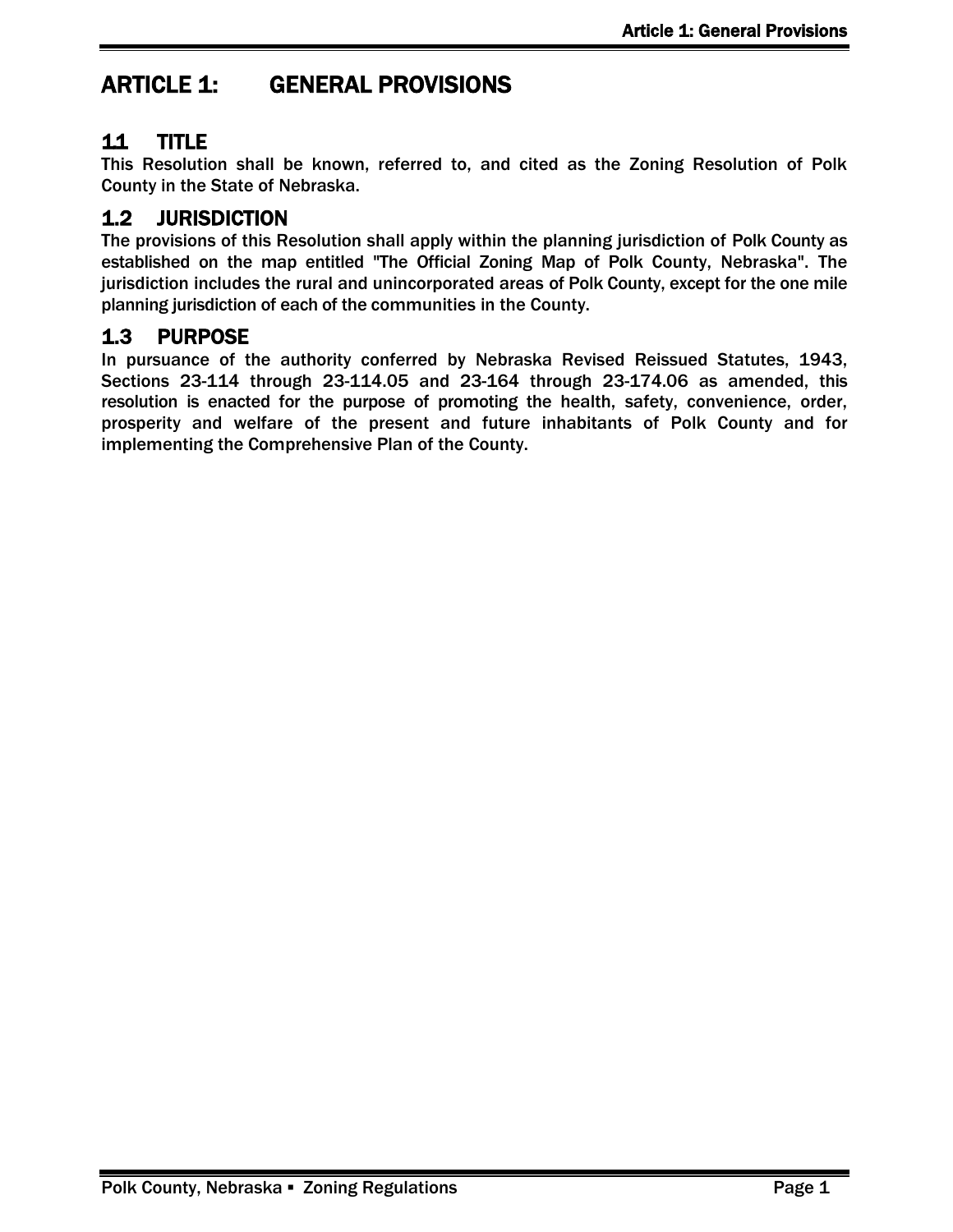# ARTICLE 1: GENERAL PROVISIONS

## 11 TITLE

This Resolution shall be known, referred to, and cited as the Zoning Resolution of Polk County in the State of Nebraska.

## 1.2 JURISDICTION

The provisions of this Resolution shall apply within the planning jurisdiction of Polk County as established on the map entitled "The Official Zoning Map of Polk County, Nebraska". The jurisdiction includes the rural and unincorporated areas of Polk County, except for the one mile planning jurisdiction of each of the communities in the County.

## 1.3 PURPOSE

In pursuance of the authority conferred by Nebraska Revised Reissued Statutes, 1943, Sections 23-114 through 23-114.05 and 23-164 through 23-174.06 as amended, this resolution is enacted for the purpose of promoting the health, safety, convenience, order, prosperity and welfare of the present and future inhabitants of Polk County and for implementing the Comprehensive Plan of the County.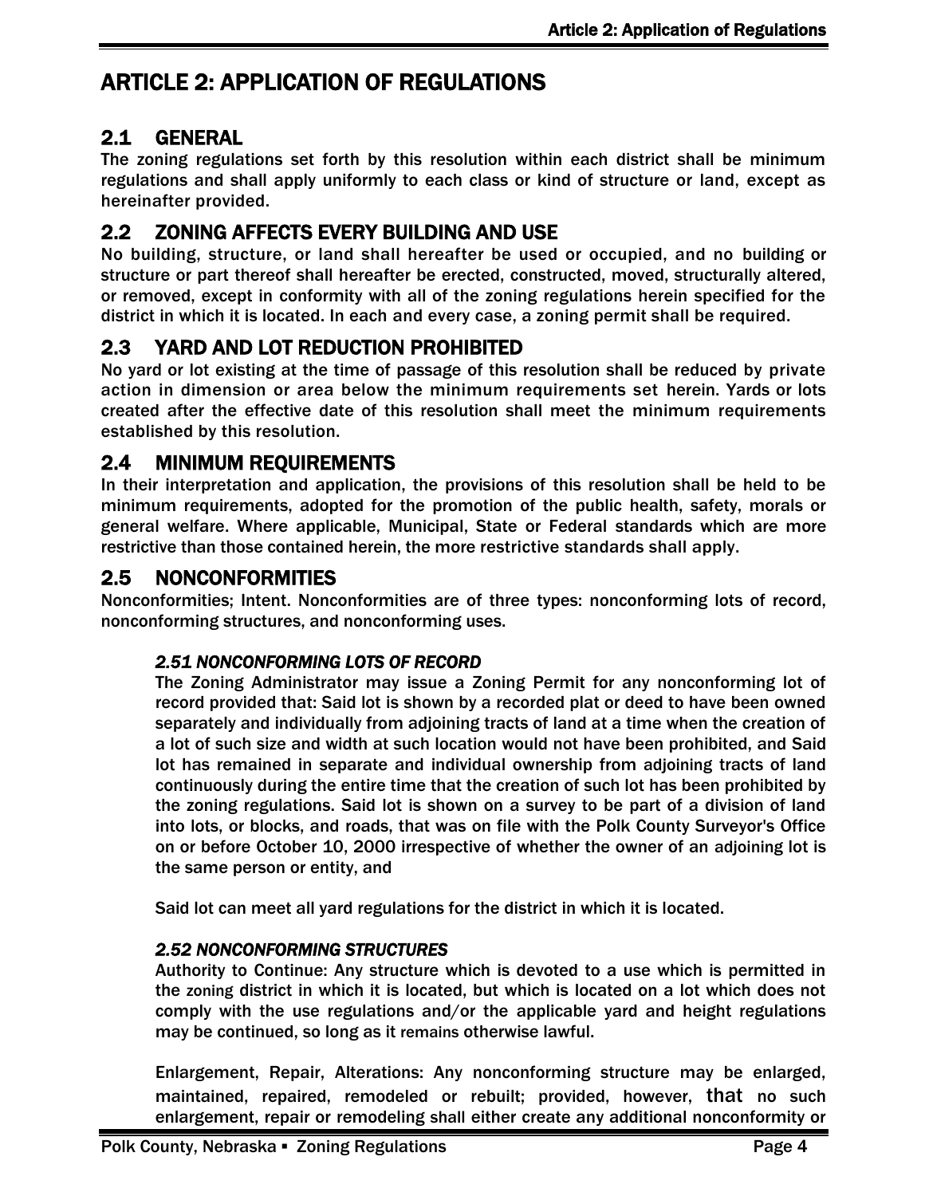# ARTICLE 2: APPLICATION OF REGULATIONS

## 2.1 GENERAL

The zoning regulations set forth by this resolution within each district shall be minimum regulations and shall apply uniformly to each class or kind of structure or land, except as hereinafter provided.

## 2.2 ZONING AFFECTS EVERY BUILDING AND USE

No building, structure, or land shall hereafter be used or occupied, and no building or structure or part thereof shall hereafter be erected, constructed, moved, structurally altered, or removed, except in conformity with all of the zoning regulations herein specified for the district in which it is located. In each and every case, a zoning permit shall be required.

## 2.3 YARD AND LOT REDUCTION PROHIBITED

No yard or lot existing at the time of passage of this resolution shall be reduced by private action in dimension or area below the minimum requirements set herein. Yards or lots created after the effective date of this resolution shall meet the minimum requirements established by this resolution.

## 2.4 MINIMUM REQUIREMENTS

In their interpretation and application, the provisions of this resolution shall be held to be minimum requirements, adopted for the promotion of the public health, safety, morals or general welfare. Where applicable, Municipal, State or Federal standards which are more restrictive than those contained herein, the more restrictive standards shall apply.

## 2.5 NONCONFORMITIES

Nonconformities; Intent. Nonconformities are of three types: nonconforming lots of record, nonconforming structures, and nonconforming uses.

### *2.51 NONCONFORMING LOTS OF RECORD*

The Zoning Administrator may issue a Zoning Permit for any nonconforming lot of record provided that: Said lot is shown by a recorded plat or deed to have been owned separately and individually from adjoining tracts of land at a time when the creation of a lot of such size and width at such location would not have been prohibited, and Said lot has remained in separate and individual ownership from adjoining tracts of land continuously during the entire time that the creation of such lot has been prohibited by the zoning regulations. Said lot is shown on a survey to be part of a division of land into lots, or blocks, and roads, that was on file with the Polk County Surveyor's Office on or before October 10, 2000 irrespective of whether the owner of an adjoining lot is the same person or entity, and

Said lot can meet all yard regulations for the district in which it is located.

### *2.52 NONCONFORMING STRUCTURES*

Authority to Continue: Any structure which is devoted to a use which is permitted in the zoning district in which it is located, but which is located on a lot which does not comply with the use regulations and/or the applicable yard and height regulations may be continued, so long as it remains otherwise lawful.

Enlargement, Repair, Alterations: Any nonconforming structure may be enlarged, maintained, repaired, remodeled or rebuilt; provided, however, that no such enlargement, repair or remodeling shall either create any additional nonconformity or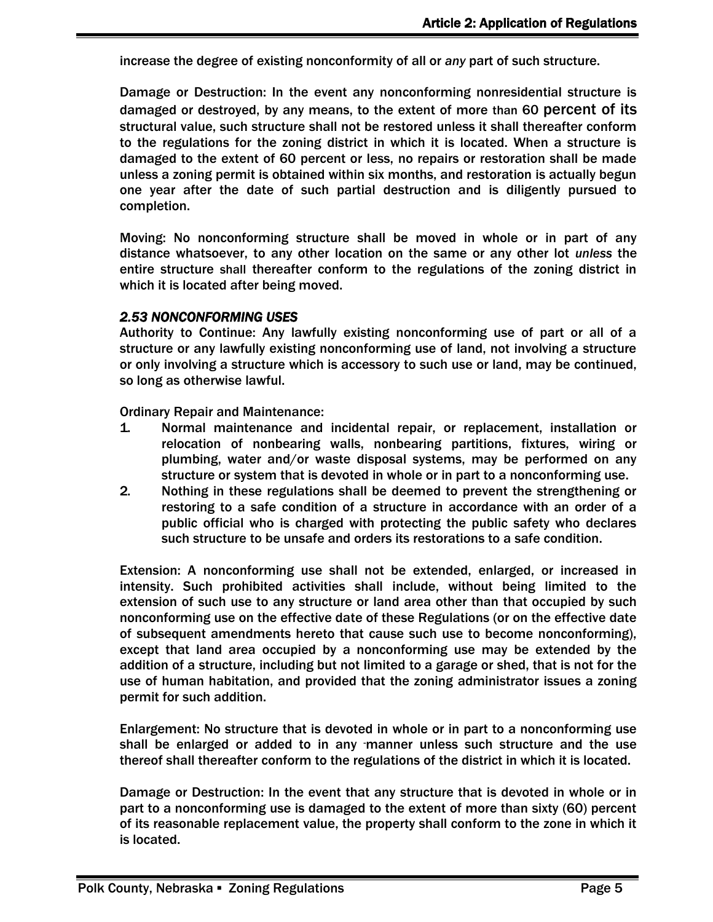increase the degree of existing nonconformity of all or *any* part of such structure.

Damage or Destruction: In the event any nonconforming nonresidential structure is damaged or destroyed, by any means, to the extent of more than 60 percent of its structural value, such structure shall not be restored unless it shall thereafter conform to the regulations for the zoning district in which it is located. When a structure is damaged to the extent of 60 percent or less, no repairs or restoration shall be made unless a zoning permit is obtained within six months, and restoration is actually begun one year after the date of such partial destruction and is diligently pursued to completion.

Moving: No nonconforming structure shall be moved in whole or in part of any distance whatsoever, to any other location on the same or any other lot *unless* the entire structure shall thereafter conform to the regulations of the zoning district in which it is located after being moved.

### *2.53 NONCONFORMING USES*

Authority to Continue: Any lawfully existing nonconforming use of part or all of a structure or any lawfully existing nonconforming use of land, not involving a structure or only involving a structure which is accessory to such use or land, may be continued, so long as otherwise lawful.

Ordinary Repair and Maintenance:

1. Normal maintenance and incidental repair, or replacement, installation or relocation of nonbearing walls, nonbearing partitions, fixtures, wiring or plumbing, water and/or waste disposal systems, may be performed on any structure or system that is devoted in whole or in part to a nonconforming use.
2. Nothing in these regulations shall be deemed to prevent the strengthening or restoring to a safe condition of a structure in accordance with an order of a public official who is charged with protecting the public safety who declares such structure to be unsafe and orders its restorations to a safe condition.

Extension: A nonconforming use shall not be extended, enlarged, or increased in intensity. Such prohibited activities shall include, without being limited to the extension of such use to any structure or land area other than that occupied by such nonconforming use on the effective date of these Regulations (or on the effective date of subsequent amendments hereto that cause such use to become nonconforming), except that land area occupied by a nonconforming use may be extended by the addition of a structure, including but not limited to a garage or shed, that is not for the use of human habitation, and provided that the zoning administrator issues a zoning permit for such addition.

Enlargement: No structure that is devoted in whole or in part to a nonconforming use shall be enlarged or added to in any manner unless such structure and the use thereof shall thereafter conform to the regulations of the district in which it is located.

Damage or Destruction: In the event that any structure that is devoted in whole or in part to a nonconforming use is damaged to the extent of more than sixty (60) percent of its reasonable replacement value, the property shall conform to the zone in which it is located.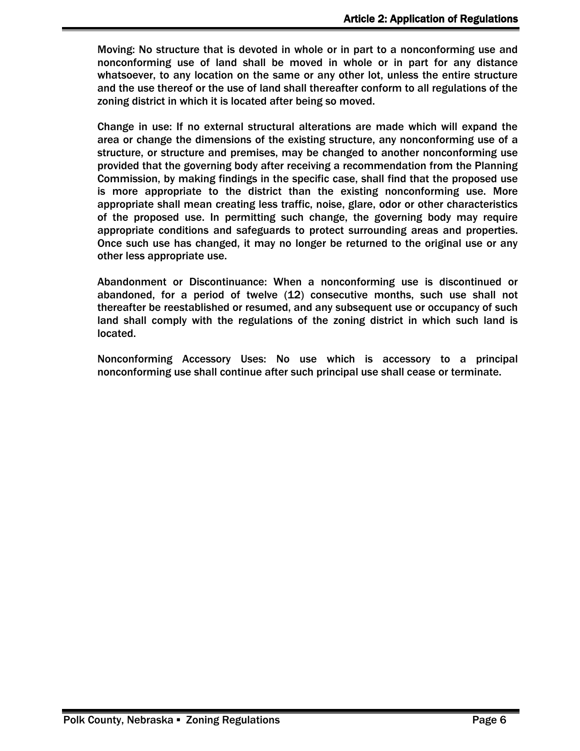Moving: No structure that is devoted in whole or in part to a nonconforming use and nonconforming use of land shall be moved in whole or in part for any distance whatsoever, to any location on the same or any other lot, unless the entire structure and the use thereof or the use of land shall thereafter conform to all regulations of the zoning district in which it is located after being so moved.

Change in use: If no external structural alterations are made which will expand the area or change the dimensions of the existing structure, any nonconforming use of a structure, or structure and premises, may be changed to another nonconforming use provided that the governing body after receiving a recommendation from the Planning Commission, by making findings in the specific case, shall find that the proposed use is more appropriate to the district than the existing nonconforming use. More appropriate shall mean creating less traffic, noise, glare, odor or other characteristics of the proposed use. In permitting such change, the governing body may require appropriate conditions and safeguards to protect surrounding areas and properties. Once such use has changed, it may no longer be returned to the original use or any other less appropriate use.

Abandonment or Discontinuance: When a nonconforming use is discontinued or abandoned, for a period of twelve (12) consecutive months, such use shall not thereafter be reestablished or resumed, and any subsequent use or occupancy of such land shall comply with the regulations of the zoning district in which such land is located.

Nonconforming Accessory Uses: No use which is accessory to a principal nonconforming use shall continue after such principal use shall cease or terminate.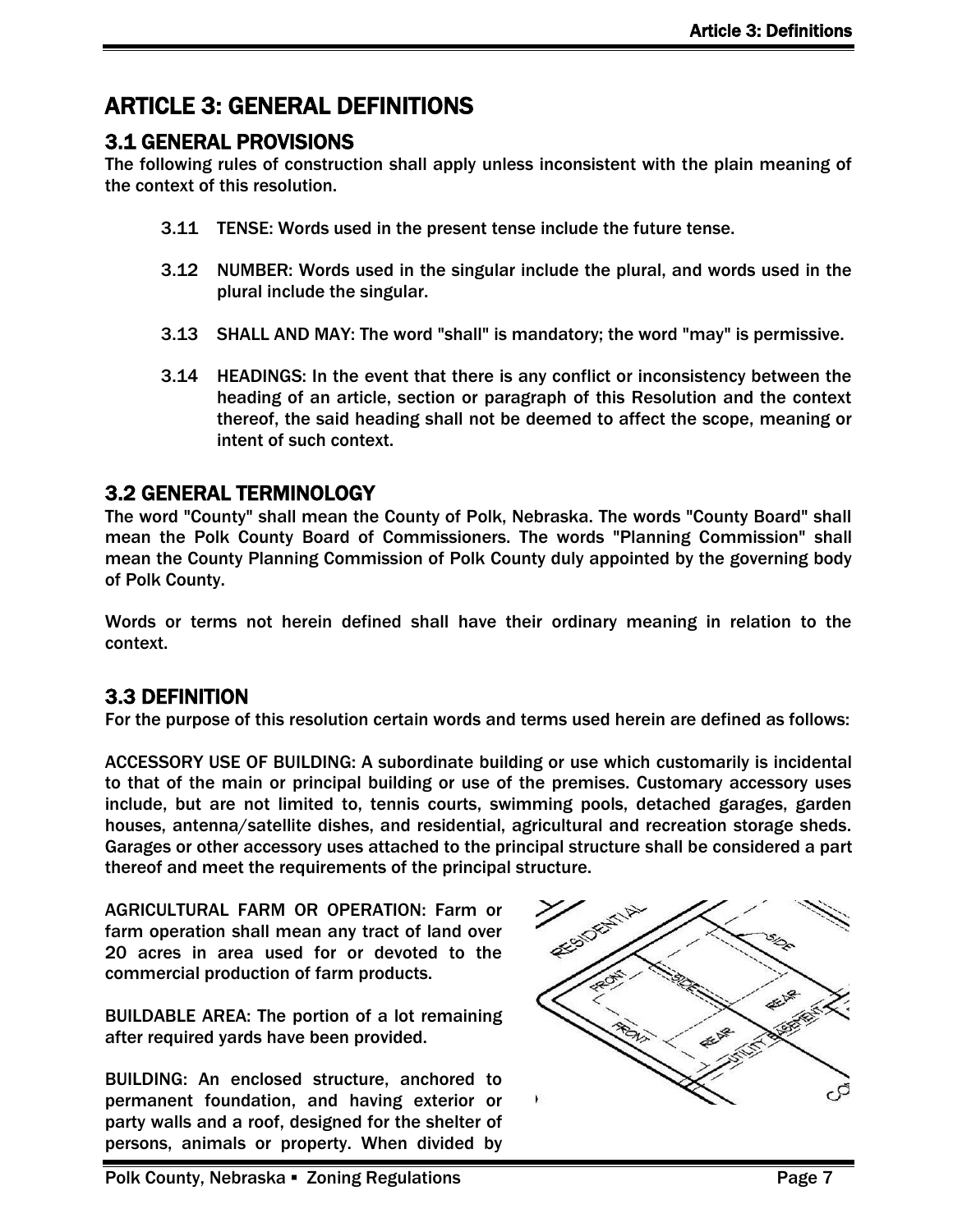# ARTICLE 3: GENERAL DEFINITIONS

## 3.1 GENERAL PROVISIONS

The following rules of construction shall apply unless inconsistent with the plain meaning of the context of this resolution.

3.11 TENSE: Words used in the present tense include the future tense.

3.12 NUMBER: Words used in the singular include the plural, and words used in the plural include the singular.

3.13 SHALL AND MAY: The word "shall" is mandatory; the word "may" is permissive.

3.14 HEADINGS: In the event that there is any conflict or inconsistency between the heading of an article, section or paragraph of this Resolution and the context thereof, the said heading shall not be deemed to affect the scope, meaning or intent of such context.

## 3.2 GENERAL TERMINOLOGY

The word "County" shall mean the County of Polk, Nebraska. The words "County Board" shall mean the Polk County Board of Commissioners. The words "Planning Commission" shall mean the County Planning Commission of Polk County duly appointed by the governing body of Polk County.

Words or terms not herein defined shall have their ordinary meaning in relation to the context.

## 3.3 DEFINITION

For the purpose of this resolution certain words and terms used herein are defined as follows:

ACCESSORY USE OF BUILDING: A subordinate building or use which customarily is incidental to that of the main or principal building or use of the premises. Customary accessory uses include, but are not limited to, tennis courts, swimming pools, detached garages, garden houses, antenna/satellite dishes, and residential, agricultural and recreation storage sheds. Garages or other accessory uses attached to the principal structure shall be considered a part thereof and meet the requirements of the principal structure.

AGRICULTURAL FARM OR OPERATION: Farm or farm operation shall mean any tract of land over 20 acres in area used for or devoted to the commercial production of farm products.

BUILDABLE AREA: The portion of a lot remaining after required yards have been provided.

BUILDING: An enclosed structure, anchored to permanent foundation, and having exterior or party walls and a roof, designed for the shelter of persons, animals or property. When divided by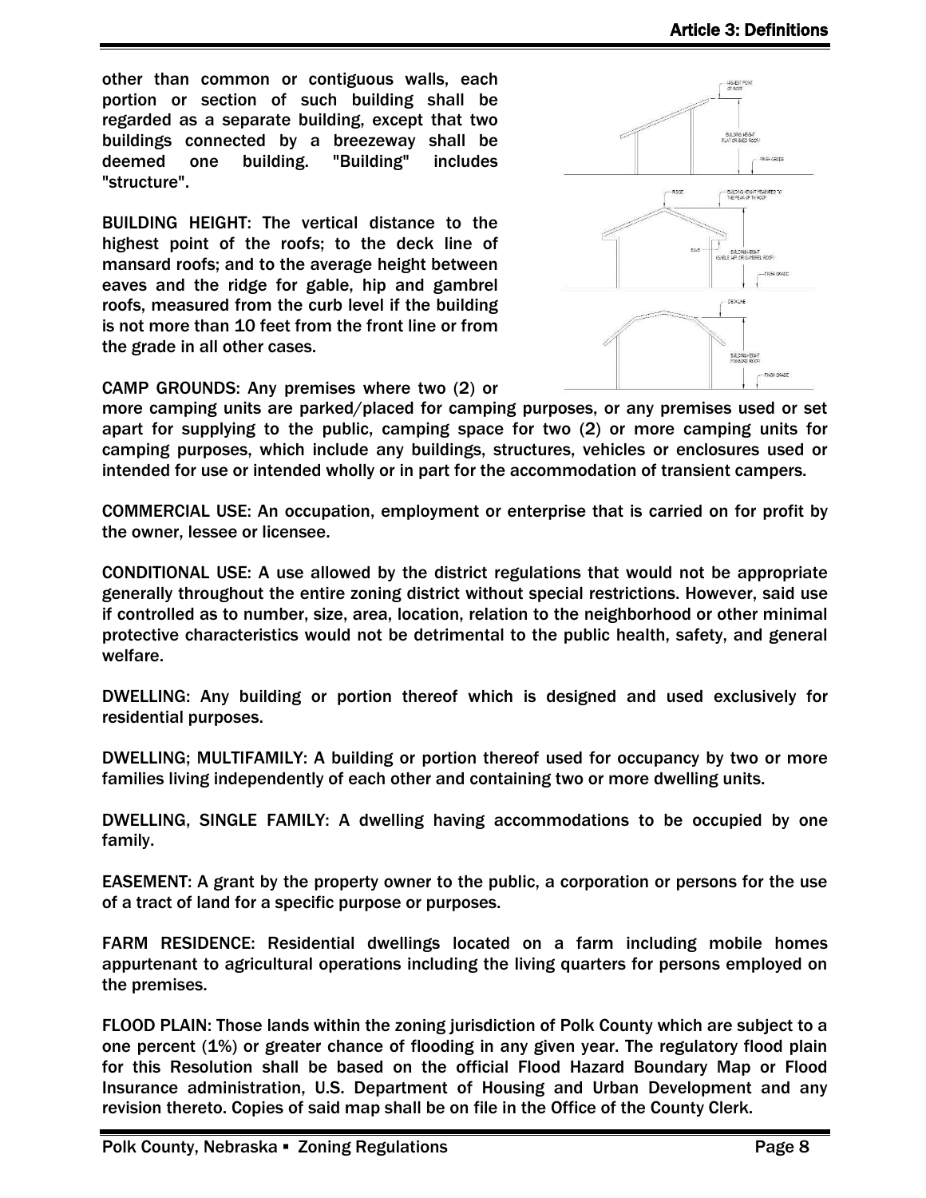other than common or contiguous walls, each portion or section of such building shall be regarded as a separate building, except that two buildings connected by a breezeway shall be deemed one building. "Building" includes "structure".

BUILDING HEIGHT: The vertical distance to the highest point of the roofs; to the deck line of mansard roofs; and to the average height between eaves and the ridge for gable, hip and gambrel roofs, measured from the curb level if the building is not more than 10 feet from the front line or from the grade in all other cases.

CAMP GROUNDS: Any premises where two (2) or more camping units are parked/placed for camping purposes, or any premises used or set apart for supplying to the public, camping space for two (2) or more camping units for camping purposes, which include any buildings, structures, vehicles or enclosures used or intended for use or intended wholly or in part for the accommodation of transient campers.

COMMERCIAL USE: An occupation, employment or enterprise that is carried on for profit by the owner, lessee or licensee.

CONDITIONAL USE: A use allowed by the district regulations that would not be appropriate generally throughout the entire zoning district without special restrictions. However, said use if controlled as to number, size, area, location, relation to the neighborhood or other minimal protective characteristics would not be detrimental to the public health, safety, and general welfare.

DWELLING: Any building or portion thereof which is designed and used exclusively for residential purposes.

DWELLING; MULTIFAMILY: A building or portion thereof used for occupancy by two or more families living independently of each other and containing two or more dwelling units.

DWELLING, SINGLE FAMILY: A dwelling having accommodations to be occupied by one family.

EASEMENT: A grant by the property owner to the public, a corporation or persons for the use of a tract of land for a specific purpose or purposes.

FARM RESIDENCE: Residential dwellings located on a farm including mobile homes appurtenant to agricultural operations including the living quarters for persons employed on the premises.

FLOOD PLAIN: Those lands within the zoning jurisdiction of Polk County which are subject to a one percent (1%) or greater chance of flooding in any given year. The regulatory flood plain for this Resolution shall be based on the official Flood Hazard Boundary Map or Flood Insurance administration, U.S. Department of Housing and Urban Development and any revision thereto. Copies of said map shall be on file in the Office of the County Clerk.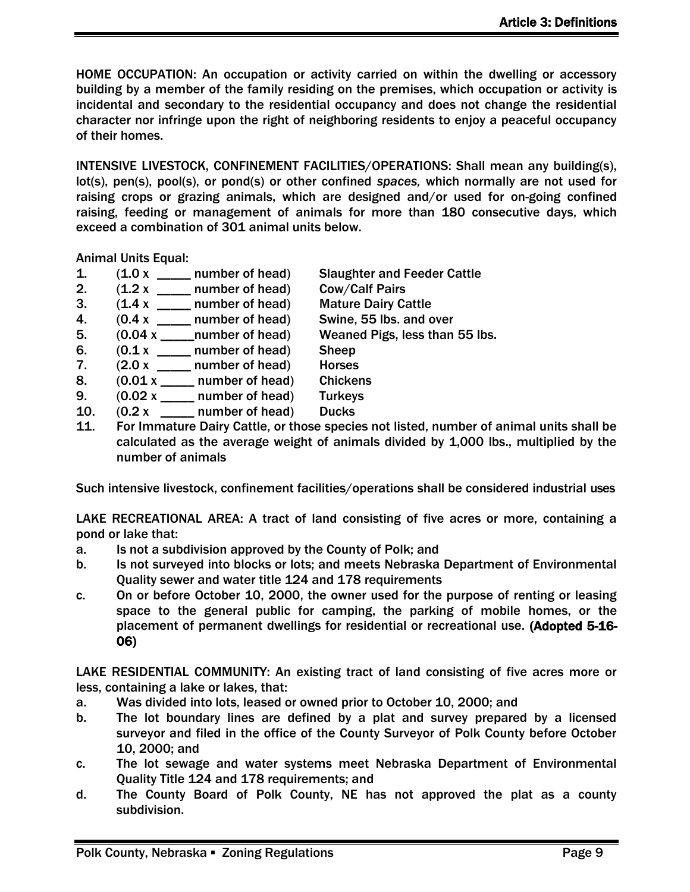HOME OCCUPATION: An occupation or activity carried on within the dwelling or accessory building by a member of the family residing on the premises, which occupation or activity is incidental and secondary to the residential occupancy and does not change the residential character nor infringe upon the right of neighboring residents to enjoy a peaceful occupancy of their homes.

INTENSIVE LIVESTOCK, CONFINEMENT FACILITIES/OPERATIONS: Shall mean any building(s), lot(s), pen(s), pool(s), or pond(s) or other confined *spaces,* which normally are not used for raising crops or grazing animals, which are designed and/or used for on-going confined raising, feeding or management of animals for more than 180 consecutive days, which exceed a combination of 301 animal units below.

Animal Units Equal:

1. (1.0 x _____ number of head) **Slaughter and Feeder Cattle**
2. (1.2 x _____ number of head) **Cow/Calf Pairs**
3. (1.4 x _____ number of head) **Mature Dairy Cattle**
4. (0.4 x _____ number of head) **Swine, 55 lbs. and over**
5. (0.04 x _____number of head) **Weaned Pigs, less than 55 lbs.**
6. (0.1 x _____ number of head) **Sheep**
7. (2.0 x _____ number of head) **Horses**
8. (0.01 x _____ number of head) **Chickens**
9. (0.02 x _____ number of head) **Turkeys**
10. (0.2 x _____ number of head) **Ducks**
11. For Immature Dairy Cattle, or those species not listed, number of animal units shall be calculated as the average weight of animals divided by 1,000 lbs., multiplied by the number of animals

Such intensive livestock, confinement facilities/operations shall be considered industrial uses

LAKE RECREATIONAL AREA: A tract of land consisting of five acres or more, containing a pond or lake that:

a. Is not a subdivision approved by the County of Polk; and
b. Is not surveyed into blocks or lots; and meets Nebraska Department of Environmental Quality sewer and water title 124 and 178 requirements
c. On or before October 10, 2000, the owner used for the purpose of renting or leasing space to the general public for camping, the parking of mobile homes, or the placement of permanent dwellings for residential or recreational use. **(Adopted 5-16-06)**

LAKE RESIDENTIAL COMMUNITY: An existing tract of land consisting of five acres more or less, containing a lake or lakes, that:

a. Was divided into lots, leased or owned prior to October 10, 2000; and
b. The lot boundary lines are defined by a plat and survey prepared by a licensed surveyor and filed in the office of the County Surveyor of Polk County before October 10, 2000; and
c. The lot sewage and water systems meet Nebraska Department of Environmental Quality Title 124 and 178 requirements; and
d. The County Board of Polk County, NE has not approved the plat as a county subdivision.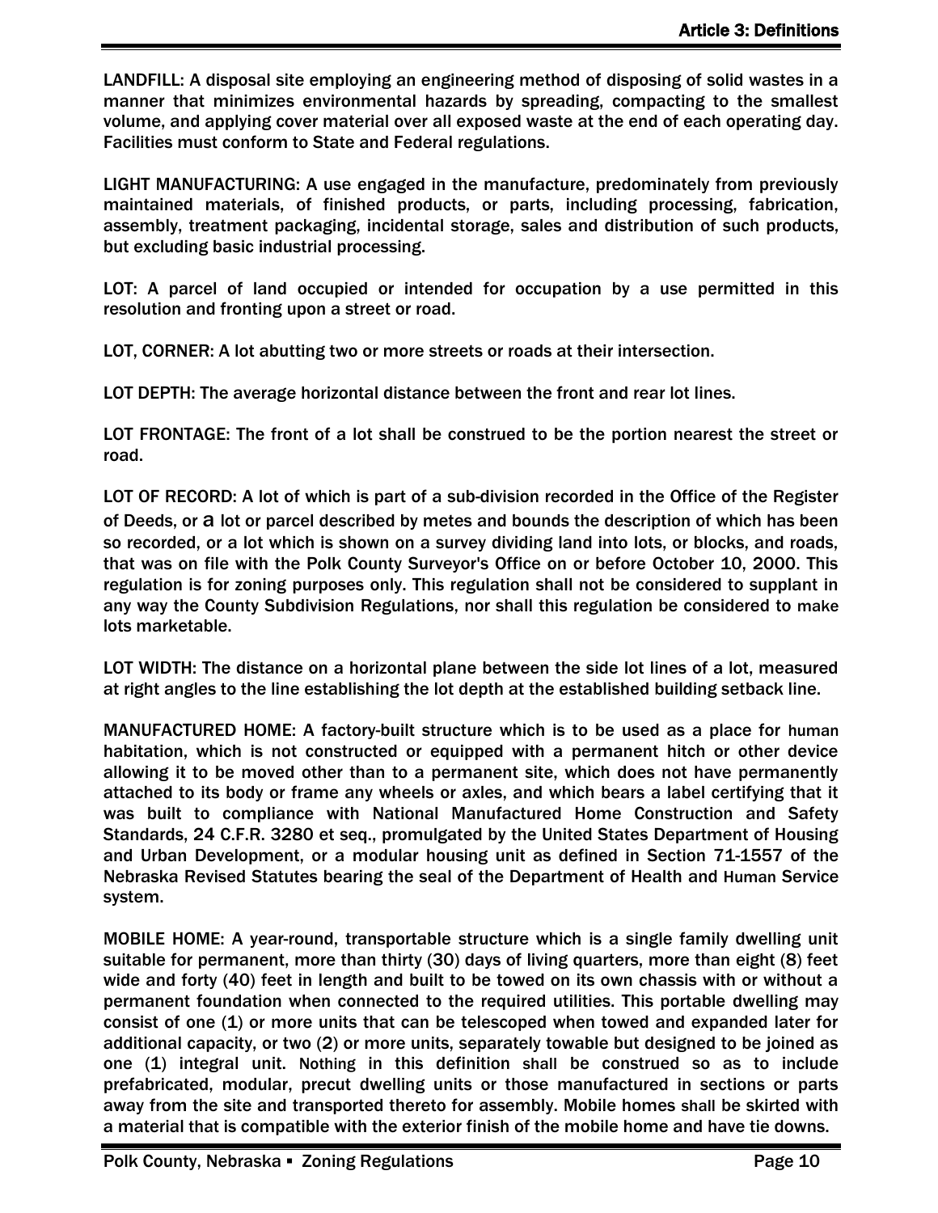LANDFILL: A disposal site employing an engineering method of disposing of solid wastes in a manner that minimizes environmental hazards by spreading, compacting to the smallest volume, and applying cover material over all exposed waste at the end of each operating day. Facilities must conform to State and Federal regulations.

LIGHT MANUFACTURING: A use engaged in the manufacture, predominately from previously maintained materials, of finished products, or parts, including processing, fabrication, assembly, treatment packaging, incidental storage, sales and distribution of such products, but excluding basic industrial processing.

LOT: A parcel of land occupied or intended for occupation by a use permitted in this resolution and fronting upon a street or road.

LOT, CORNER: A lot abutting two or more streets or roads at their intersection.

LOT DEPTH: The average horizontal distance between the front and rear lot lines.

LOT FRONTAGE: The front of a lot shall be construed to be the portion nearest the street or road.

LOT OF RECORD: A lot of which is part of a sub-division recorded in the Office of the Register of Deeds, or a lot or parcel described by metes and bounds the description of which has been so recorded, or a lot which is shown on a survey dividing land into lots, or blocks, and roads, that was on file with the Polk County Surveyor's Office on or before October 10, 2000. This regulation is for zoning purposes only. This regulation shall not be considered to supplant in any way the County Subdivision Regulations, nor shall this regulation be considered to make lots marketable.

LOT WIDTH: The distance on a horizontal plane between the side lot lines of a lot, measured at right angles to the line establishing the lot depth at the established building setback line.

MANUFACTURED HOME: A factory-built structure which is to be used as a place for human habitation, which is not constructed or equipped with a permanent hitch or other device allowing it to be moved other than to a permanent site, which does not have permanently attached to its body or frame any wheels or axles, and which bears a label certifying that it was built to compliance with National Manufactured Home Construction and Safety Standards, 24 C.F.R. 3280 et seq., promulgated by the United States Department of Housing and Urban Development, or a modular housing unit as defined in Section 71-1557 of the Nebraska Revised Statutes bearing the seal of the Department of Health and Human Service system.

MOBILE HOME: A year-round, transportable structure which is a single family dwelling unit suitable for permanent, more than thirty (30) days of living quarters, more than eight (8) feet wide and forty (40) feet in length and built to be towed on its own chassis with or without a permanent foundation when connected to the required utilities. This portable dwelling may consist of one (1) or more units that can be telescoped when towed and expanded later for additional capacity, or two (2) or more units, separately towable but designed to be joined as one (1) integral unit. Nothing in this definition shall be construed so as to include prefabricated, modular, precut dwelling units or those manufactured in sections or parts away from the site and transported thereto for assembly. Mobile homes shall be skirted with a material that is compatible with the exterior finish of the mobile home and have tie downs.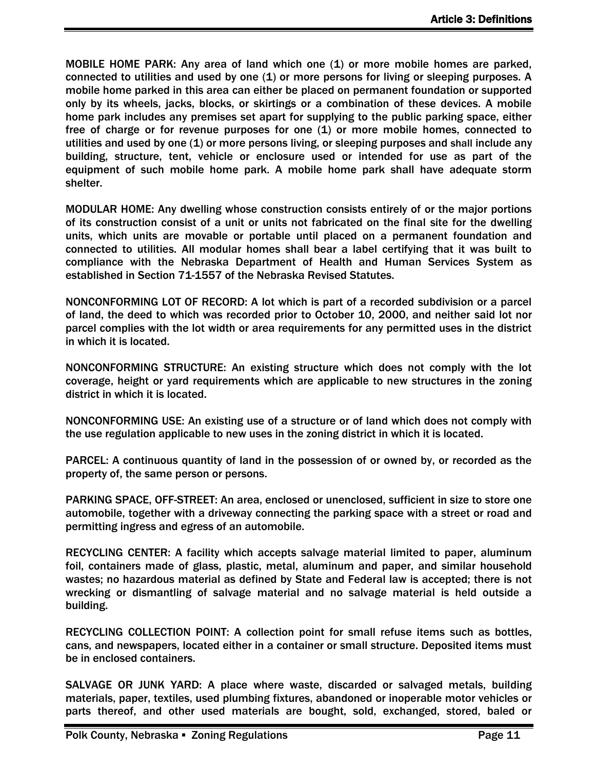MOBILE HOME PARK: Any area of land which one (1) or more mobile homes are parked, connected to utilities and used by one (1) or more persons for living or sleeping purposes. A mobile home parked in this area can either be placed on permanent foundation or supported only by its wheels, jacks, blocks, or skirtings or a combination of these devices. A mobile home park includes any premises set apart for supplying to the public parking space, either free of charge or for revenue purposes for one (1) or more mobile homes, connected to utilities and used by one (1) or more persons living, or sleeping purposes and shall include any building, structure, tent, vehicle or enclosure used or intended for use as part of the equipment of such mobile home park. A mobile home park shall have adequate storm shelter.

MODULAR HOME: Any dwelling whose construction consists entirely of or the major portions of its construction consist of a unit or units not fabricated on the final site for the dwelling units, which units are movable or portable until placed on a permanent foundation and connected to utilities. All modular homes shall bear a label certifying that it was built to compliance with the Nebraska Department of Health and Human Services System as established in Section 71-1557 of the Nebraska Revised Statutes.

NONCONFORMING LOT OF RECORD: A lot which is part of a recorded subdivision or a parcel of land, the deed to which was recorded prior to October 10, 2000, and neither said lot nor parcel complies with the lot width or area requirements for any permitted uses in the district in which it is located.

NONCONFORMING STRUCTURE: An existing structure which does not comply with the lot coverage, height or yard requirements which are applicable to new structures in the zoning district in which it is located.

NONCONFORMING USE: An existing use of a structure or of land which does not comply with the use regulation applicable to new uses in the zoning district in which it is located.

PARCEL: A continuous quantity of land in the possession of or owned by, or recorded as the property of, the same person or persons.

PARKING SPACE, OFF-STREET: An area, enclosed or unenclosed, sufficient in size to store one automobile, together with a driveway connecting the parking space with a street or road and permitting ingress and egress of an automobile.

RECYCLING CENTER: A facility which accepts salvage material limited to paper, aluminum foil, containers made of glass, plastic, metal, aluminum and paper, and similar household wastes; no hazardous material as defined by State and Federal law is accepted; there is not wrecking or dismantling of salvage material and no salvage material is held outside a building.

RECYCLING COLLECTION POINT: A collection point for small refuse items such as bottles, cans, and newspapers, located either in a container or small structure. Deposited items must be in enclosed containers.

SALVAGE OR JUNK YARD: A place where waste, discarded or salvaged metals, building materials, paper, textiles, used plumbing fixtures, abandoned or inoperable motor vehicles or parts thereof, and other used materials are bought, sold, exchanged, stored, baled or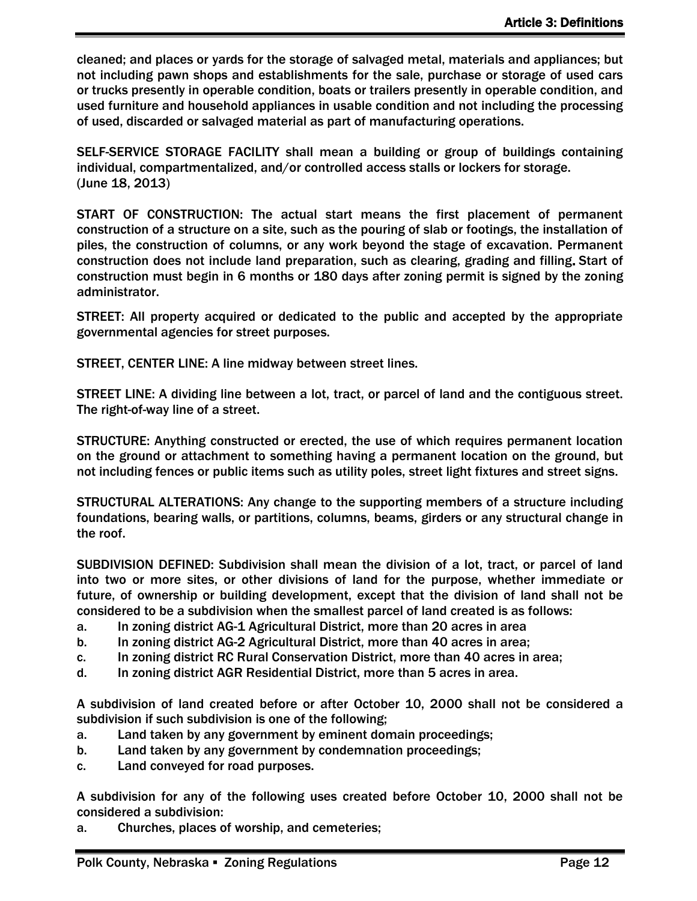cleaned; and places or yards for the storage of salvaged metal, materials and appliances; but not including pawn shops and establishments for the sale, purchase or storage of used cars or trucks presently in operable condition, boats or trailers presently in operable condition, and used furniture and household appliances in usable condition and not including the processing of used, discarded or salvaged material as part of manufacturing operations.

SELF-SERVICE STORAGE FACILITY shall mean a building or group of buildings containing individual, compartmentalized, and/or controlled access stalls or lockers for storage. (June 18, 2013)

START OF CONSTRUCTION: The actual start means the first placement of permanent construction of a structure on a site, such as the pouring of slab or footings, the installation of piles, the construction of columns, or any work beyond the stage of excavation. Permanent construction does not include land preparation, such as clearing, grading and filling. Start of construction must begin in 6 months or 180 days after zoning permit is signed by the zoning administrator.

STREET: All property acquired or dedicated to the public and accepted by the appropriate governmental agencies for street purposes.

STREET, CENTER LINE: A line midway between street lines.

STREET LINE: A dividing line between a lot, tract, or parcel of land and the contiguous street. The right-of-way line of a street.

STRUCTURE: Anything constructed or erected, the use of which requires permanent location on the ground or attachment to something having a permanent location on the ground, but not including fences or public items such as utility poles, street light fixtures and street signs.

STRUCTURAL ALTERATIONS: Any change to the supporting members of a structure including foundations, bearing walls, or partitions, columns, beams, girders or any structural change in the roof.

SUBDIVISION DEFINED: Subdivision shall mean the division of a lot, tract, or parcel of land into two or more sites, or other divisions of land for the purpose, whether immediate or future, of ownership or building development, except that the division of land shall not be considered to be a subdivision when the smallest parcel of land created is as follows:

a. In zoning district AG-1 Agricultural District, more than 20 acres in area
b. In zoning district AG-2 Agricultural District, more than 40 acres in area;
c. In zoning district RC Rural Conservation District, more than 40 acres in area;
d. In zoning district AGR Residential District, more than 5 acres in area.

A subdivision of land created before or after October 10, 2000 shall not be considered a subdivision if such subdivision is one of the following;

a. Land taken by any government by eminent domain proceedings;
b. Land taken by any government by condemnation proceedings;
c. Land conveyed for road purposes.

A subdivision for any of the following uses created before October 10, 2000 shall not be considered a subdivision:

a. Churches, places of worship, and cemeteries;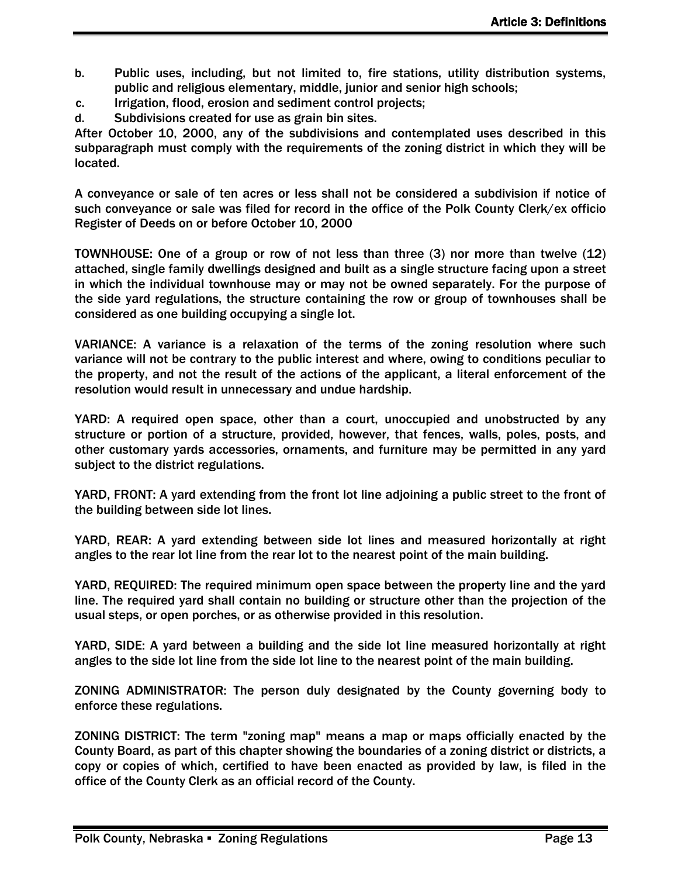b. Public uses, including, but not limited to, fire stations, utility distribution systems, public and religious elementary, middle, junior and senior high schools;
c. Irrigation, flood, erosion and sediment control projects;
d. Subdivisions created for use as grain bin sites.

After October 10, 2000, any of the subdivisions and contemplated uses described in this subparagraph must comply with the requirements of the zoning district in which they will be located.

A conveyance or sale of ten acres or less shall not be considered a subdivision if notice of such conveyance or sale was filed for record in the office of the Polk County Clerk/ex officio Register of Deeds on or before October 10, 2000

TOWNHOUSE: One of a group or row of not less than three (3) nor more than twelve (12) attached, single family dwellings designed and built as a single structure facing upon a street in which the individual townhouse may or may not be owned separately. For the purpose of the side yard regulations, the structure containing the row or group of townhouses shall be considered as one building occupying a single lot.

VARIANCE: A variance is a relaxation of the terms of the zoning resolution where such variance will not be contrary to the public interest and where, owing to conditions peculiar to the property, and not the result of the actions of the applicant, a literal enforcement of the resolution would result in unnecessary and undue hardship.

YARD: A required open space, other than a court, unoccupied and unobstructed by any structure or portion of a structure, provided, however, that fences, walls, poles, posts, and other customary yards accessories, ornaments, and furniture may be permitted in any yard subject to the district regulations.

YARD, FRONT: A yard extending from the front lot line adjoining a public street to the front of the building between side lot lines.

YARD, REAR: A yard extending between side lot lines and measured horizontally at right angles to the rear lot line from the rear lot to the nearest point of the main building.

YARD, REQUIRED: The required minimum open space between the property line and the yard line. The required yard shall contain no building or structure other than the projection of the usual steps, or open porches, or as otherwise provided in this resolution.

YARD, SIDE: A yard between a building and the side lot line measured horizontally at right angles to the side lot line from the side lot line to the nearest point of the main building.

ZONING ADMINISTRATOR: The person duly designated by the County governing body to enforce these regulations.

ZONING DISTRICT: The term "zoning map" means a map or maps officially enacted by the County Board, as part of this chapter showing the boundaries of a zoning district or districts, a copy or copies of which, certified to have been enacted as provided by law, is filed in the office of the County Clerk as an official record of the County.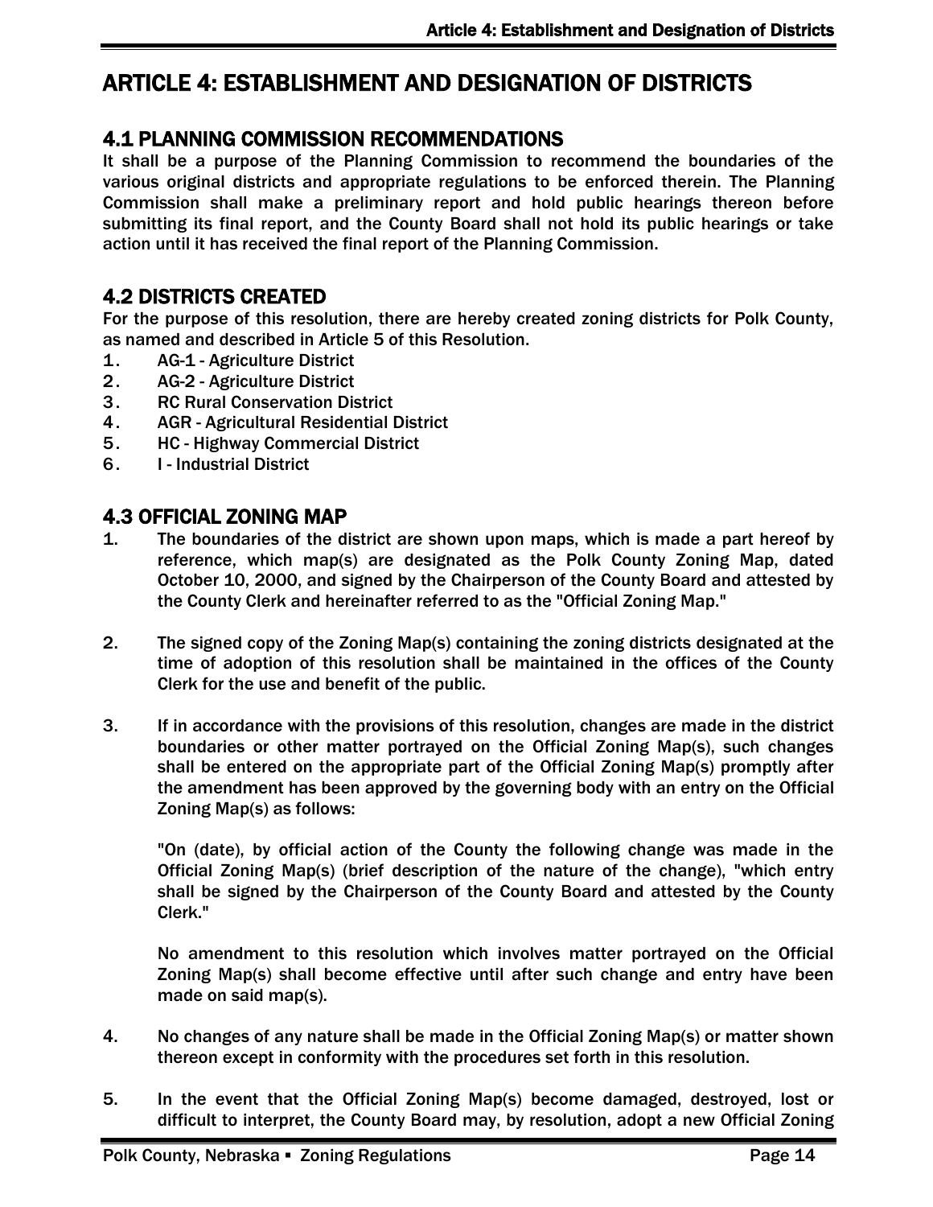# ARTICLE 4: ESTABLISHMENT AND DESIGNATION OF DISTRICTS

## 4.1 PLANNING COMMISSION RECOMMENDATIONS

It shall be a purpose of the Planning Commission to recommend the boundaries of the various original districts and appropriate regulations to be enforced therein. The Planning Commission shall make a preliminary report and hold public hearings thereon before submitting its final report, and the County Board shall not hold its public hearings or take action until it has received the final report of the Planning Commission.

## 4.2 DISTRICTS CREATED

For the purpose of this resolution, there are hereby created zoning districts for Polk County, as named and described in Article 5 of this Resolution.

1. AG-1 - Agriculture District
2. AG-2 - Agriculture District
3. RC Rural Conservation District
4. AGR - Agricultural Residential District
5. HC - Highway Commercial District
6. I - Industrial District

## 4.3 OFFICIAL ZONING MAP

1. The boundaries of the district are shown upon maps, which is made a part hereof by reference, which map(s) are designated as the Polk County Zoning Map, dated October 10, 2000, and signed by the Chairperson of the County Board and attested by the County Clerk and hereinafter referred to as the "Official Zoning Map."

2. The signed copy of the Zoning Map(s) containing the zoning districts designated at the time of adoption of this resolution shall be maintained in the offices of the County Clerk for the use and benefit of the public.

3. If in accordance with the provisions of this resolution, changes are made in the district boundaries or other matter portrayed on the Official Zoning Map(s), such changes shall be entered on the appropriate part of the Official Zoning Map(s) promptly after the amendment has been approved by the governing body with an entry on the Official Zoning Map(s) as follows:

   "On (date), by official action of the County the following change was made in the Official Zoning Map(s) (brief description of the nature of the change), "which entry shall be signed by the Chairperson of the County Board and attested by the County Clerk."

   No amendment to this resolution which involves matter portrayed on the Official Zoning Map(s) shall become effective until after such change and entry have been made on said map(s).

4. No changes of any nature shall be made in the Official Zoning Map(s) or matter shown thereon except in conformity with the procedures set forth in this resolution.

5. In the event that the Official Zoning Map(s) become damaged, destroyed, lost or difficult to interpret, the County Board may, by resolution, adopt a new Official Zoning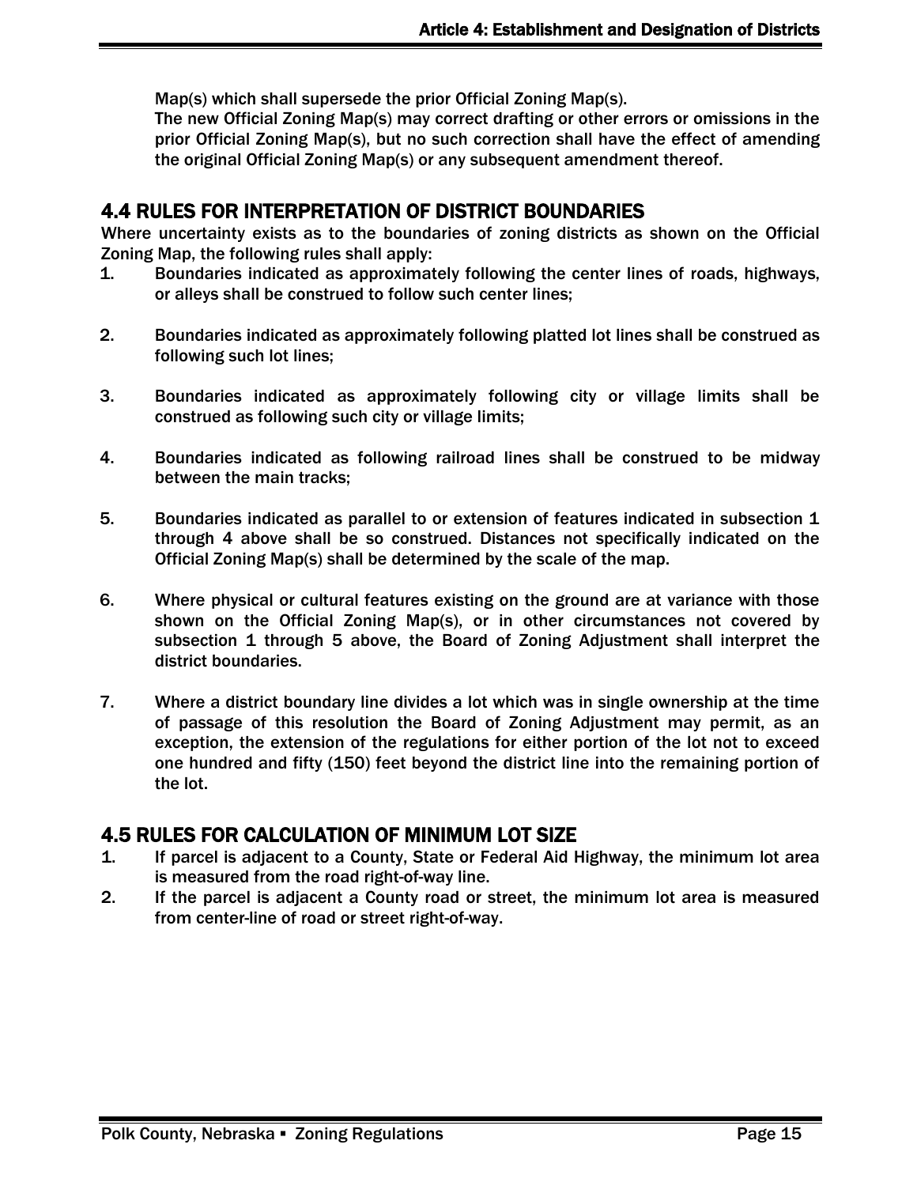Map(s) which shall supersede the prior Official Zoning Map(s).

The new Official Zoning Map(s) may correct drafting or other errors or omissions in the prior Official Zoning Map(s), but no such correction shall have the effect of amending the original Official Zoning Map(s) or any subsequent amendment thereof.

## 4.4 RULES FOR INTERPRETATION OF DISTRICT BOUNDARIES

Where uncertainty exists as to the boundaries of zoning districts as shown on the Official Zoning Map, the following rules shall apply:

1. Boundaries indicated as approximately following the center lines of roads, highways, or alleys shall be construed to follow such center lines;

2. Boundaries indicated as approximately following platted lot lines shall be construed as following such lot lines;

3. Boundaries indicated as approximately following city or village limits shall be construed as following such city or village limits;

4. Boundaries indicated as following railroad lines shall be construed to be midway between the main tracks;

5. Boundaries indicated as parallel to or extension of features indicated in subsection 1 through 4 above shall be so construed. Distances not specifically indicated on the Official Zoning Map(s) shall be determined by the scale of the map.

6. Where physical or cultural features existing on the ground are at variance with those shown on the Official Zoning Map(s), or in other circumstances not covered by subsection 1 through 5 above, the Board of Zoning Adjustment shall interpret the district boundaries.

7. Where a district boundary line divides a lot which was in single ownership at the time of passage of this resolution the Board of Zoning Adjustment may permit, as an exception, the extension of the regulations for either portion of the lot not to exceed one hundred and fifty (150) feet beyond the district line into the remaining portion of the lot.

## 4.5 RULES FOR CALCULATION OF MINIMUM LOT SIZE

1. If parcel is adjacent to a County, State or Federal Aid Highway, the minimum lot area is measured from the road right-of-way line.
2. If the parcel is adjacent a County road or street, the minimum lot area is measured from center-line of road or street right-of-way.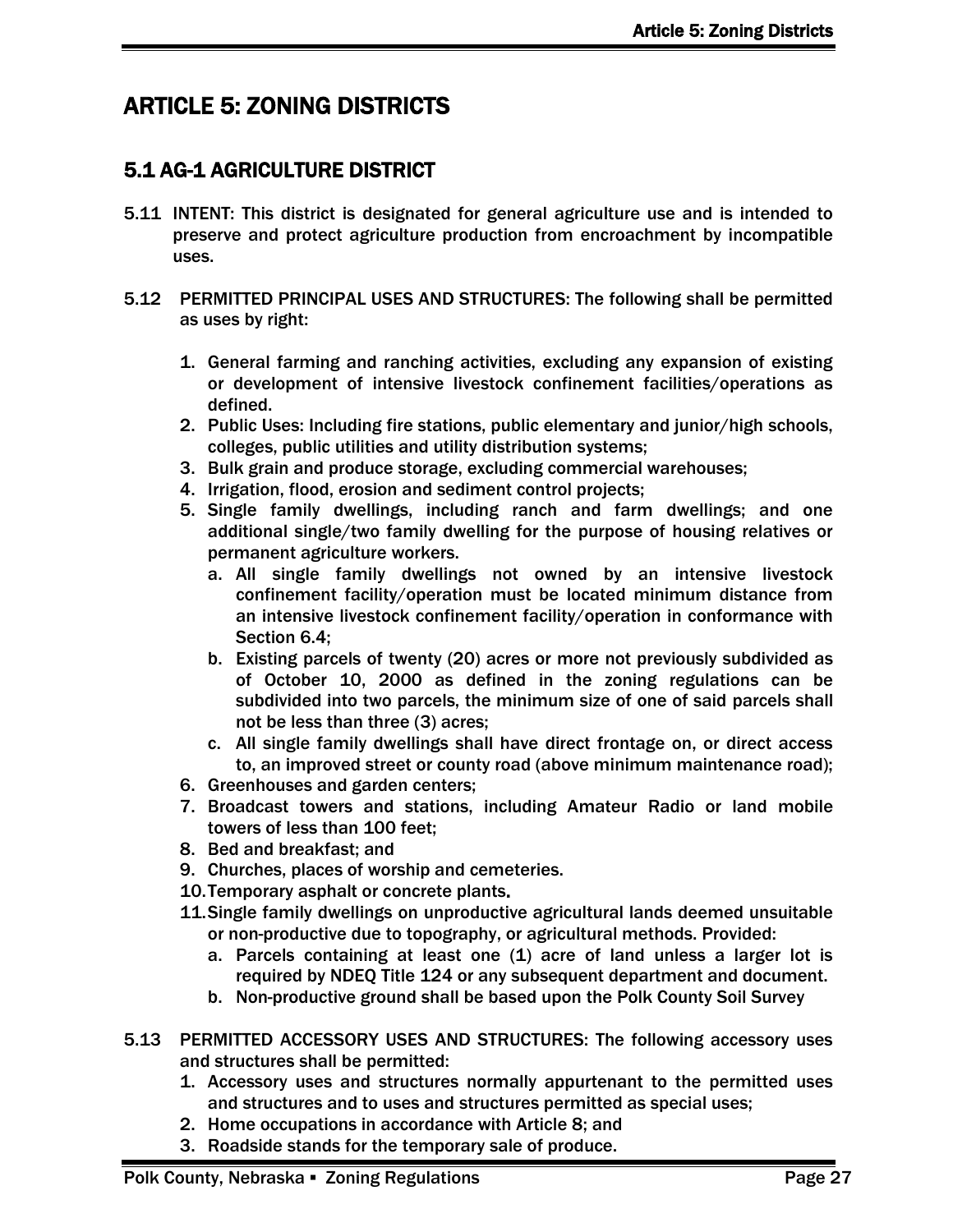# ARTICLE 5: ZONING DISTRICTS

## 5.1 AG-1 AGRICULTURE DISTRICT

5.11 INTENT: This district is designated for general agriculture use and is intended to preserve and protect agriculture production from encroachment by incompatible uses.

5.12 PERMITTED PRINCIPAL USES AND STRUCTURES: The following shall be permitted as uses by right:

1. General farming and ranching activities, excluding any expansion of existing or development of intensive livestock confinement facilities/operations as defined.
2. Public Uses: Including fire stations, public elementary and junior/high schools, colleges, public utilities and utility distribution systems;
3. Bulk grain and produce storage, excluding commercial warehouses;
4. Irrigation, flood, erosion and sediment control projects;
5. Single family dwellings, including ranch and farm dwellings; and one additional single/two family dwelling for the purpose of housing relatives or permanent agriculture workers.
   a. All single family dwellings not owned by an intensive livestock confinement facility/operation must be located minimum distance from an intensive livestock confinement facility/operation in conformance with Section 6.4;
   b. Existing parcels of twenty (20) acres or more not previously subdivided as of October 10, 2000 as defined in the zoning regulations can be subdivided into two parcels, the minimum size of one of said parcels shall not be less than three (3) acres;
   c. All single family dwellings shall have direct frontage on, or direct access to, an improved street or county road (above minimum maintenance road);
6. Greenhouses and garden centers;
7. Broadcast towers and stations, including Amateur Radio or land mobile towers of less than 100 feet;
8. Bed and breakfast; and
9. Churches, places of worship and cemeteries.
10. Temporary asphalt or concrete plants.
11. Single family dwellings on unproductive agricultural lands deemed unsuitable or non-productive due to topography, or agricultural methods. Provided:
    a. Parcels containing at least one (1) acre of land unless a larger lot is required by NDEQ Title 124 or any subsequent department and document.
    b. Non-productive ground shall be based upon the Polk County Soil Survey

5.13 PERMITTED ACCESSORY USES AND STRUCTURES: The following accessory uses and structures shall be permitted:

1. Accessory uses and structures normally appurtenant to the permitted uses and structures and to uses and structures permitted as special uses;
2. Home occupations in accordance with Article 8; and
3. Roadside stands for the temporary sale of produce.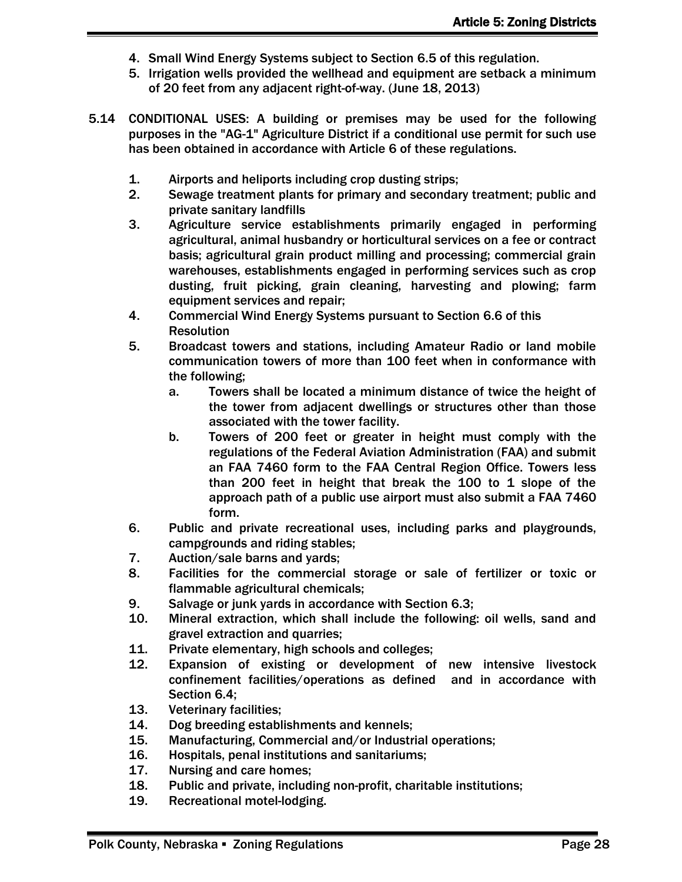4. Small Wind Energy Systems subject to Section 6.5 of this regulation.
5. Irrigation wells provided the wellhead and equipment are setback a minimum of 20 feet from any adjacent right-of-way. (June 18, 2013)

5.14 CONDITIONAL USES: A building or premises may be used for the following purposes in the "AG-1" Agriculture District if a conditional use permit for such use has been obtained in accordance with Article 6 of these regulations.

1. Airports and heliports including crop dusting strips;
2. Sewage treatment plants for primary and secondary treatment; public and private sanitary landfills
3. Agriculture service establishments primarily engaged in performing agricultural, animal husbandry or horticultural services on a fee or contract basis; agricultural grain product milling and processing; commercial grain warehouses, establishments engaged in performing services such as crop dusting, fruit picking, grain cleaning, harvesting and plowing; farm equipment services and repair;
4. Commercial Wind Energy Systems pursuant to Section 6.6 of this Resolution
5. Broadcast towers and stations, including Amateur Radio or land mobile communication towers of more than 100 feet when in conformance with the following;
   a. Towers shall be located a minimum distance of twice the height of the tower from adjacent dwellings or structures other than those associated with the tower facility.
   b. Towers of 200 feet or greater in height must comply with the regulations of the Federal Aviation Administration (FAA) and submit an FAA 7460 form to the FAA Central Region Office. Towers less than 200 feet in height that break the 100 to 1 slope of the approach path of a public use airport must also submit a FAA 7460 form.
6. Public and private recreational uses, including parks and playgrounds, campgrounds and riding stables;
7. Auction/sale barns and yards;
8. Facilities for the commercial storage or sale of fertilizer or toxic or flammable agricultural chemicals;
9. Salvage or junk yards in accordance with Section 6.3;
10. Mineral extraction, which shall include the following: oil wells, sand and gravel extraction and quarries;
11. Private elementary, high schools and colleges;
12. Expansion of existing or development of new intensive livestock confinement facilities/operations as defined and in accordance with Section 6.4;
13. Veterinary facilities;
14. Dog breeding establishments and kennels;
15. Manufacturing, Commercial and/or Industrial operations;
16. Hospitals, penal institutions and sanitariums;
17. Nursing and care homes;
18. Public and private, including non-profit, charitable institutions;
19. Recreational motel-lodging.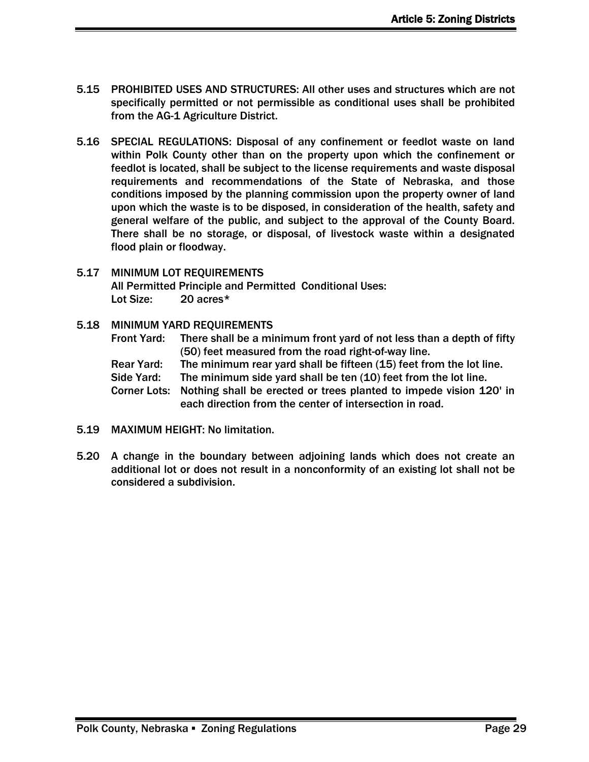5.15 PROHIBITED USES AND STRUCTURES: All other uses and structures which are not specifically permitted or not permissible as conditional uses shall be prohibited from the AG-1 Agriculture District.

5.16 SPECIAL REGULATIONS: Disposal of any confinement or feedlot waste on land within Polk County other than on the property upon which the confinement or feedlot is located, shall be subject to the license requirements and waste disposal requirements and recommendations of the State of Nebraska, and those conditions imposed by the planning commission upon the property owner of land upon which the waste is to be disposed, in consideration of the health, safety and general welfare of the public, and subject to the approval of the County Board. There shall be no storage, or disposal, of livestock waste within a designated flood plain or floodway.

5.17 MINIMUM LOT REQUIREMENTS
All Permitted Principle and Permitted Conditional Uses:
Lot Size: 20 acres*

5.18 MINIMUM YARD REQUIREMENTS
Front Yard: There shall be a minimum front yard of not less than a depth of fifty (50) feet measured from the road right-of-way line.
Rear Yard: The minimum rear yard shall be fifteen (15) feet from the lot line.
Side Yard: The minimum side yard shall be ten (10) feet from the lot line.
Corner Lots: Nothing shall be erected or trees planted to impede vision 120' in each direction from the center of intersection in road.

5.19 MAXIMUM HEIGHT: No limitation.

5.20 A change in the boundary between adjoining lands which does not create an additional lot or does not result in a nonconformity of an existing lot shall not be considered a subdivision.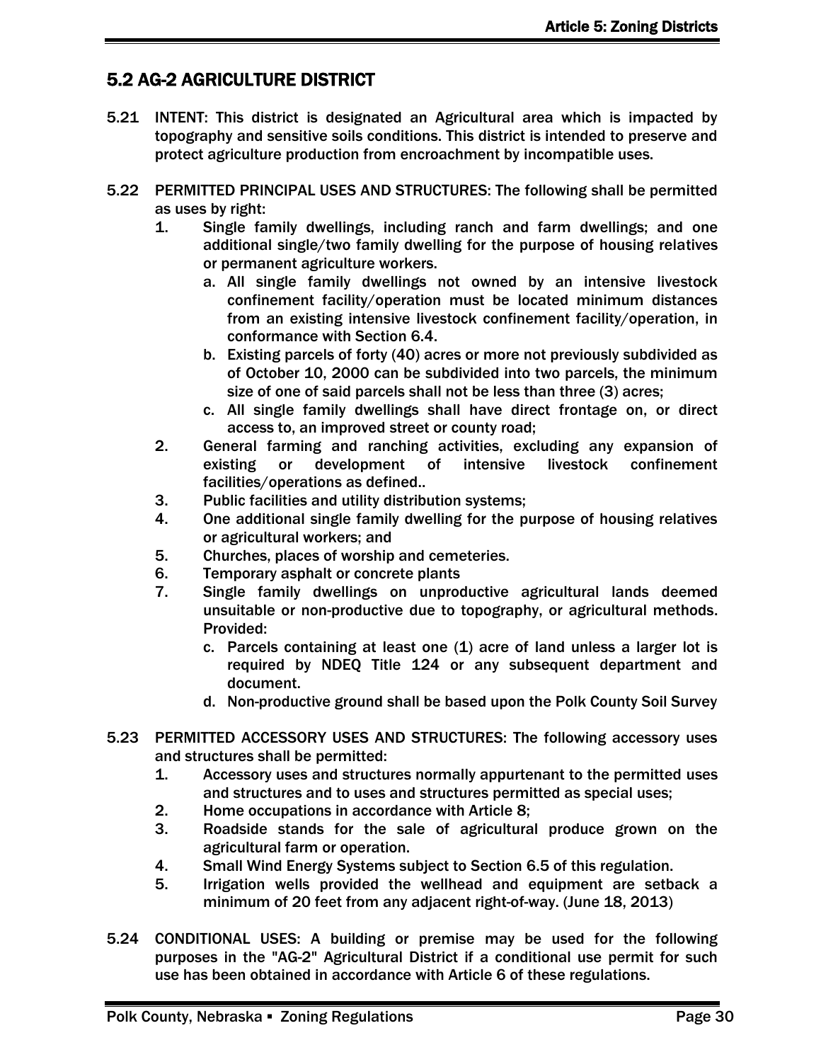## 5.2 AG-2 AGRICULTURE DISTRICT

5.21 INTENT: This district is designated an Agricultural area which is impacted by topography and sensitive soils conditions. This district is intended to preserve and protect agriculture production from encroachment by incompatible uses.

5.22 PERMITTED PRINCIPAL USES AND STRUCTURES: The following shall be permitted as uses by right:

1. Single family dwellings, including ranch and farm dwellings; and one additional single/two family dwelling for the purpose of housing relatives or permanent agriculture workers.
   a. All single family dwellings not owned by an intensive livestock confinement facility/operation must be located minimum distances from an existing intensive livestock confinement facility/operation, in conformance with Section 6.4.
   b. Existing parcels of forty (40) acres or more not previously subdivided as of October 10, 2000 can be subdivided into two parcels, the minimum size of one of said parcels shall not be less than three (3) acres;
   c. All single family dwellings shall have direct frontage on, or direct access to, an improved street or county road;
2. General farming and ranching activities, excluding any expansion of existing or development of intensive livestock confinement facilities/operations as defined..
3. Public facilities and utility distribution systems;
4. One additional single family dwelling for the purpose of housing relatives or agricultural workers; and
5. Churches, places of worship and cemeteries.
6. Temporary asphalt or concrete plants
7. Single family dwellings on unproductive agricultural lands deemed unsuitable or non-productive due to topography, or agricultural methods. Provided:
   c. Parcels containing at least one (1) acre of land unless a larger lot is required by NDEQ Title 124 or any subsequent department and document.
   d. Non-productive ground shall be based upon the Polk County Soil Survey

5.23 PERMITTED ACCESSORY USES AND STRUCTURES: The following accessory uses and structures shall be permitted:

1. Accessory uses and structures normally appurtenant to the permitted uses and structures and to uses and structures permitted as special uses;
2. Home occupations in accordance with Article 8;
3. Roadside stands for the sale of agricultural produce grown on the agricultural farm or operation.
4. Small Wind Energy Systems subject to Section 6.5 of this regulation.
5. Irrigation wells provided the wellhead and equipment are setback a minimum of 20 feet from any adjacent right-of-way. (June 18, 2013)

5.24 CONDITIONAL USES: A building or premise may be used for the following purposes in the "AG-2" Agricultural District if a conditional use permit for such use has been obtained in accordance with Article 6 of these regulations.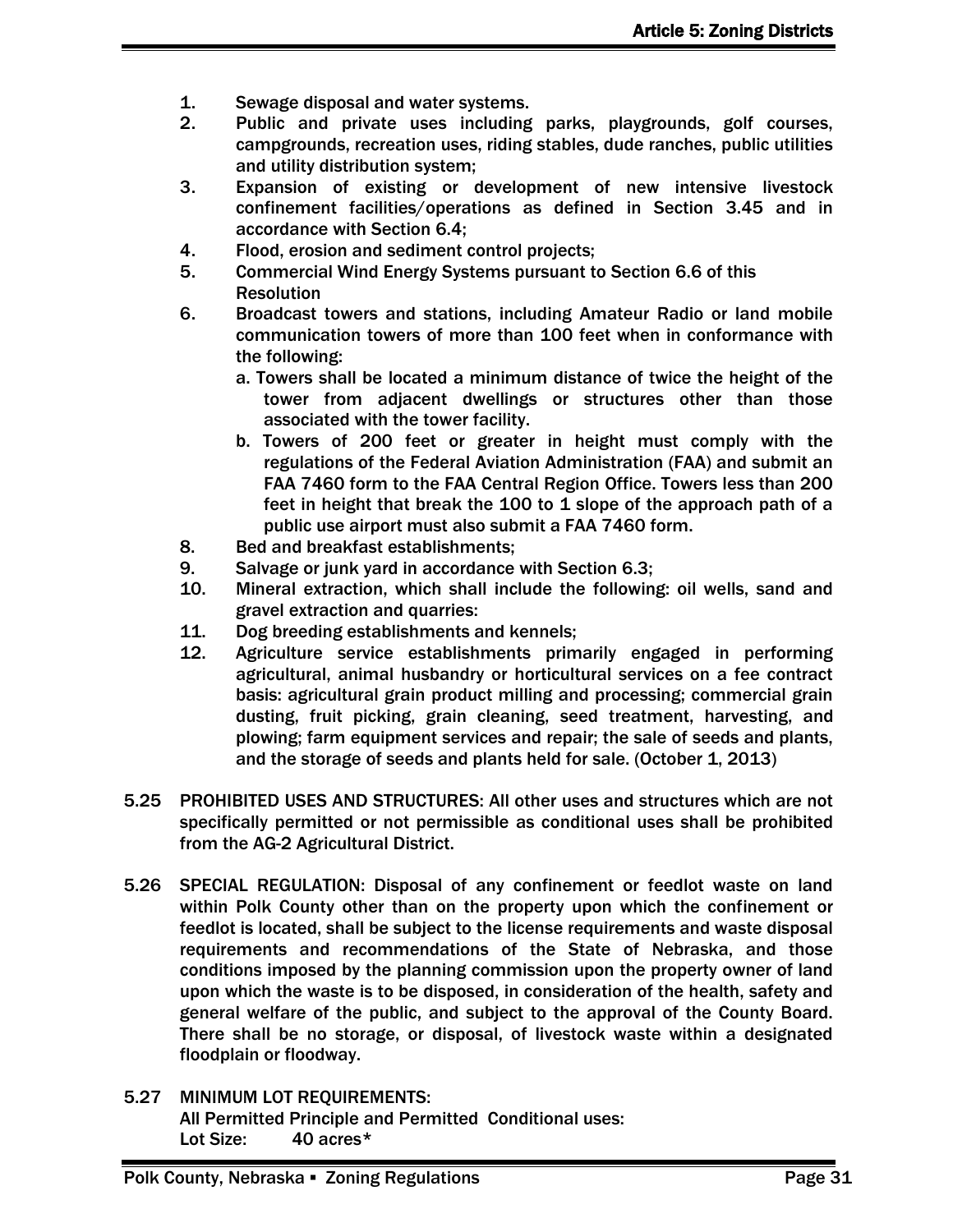1. Sewage disposal and water systems.
2. Public and private uses including parks, playgrounds, golf courses, campgrounds, recreation uses, riding stables, dude ranches, public utilities and utility distribution system;
3. Expansion of existing or development of new intensive livestock confinement facilities/operations as defined in Section 3.45 and in accordance with Section 6.4;
4. Flood, erosion and sediment control projects;
5. Commercial Wind Energy Systems pursuant to Section 6.6 of this Resolution
6. Broadcast towers and stations, including Amateur Radio or land mobile communication towers of more than 100 feet when in conformance with the following:
   a. Towers shall be located a minimum distance of twice the height of the tower from adjacent dwellings or structures other than those associated with the tower facility.
   b. Towers of 200 feet or greater in height must comply with the regulations of the Federal Aviation Administration (FAA) and submit an FAA 7460 form to the FAA Central Region Office. Towers less than 200 feet in height that break the 100 to 1 slope of the approach path of a public use airport must also submit a FAA 7460 form.
8. Bed and breakfast establishments;
9. Salvage or junk yard in accordance with Section 6.3;
10. Mineral extraction, which shall include the following: oil wells, sand and gravel extraction and quarries:
11. Dog breeding establishments and kennels;
12. Agriculture service establishments primarily engaged in performing agricultural, animal husbandry or horticultural services on a fee contract basis: agricultural grain product milling and processing; commercial grain dusting, fruit picking, grain cleaning, seed treatment, harvesting, and plowing; farm equipment services and repair; the sale of seeds and plants, and the storage of seeds and plants held for sale. (October 1, 2013)

5.25 PROHIBITED USES AND STRUCTURES: All other uses and structures which are not specifically permitted or not permissible as conditional uses shall be prohibited from the AG-2 Agricultural District.

5.26 SPECIAL REGULATION: Disposal of any confinement or feedlot waste on land within Polk County other than on the property upon which the confinement or feedlot is located, shall be subject to the license requirements and waste disposal requirements and recommendations of the State of Nebraska, and those conditions imposed by the planning commission upon the property owner of land upon which the waste is to be disposed, in consideration of the health, safety and general welfare of the public, and subject to the approval of the County Board. There shall be no storage, or disposal, of livestock waste within a designated floodplain or floodway.

5.27 MINIMUM LOT REQUIREMENTS:
All Permitted Principle and Permitted Conditional uses:
Lot Size: 40 acres*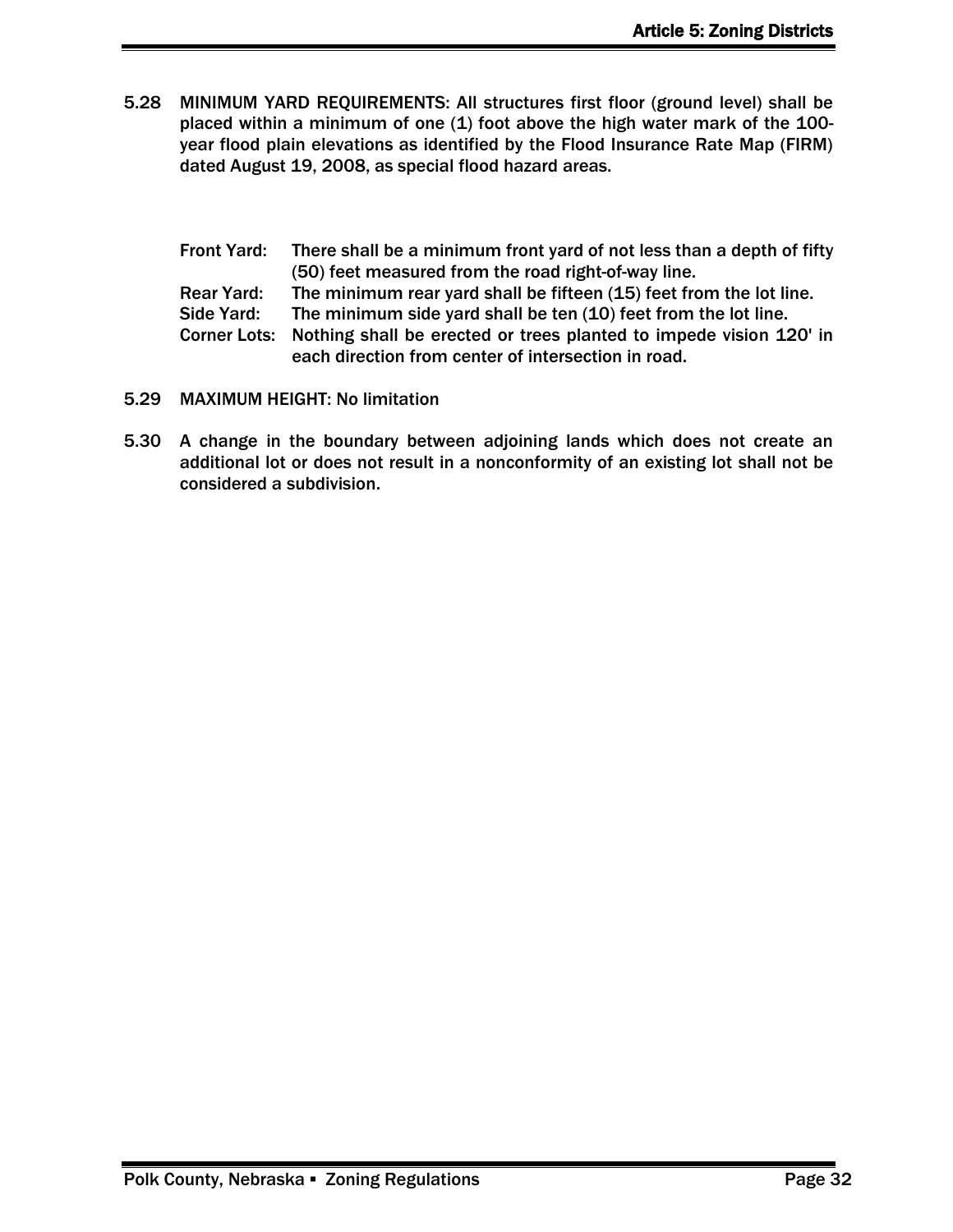5.28 MINIMUM YARD REQUIREMENTS: All structures first floor (ground level) shall be placed within a minimum of one (1) foot above the high water mark of the 100-year flood plain elevations as identified by the Flood Insurance Rate Map (FIRM) dated August 19, 2008, as special flood hazard areas.

Front Yard: There shall be a minimum front yard of not less than a depth of fifty (50) feet measured from the road right-of-way line.

Rear Yard: The minimum rear yard shall be fifteen (15) feet from the lot line.

Side Yard: The minimum side yard shall be ten (10) feet from the lot line.

Corner Lots: Nothing shall be erected or trees planted to impede vision 120' in each direction from center of intersection in road.

5.29 MAXIMUM HEIGHT: No limitation

5.30 A change in the boundary between adjoining lands which does not create an additional lot or does not result in a nonconformity of an existing lot shall not be considered a subdivision.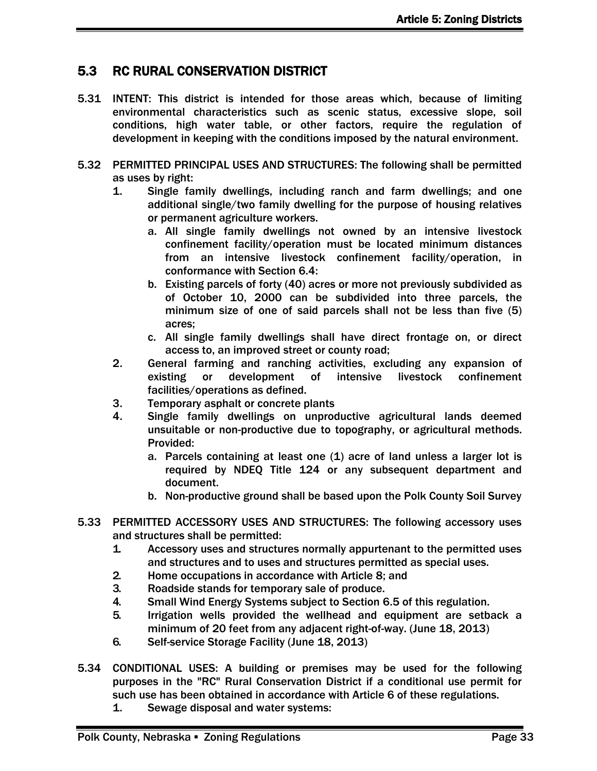## 5.3 RC RURAL CONSERVATION DISTRICT

5.31 INTENT: This district is intended for those areas which, because of limiting environmental characteristics such as scenic status, excessive slope, soil conditions, high water table, or other factors, require the regulation of development in keeping with the conditions imposed by the natural environment.

5.32 PERMITTED PRINCIPAL USES AND STRUCTURES: The following shall be permitted as uses by right:

1. Single family dwellings, including ranch and farm dwellings; and one additional single/two family dwelling for the purpose of housing relatives or permanent agriculture workers.
   a. All single family dwellings not owned by an intensive livestock confinement facility/operation must be located minimum distances from an intensive livestock confinement facility/operation, in conformance with Section 6.4:
   b. Existing parcels of forty (40) acres or more not previously subdivided as of October 10, 2000 can be subdivided into three parcels, the minimum size of one of said parcels shall not be less than five (5) acres;
   c. All single family dwellings shall have direct frontage on, or direct access to, an improved street or county road;
2. General farming and ranching activities, excluding any expansion of existing or development of intensive livestock confinement facilities/operations as defined.
3. Temporary asphalt or concrete plants
4. Single family dwellings on unproductive agricultural lands deemed unsuitable or non-productive due to topography, or agricultural methods. Provided:
   a. Parcels containing at least one (1) acre of land unless a larger lot is required by NDEQ Title 124 or any subsequent department and document.
   b. Non-productive ground shall be based upon the Polk County Soil Survey

5.33 PERMITTED ACCESSORY USES AND STRUCTURES: The following accessory uses and structures shall be permitted:

1. Accessory uses and structures normally appurtenant to the permitted uses and structures and to uses and structures permitted as special uses.
2. Home occupations in accordance with Article 8; and
3. Roadside stands for temporary sale of produce.
4. Small Wind Energy Systems subject to Section 6.5 of this regulation.
5. Irrigation wells provided the wellhead and equipment are setback a minimum of 20 feet from any adjacent right-of-way. (June 18, 2013)
6. Self-service Storage Facility (June 18, 2013)

5.34 CONDITIONAL USES: A building or premises may be used for the following purposes in the "RC" Rural Conservation District if a conditional use permit for such use has been obtained in accordance with Article 6 of these regulations.

1. Sewage disposal and water systems: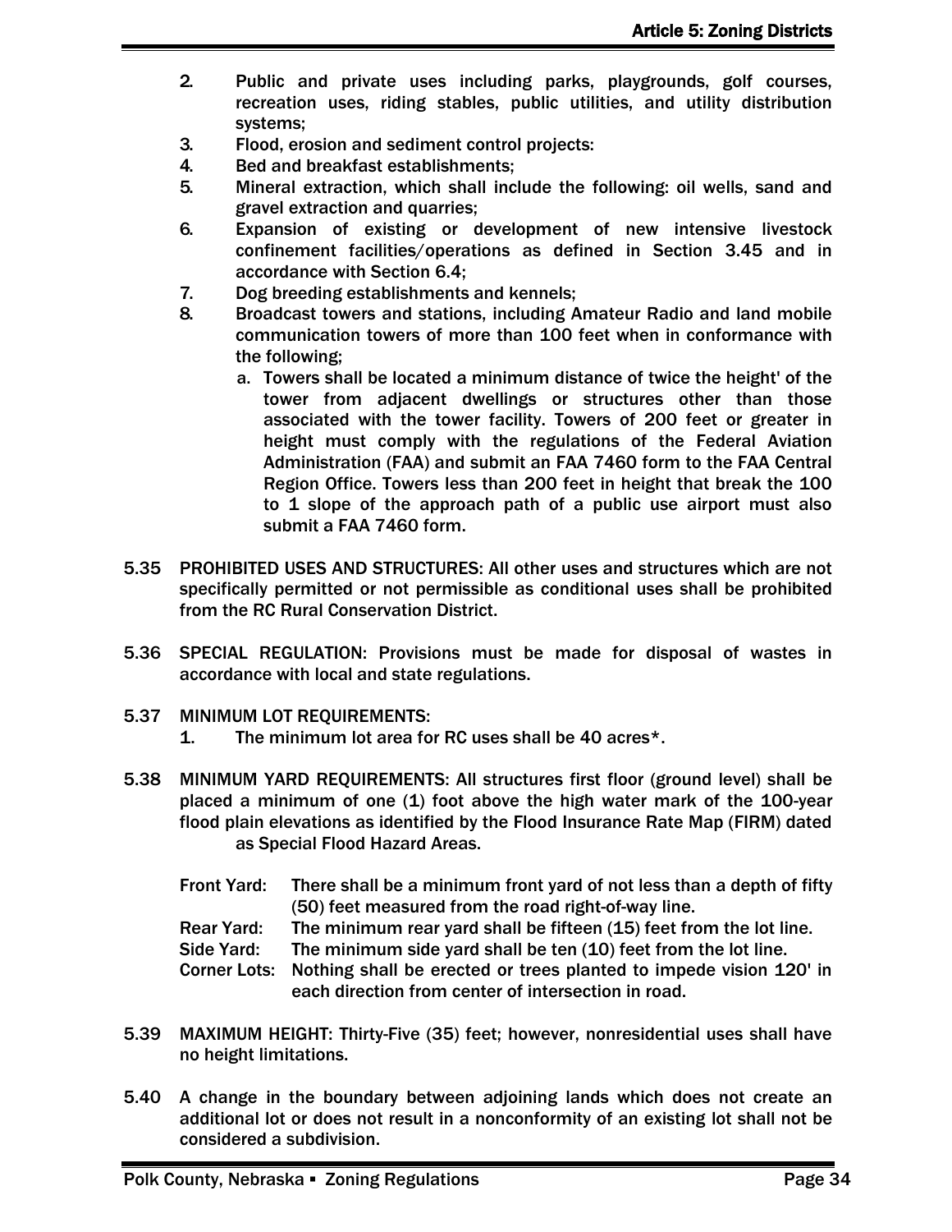2. Public and private uses including parks, playgrounds, golf courses, recreation uses, riding stables, public utilities, and utility distribution systems;
3. Flood, erosion and sediment control projects:
4. Bed and breakfast establishments;
5. Mineral extraction, which shall include the following: oil wells, sand and gravel extraction and quarries;
6. Expansion of existing or development of new intensive livestock confinement facilities/operations as defined in Section 3.45 and in accordance with Section 6.4;
7. Dog breeding establishments and kennels;
8. Broadcast towers and stations, including Amateur Radio and land mobile communication towers of more than 100 feet when in conformance with the following;
   a. Towers shall be located a minimum distance of twice the height' of the tower from adjacent dwellings or structures other than those associated with the tower facility. Towers of 200 feet or greater in height must comply with the regulations of the Federal Aviation Administration (FAA) and submit an FAA 7460 form to the FAA Central Region Office. Towers less than 200 feet in height that break the 100 to 1 slope of the approach path of a public use airport must also submit a FAA 7460 form.

5.35 PROHIBITED USES AND STRUCTURES: All other uses and structures which are not specifically permitted or not permissible as conditional uses shall be prohibited from the RC Rural Conservation District.

5.36 SPECIAL REGULATION: Provisions must be made for disposal of wastes in accordance with local and state regulations.

5.37 MINIMUM LOT REQUIREMENTS:

1. The minimum lot area for RC uses shall be 40 acres*.

5.38 MINIMUM YARD REQUIREMENTS: All structures first floor (ground level) shall be placed a minimum of one (1) foot above the high water mark of the 100-year flood plain elevations as identified by the Flood Insurance Rate Map (FIRM) dated as Special Flood Hazard Areas.

Front Yard: There shall be a minimum front yard of not less than a depth of fifty (50) feet measured from the road right-of-way line.
Rear Yard: The minimum rear yard shall be fifteen (15) feet from the lot line.
Side Yard: The minimum side yard shall be ten (10) feet from the lot line.
Corner Lots: Nothing shall be erected or trees planted to impede vision 120' in each direction from center of intersection in road.

5.39 MAXIMUM HEIGHT: Thirty-Five (35) feet; however, nonresidential uses shall have no height limitations.

5.40 A change in the boundary between adjoining lands which does not create an additional lot or does not result in a nonconformity of an existing lot shall not be considered a subdivision.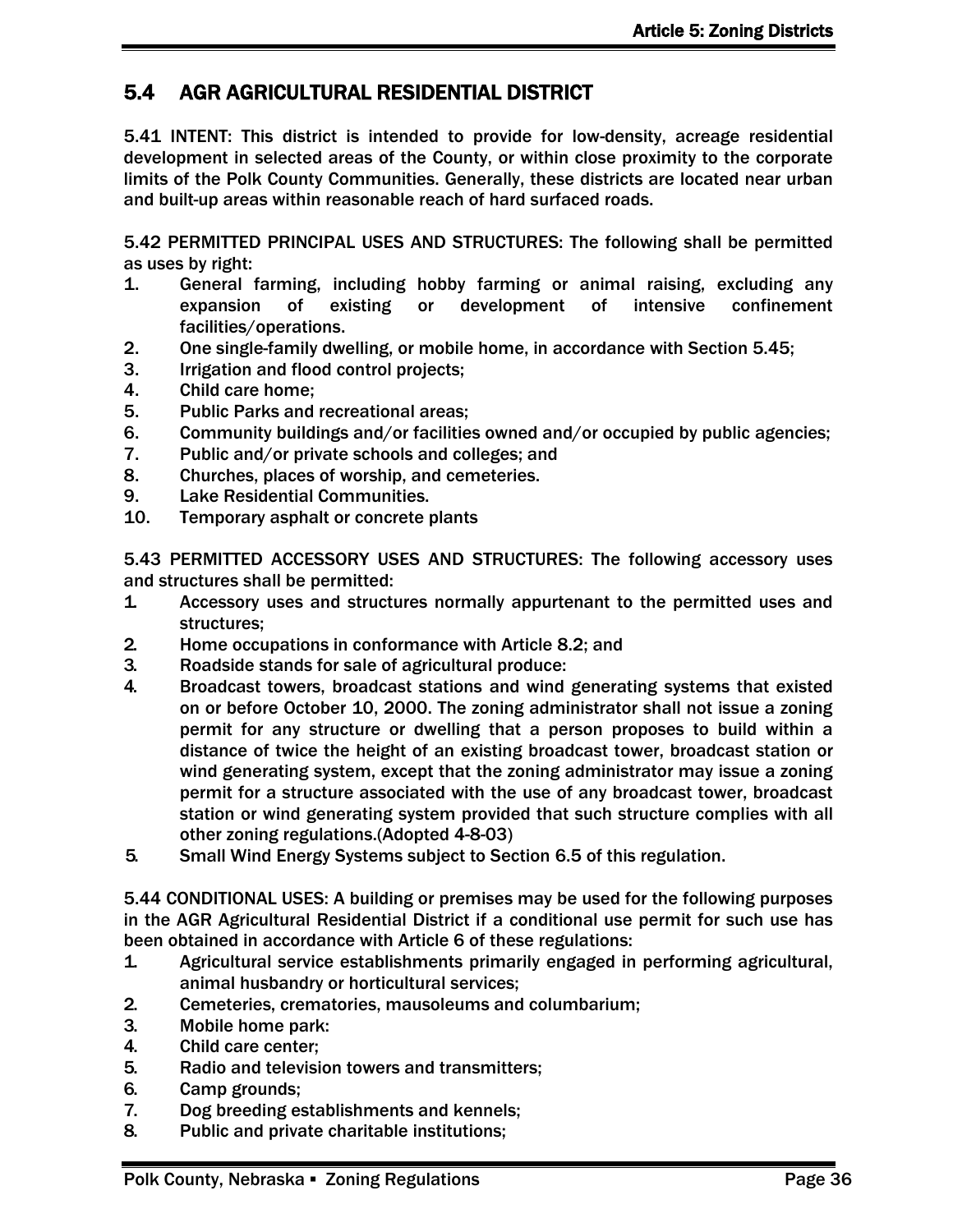## 5.4 AGR AGRICULTURAL RESIDENTIAL DISTRICT

5.41 INTENT: This district is intended to provide for low-density, acreage residential development in selected areas of the County, or within close proximity to the corporate limits of the Polk County Communities. Generally, these districts are located near urban and built-up areas within reasonable reach of hard surfaced roads.

5.42 PERMITTED PRINCIPAL USES AND STRUCTURES: The following shall be permitted as uses by right:

1. General farming, including hobby farming or animal raising, excluding any expansion of existing or development of intensive confinement facilities/operations.
2. One single-family dwelling, or mobile home, in accordance with Section 5.45;
3. Irrigation and flood control projects;
4. Child care home;
5. Public Parks and recreational areas;
6. Community buildings and/or facilities owned and/or occupied by public agencies;
7. Public and/or private schools and colleges; and
8. Churches, places of worship, and cemeteries.
9. Lake Residential Communities.
10. Temporary asphalt or concrete plants

5.43 PERMITTED ACCESSORY USES AND STRUCTURES: The following accessory uses and structures shall be permitted:

1. Accessory uses and structures normally appurtenant to the permitted uses and structures;
2. Home occupations in conformance with Article 8.2; and
3. Roadside stands for sale of agricultural produce:
4. Broadcast towers, broadcast stations and wind generating systems that existed on or before October 10, 2000. The zoning administrator shall not issue a zoning permit for any structure or dwelling that a person proposes to build within a distance of twice the height of an existing broadcast tower, broadcast station or wind generating system, except that the zoning administrator may issue a zoning permit for a structure associated with the use of any broadcast tower, broadcast station or wind generating system provided that such structure complies with all other zoning regulations.(Adopted 4-8-03)
5. Small Wind Energy Systems subject to Section 6.5 of this regulation.

5.44 CONDITIONAL USES: A building or premises may be used for the following purposes in the AGR Agricultural Residential District if a conditional use permit for such use has been obtained in accordance with Article 6 of these regulations:

1. Agricultural service establishments primarily engaged in performing agricultural, animal husbandry or horticultural services;
2. Cemeteries, crematories, mausoleums and columbarium;
3. Mobile home park:
4. Child care center;
5. Radio and television towers and transmitters;
6. Camp grounds;
7. Dog breeding establishments and kennels;
8. Public and private charitable institutions;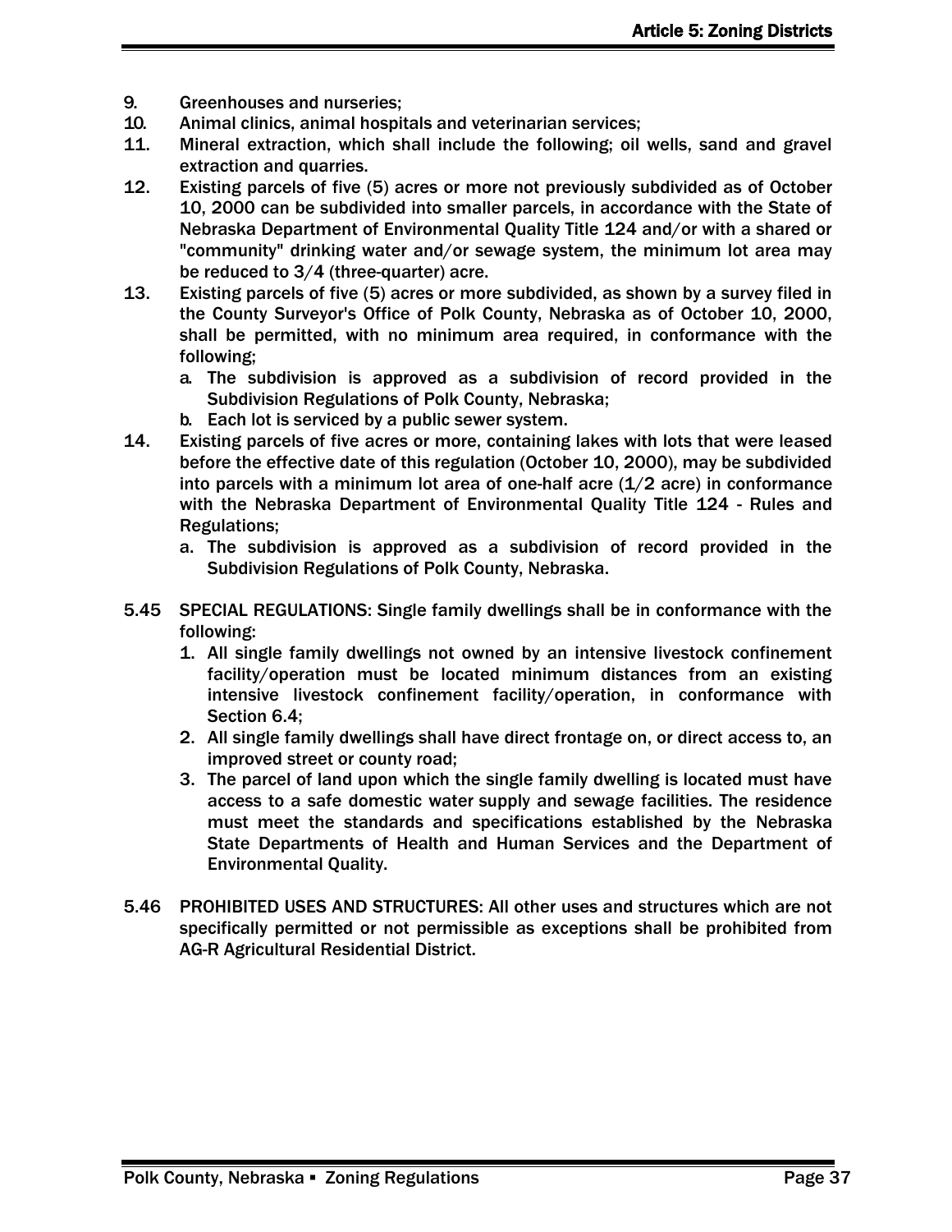9. Greenhouses and nurseries;
10. Animal clinics, animal hospitals and veterinarian services;
11. Mineral extraction, which shall include the following; oil wells, sand and gravel extraction and quarries.
12. Existing parcels of five (5) acres or more not previously subdivided as of October 10, 2000 can be subdivided into smaller parcels, in accordance with the State of Nebraska Department of Environmental Quality Title 124 and/or with a shared or "community" drinking water and/or sewage system, the minimum lot area may be reduced to 3/4 (three-quarter) acre.
13. Existing parcels of five (5) acres or more subdivided, as shown by a survey filed in the County Surveyor's Office of Polk County, Nebraska as of October 10, 2000, shall be permitted, with no minimum area required, in conformance with the following;
    a. The subdivision is approved as a subdivision of record provided in the Subdivision Regulations of Polk County, Nebraska;
    b. Each lot is serviced by a public sewer system.
14. Existing parcels of five acres or more, containing lakes with lots that were leased before the effective date of this regulation (October 10, 2000), may be subdivided into parcels with a minimum lot area of one-half acre (1/2 acre) in conformance with the Nebraska Department of Environmental Quality Title 124 - Rules and Regulations;
    a. The subdivision is approved as a subdivision of record provided in the Subdivision Regulations of Polk County, Nebraska.

5.45 SPECIAL REGULATIONS: Single family dwellings shall be in conformance with the following:

1. All single family dwellings not owned by an intensive livestock confinement facility/operation must be located minimum distances from an existing intensive livestock confinement facility/operation, in conformance with Section 6.4;
2. All single family dwellings shall have direct frontage on, or direct access to, an improved street or county road;
3. The parcel of land upon which the single family dwelling is located must have access to a safe domestic water supply and sewage facilities. The residence must meet the standards and specifications established by the Nebraska State Departments of Health and Human Services and the Department of Environmental Quality.

5.46 PROHIBITED USES AND STRUCTURES: All other uses and structures which are not specifically permitted or not permissible as exceptions shall be prohibited from AG-R Agricultural Residential District.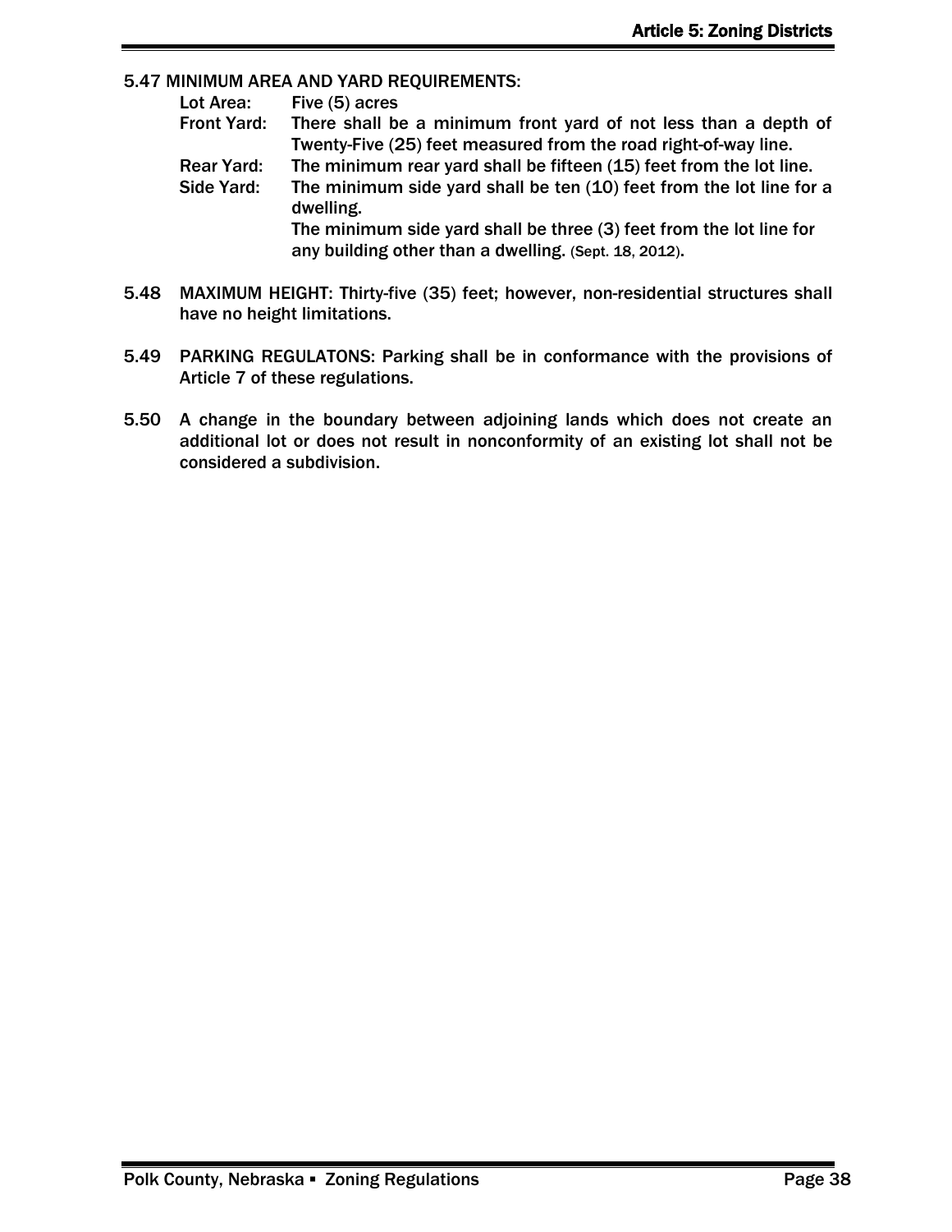5.47 MINIMUM AREA AND YARD REQUIREMENTS:

Lot Area: Five (5) acres

Front Yard: There shall be a minimum front yard of not less than a depth of Twenty-Five (25) feet measured from the road right-of-way line.

Rear Yard: The minimum rear yard shall be fifteen (15) feet from the lot line.

Side Yard: The minimum side yard shall be ten (10) feet from the lot line for a dwelling.
The minimum side yard shall be three (3) feet from the lot line for any building other than a dwelling. (Sept. 18, 2012).

5.48 MAXIMUM HEIGHT: Thirty-five (35) feet; however, non-residential structures shall have no height limitations.

5.49 PARKING REGULATONS: Parking shall be in conformance with the provisions of Article 7 of these regulations.

5.50 A change in the boundary between adjoining lands which does not create an additional lot or does not result in nonconformity of an existing lot shall not be considered a subdivision.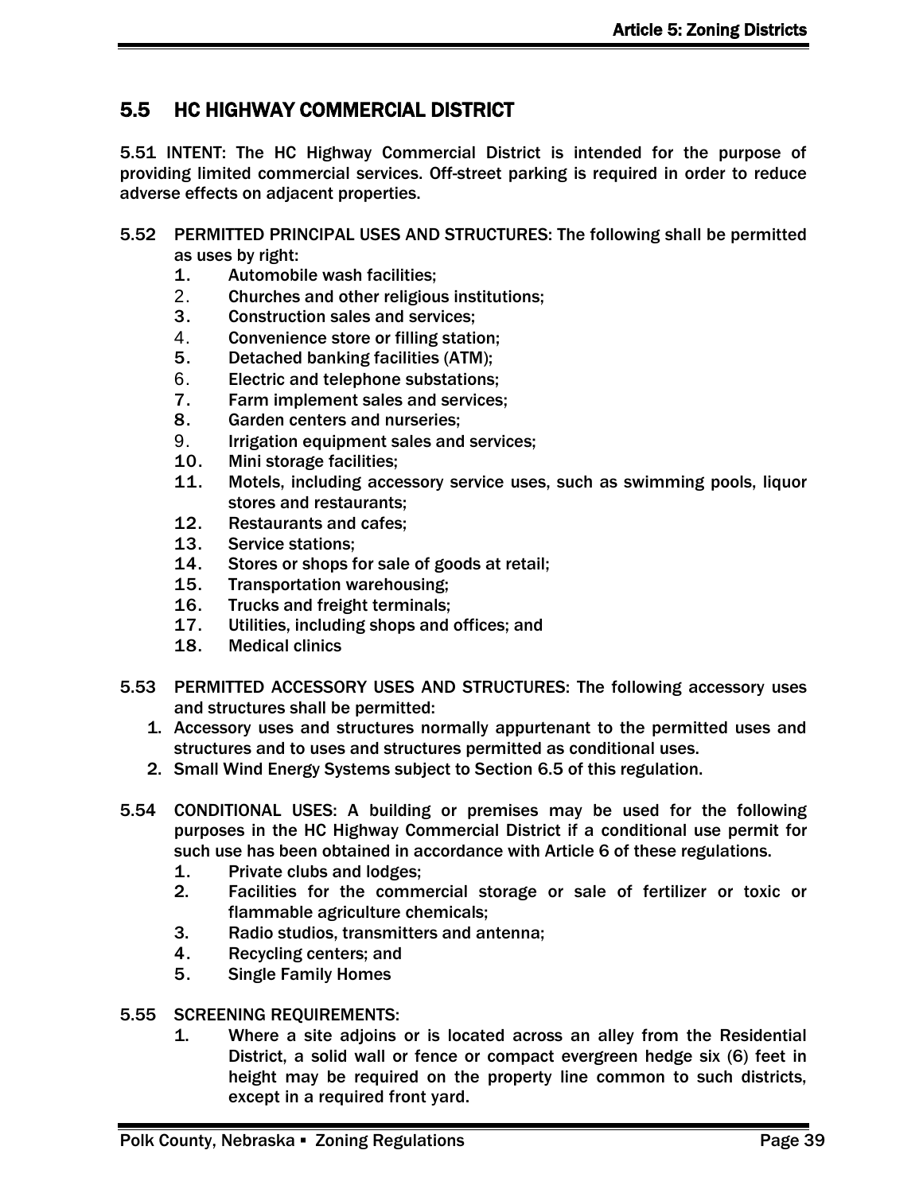## 5.5 HC HIGHWAY COMMERCIAL DISTRICT

5.51 INTENT: The HC Highway Commercial District is intended for the purpose of providing limited commercial services. Off-street parking is required in order to reduce adverse effects on adjacent properties.

5.52 PERMITTED PRINCIPAL USES AND STRUCTURES: The following shall be permitted as uses by right:

1. Automobile wash facilities;
2. Churches and other religious institutions;
3. Construction sales and services;
4. Convenience store or filling station;
5. Detached banking facilities (ATM);
6. Electric and telephone substations;
7. Farm implement sales and services;
8. Garden centers and nurseries;
9. Irrigation equipment sales and services;
10. Mini storage facilities;
11. Motels, including accessory service uses, such as swimming pools, liquor stores and restaurants;
12. Restaurants and cafes;
13. Service stations;
14. Stores or shops for sale of goods at retail;
15. Transportation warehousing;
16. Trucks and freight terminals;
17. Utilities, including shops and offices; and
18. Medical clinics

5.53 PERMITTED ACCESSORY USES AND STRUCTURES: The following accessory uses and structures shall be permitted:

1. Accessory uses and structures normally appurtenant to the permitted uses and structures and to uses and structures permitted as conditional uses.
2. Small Wind Energy Systems subject to Section 6.5 of this regulation.

5.54 CONDITIONAL USES: A building or premises may be used for the following purposes in the HC Highway Commercial District if a conditional use permit for such use has been obtained in accordance with Article 6 of these regulations.

1. Private clubs and lodges;
2. Facilities for the commercial storage or sale of fertilizer or toxic or flammable agriculture chemicals;
3. Radio studios, transmitters and antenna;
4. Recycling centers; and
5. Single Family Homes

5.55 SCREENING REQUIREMENTS:

1. Where a site adjoins or is located across an alley from the Residential District, a solid wall or fence or compact evergreen hedge six (6) feet in height may be required on the property line common to such districts, except in a required front yard.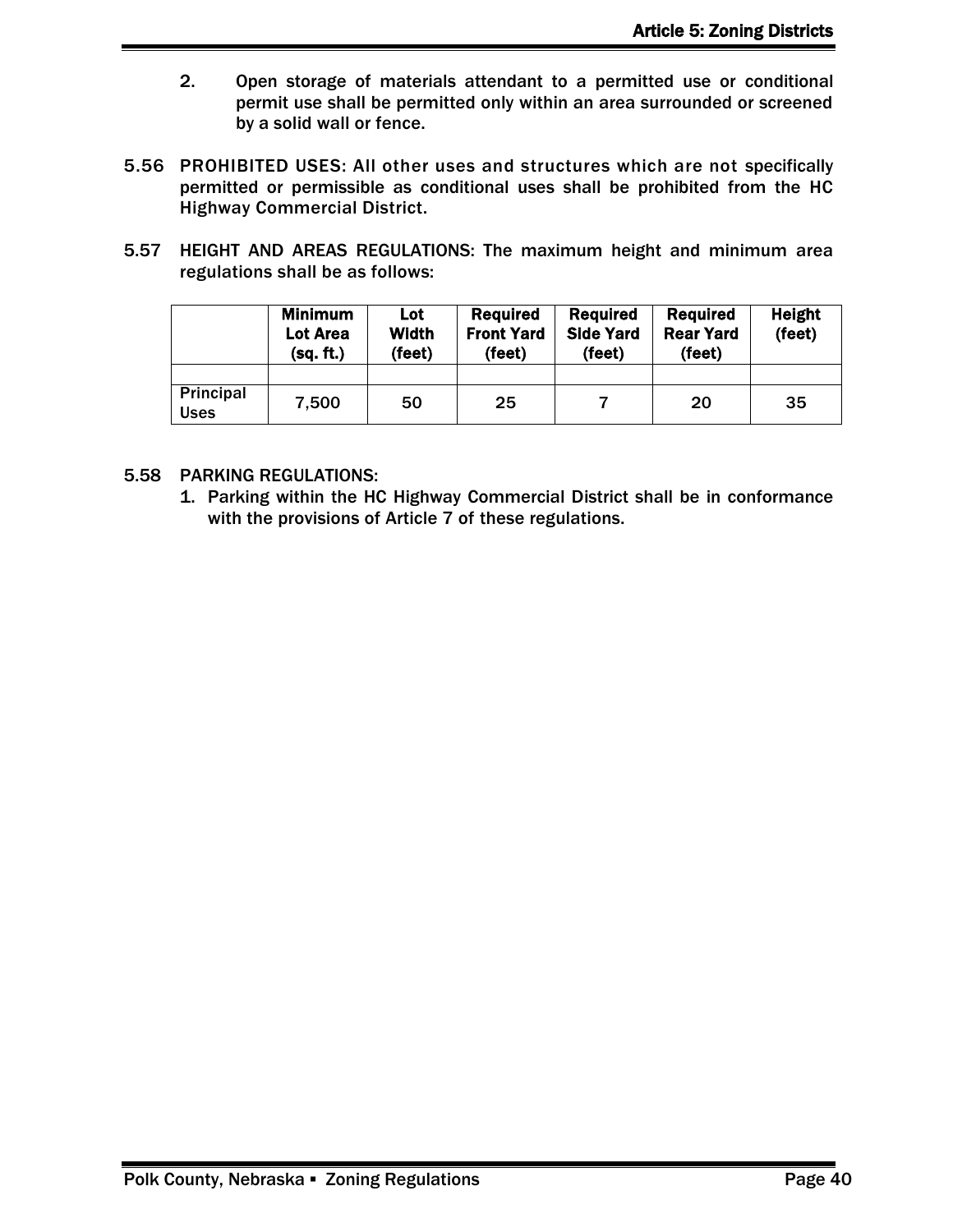2. Open storage of materials attendant to a permitted use or conditional permit use shall be permitted only within an area surrounded or screened by a solid wall or fence.

5.56 PROHIBITED USES: All other uses and structures which are not specifically permitted or permissible as conditional uses shall be prohibited from the HC Highway Commercial District.

5.57 HEIGHT AND AREAS REGULATIONS: The maximum height and minimum area regulations shall be as follows:

| | Minimum Lot Area (sq. ft.) | Lot Width (feet) | Required Front Yard (feet) | Required Side Yard (feet) | Required Rear Yard (feet) | Height (feet) |
|---|---|---|---|---|---|---|
| | | | | | | |
| Principal Uses | 7,500 | 50 | 25 | 7 | 20 | 35 |

5.58 PARKING REGULATIONS:

1. Parking within the HC Highway Commercial District shall be in conformance with the provisions of Article 7 of these regulations.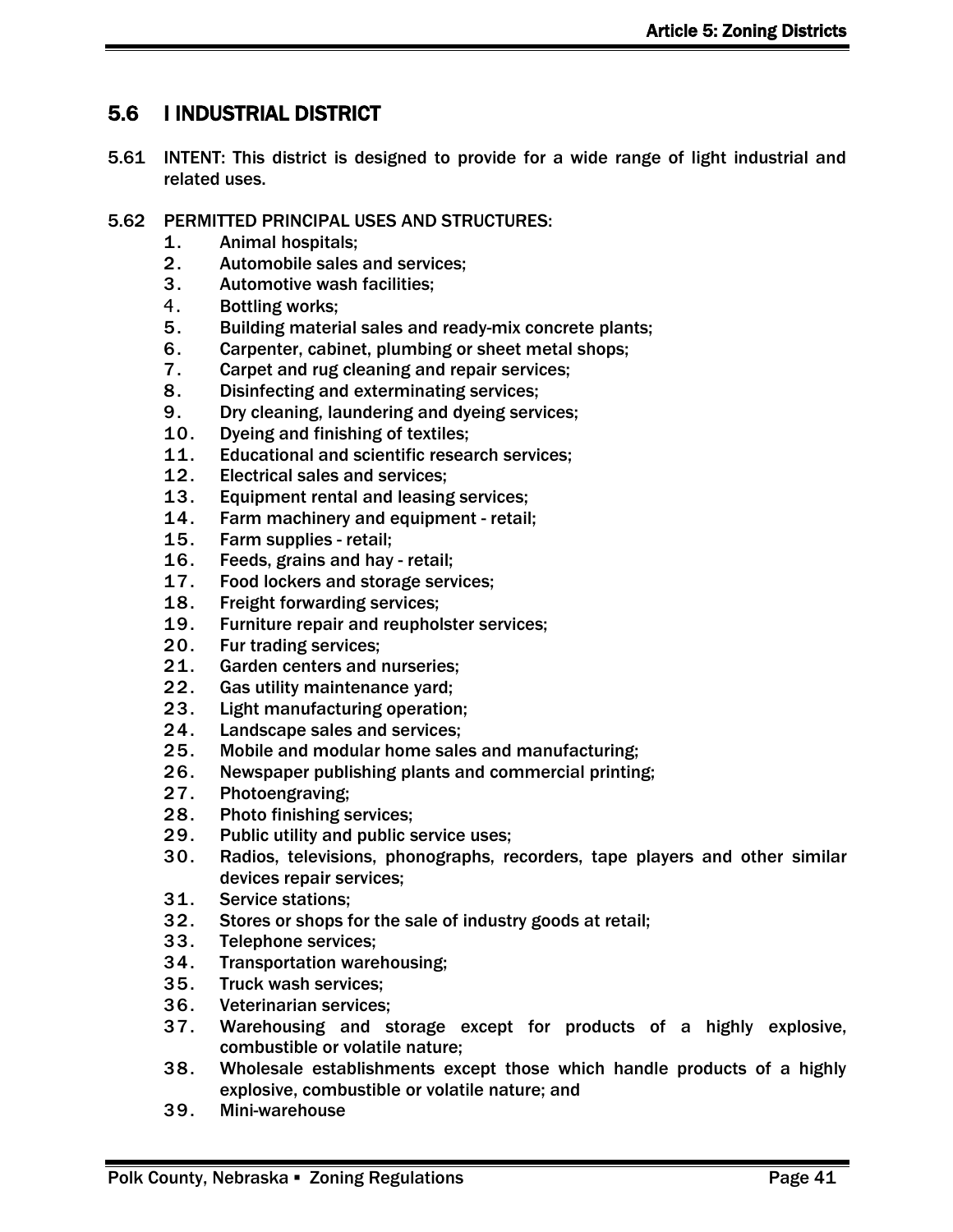## 5.6 I INDUSTRIAL DISTRICT

5.61 INTENT: This district is designed to provide for a wide range of light industrial and related uses.

5.62 PERMITTED PRINCIPAL USES AND STRUCTURES:

1. Animal hospitals;
2. Automobile sales and services;
3. Automotive wash facilities;
4. Bottling works;
5. Building material sales and ready-mix concrete plants;
6. Carpenter, cabinet, plumbing or sheet metal shops;
7. Carpet and rug cleaning and repair services;
8. Disinfecting and exterminating services;
9. Dry cleaning, laundering and dyeing services;
10. Dyeing and finishing of textiles;
11. Educational and scientific research services;
12. Electrical sales and services;
13. Equipment rental and leasing services;
14. Farm machinery and equipment - retail;
15. Farm supplies - retail;
16. Feeds, grains and hay - retail;
17. Food lockers and storage services;
18. Freight forwarding services;
19. Furniture repair and reupholster services;
20. Fur trading services;
21. Garden centers and nurseries;
22. Gas utility maintenance yard;
23. Light manufacturing operation;
24. Landscape sales and services;
25. Mobile and modular home sales and manufacturing;
26. Newspaper publishing plants and commercial printing;
27. Photoengraving;
28. Photo finishing services;
29. Public utility and public service uses;
30. Radios, televisions, phonographs, recorders, tape players and other similar devices repair services;
31. Service stations;
32. Stores or shops for the sale of industry goods at retail;
33. Telephone services;
34. Transportation warehousing;
35. Truck wash services;
36. Veterinarian services;
37. Warehousing and storage except for products of a highly explosive, combustible or volatile nature;
38. Wholesale establishments except those which handle products of a highly explosive, combustible or volatile nature; and
39. Mini-warehouse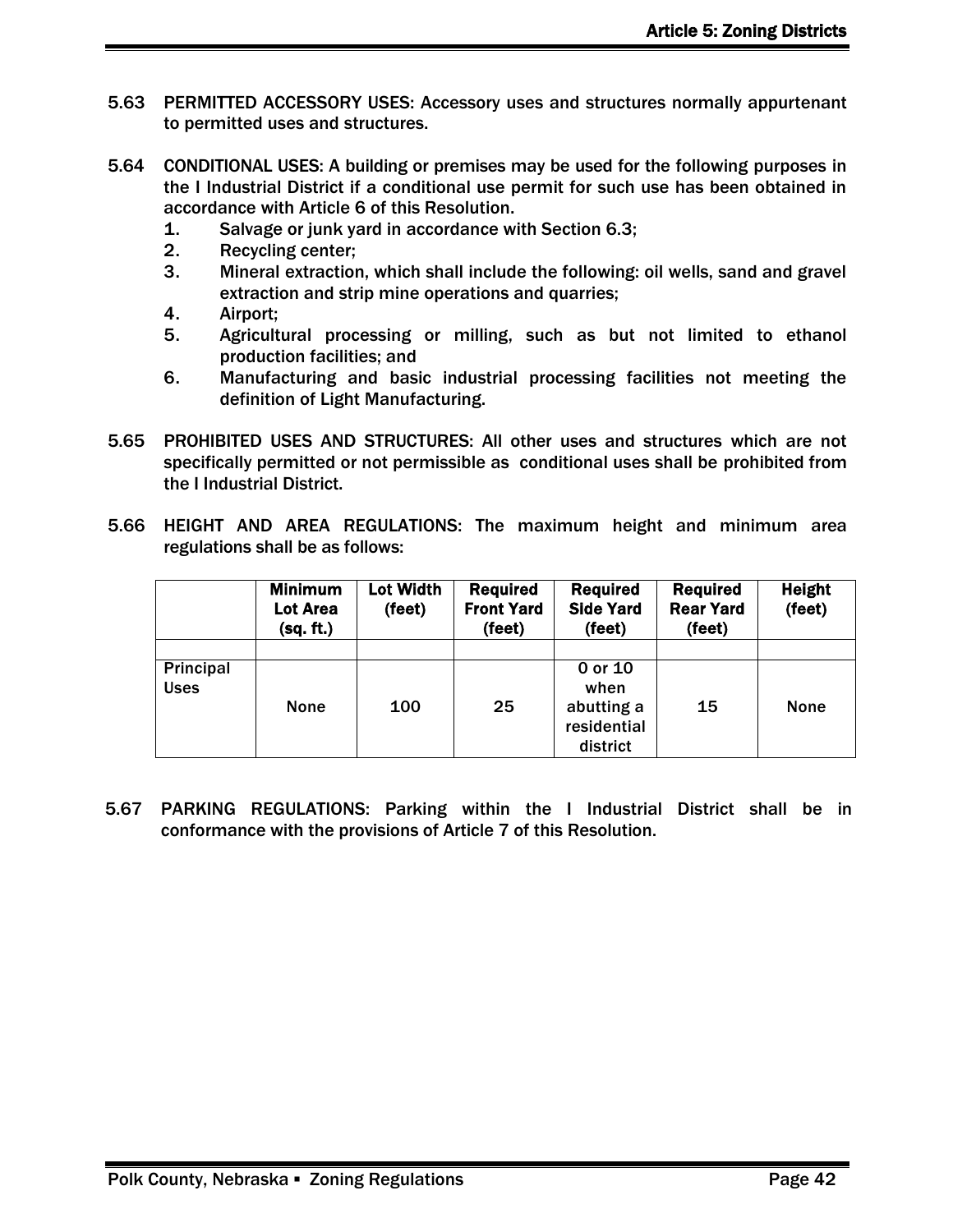5.63 PERMITTED ACCESSORY USES: Accessory uses and structures normally appurtenant to permitted uses and structures.

5.64 CONDITIONAL USES: A building or premises may be used for the following purposes in the I Industrial District if a conditional use permit for such use has been obtained in accordance with Article 6 of this Resolution.

1. Salvage or junk yard in accordance with Section 6.3;
2. Recycling center;
3. Mineral extraction, which shall include the following: oil wells, sand and gravel extraction and strip mine operations and quarries;
4. Airport;
5. Agricultural processing or milling, such as but not limited to ethanol production facilities; and
6. Manufacturing and basic industrial processing facilities not meeting the definition of Light Manufacturing.

5.65 PROHIBITED USES AND STRUCTURES: All other uses and structures which are not specifically permitted or not permissible as conditional uses shall be prohibited from the I Industrial District.

5.66 HEIGHT AND AREA REGULATIONS: The maximum height and minimum area regulations shall be as follows:

| | **Minimum Lot Area (sq. ft.)** | **Lot Width (feet)** | **Required Front Yard (feet)** | **Required Side Yard (feet)** | **Required Rear Yard (feet)** | **Height (feet)** |
|---|---|---|---|---|---|---|
| | | | | | | |
| Principal Uses | None | 100 | 25 | 0 or 10 when abutting a residential district | 15 | None |

5.67 PARKING REGULATIONS: Parking within the I Industrial District shall be in conformance with the provisions of Article 7 of this Resolution.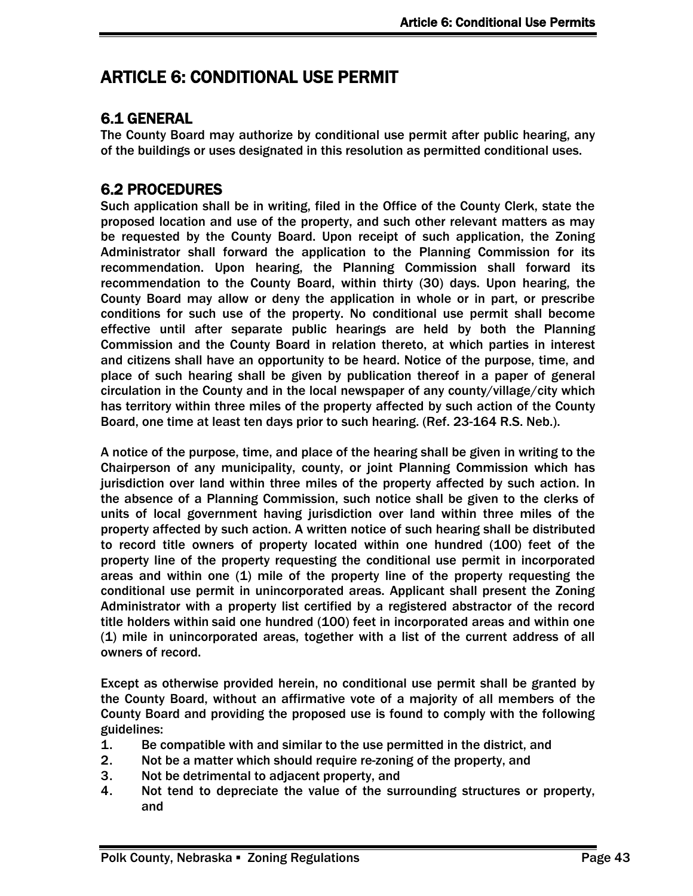# ARTICLE 6: CONDITIONAL USE PERMIT

## 6.1 GENERAL

The County Board may authorize by conditional use permit after public hearing, any of the buildings or uses designated in this resolution as permitted conditional uses.

## 6.2 PROCEDURES

Such application shall be in writing, filed in the Office of the County Clerk, state the proposed location and use of the property, and such other relevant matters as may be requested by the County Board. Upon receipt of such application, the Zoning Administrator shall forward the application to the Planning Commission for its recommendation. Upon hearing, the Planning Commission shall forward its recommendation to the County Board, within thirty (30) days. Upon hearing, the County Board may allow or deny the application in whole or in part, or prescribe conditions for such use of the property. No conditional use permit shall become effective until after separate public hearings are held by both the Planning Commission and the County Board in relation thereto, at which parties in interest and citizens shall have an opportunity to be heard. Notice of the purpose, time, and place of such hearing shall be given by publication thereof in a paper of general circulation in the County and in the local newspaper of any county/village/city which has territory within three miles of the property affected by such action of the County Board, one time at least ten days prior to such hearing. (Ref. 23-164 R.S. Neb.).

A notice of the purpose, time, and place of the hearing shall be given in writing to the Chairperson of any municipality, county, or joint Planning Commission which has jurisdiction over land within three miles of the property affected by such action. In the absence of a Planning Commission, such notice shall be given to the clerks of units of local government having jurisdiction over land within three miles of the property affected by such action. A written notice of such hearing shall be distributed to record title owners of property located within one hundred (100) feet of the property line of the property requesting the conditional use permit in incorporated areas and within one (1) mile of the property line of the property requesting the conditional use permit in unincorporated areas. Applicant shall present the Zoning Administrator with a property list certified by a registered abstractor of the record title holders within said one hundred (100) feet in incorporated areas and within one (1) mile in unincorporated areas, together with a list of the current address of all owners of record.

Except as otherwise provided herein, no conditional use permit shall be granted by the County Board, without an affirmative vote of a majority of all members of the County Board and providing the proposed use is found to comply with the following guidelines:

1. Be compatible with and similar to the use permitted in the district, and
2. Not be a matter which should require re-zoning of the property, and
3. Not be detrimental to adjacent property, and
4. Not tend to depreciate the value of the surrounding structures or property, and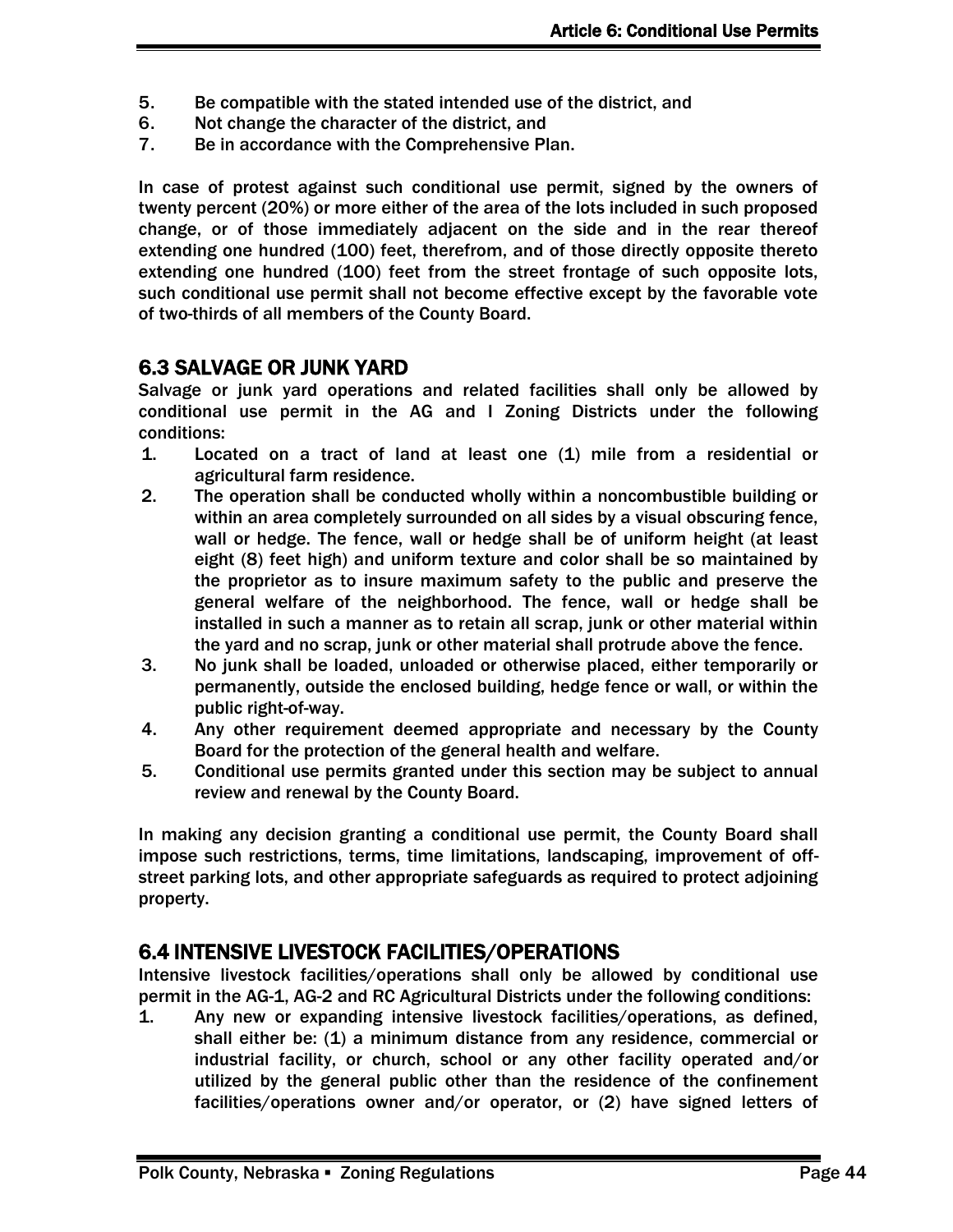5. Be compatible with the stated intended use of the district, and
6. Not change the character of the district, and
7. Be in accordance with the Comprehensive Plan.

In case of protest against such conditional use permit, signed by the owners of twenty percent (20%) or more either of the area of the lots included in such proposed change, or of those immediately adjacent on the side and in the rear thereof extending one hundred (100) feet, therefrom, and of those directly opposite thereto extending one hundred (100) feet from the street frontage of such opposite lots, such conditional use permit shall not become effective except by the favorable vote of two-thirds of all members of the County Board.

## 6.3 SALVAGE OR JUNK YARD

Salvage or junk yard operations and related facilities shall only be allowed by conditional use permit in the AG and I Zoning Districts under the following conditions:

1. Located on a tract of land at least one (1) mile from a residential or agricultural farm residence.
2. The operation shall be conducted wholly within a noncombustible building or within an area completely surrounded on all sides by a visual obscuring fence, wall or hedge. The fence, wall or hedge shall be of uniform height (at least eight (8) feet high) and uniform texture and color shall be so maintained by the proprietor as to insure maximum safety to the public and preserve the general welfare of the neighborhood. The fence, wall or hedge shall be installed in such a manner as to retain all scrap, junk or other material within the yard and no scrap, junk or other material shall protrude above the fence.
3. No junk shall be loaded, unloaded or otherwise placed, either temporarily or permanently, outside the enclosed building, hedge fence or wall, or within the public right-of-way.
4. Any other requirement deemed appropriate and necessary by the County Board for the protection of the general health and welfare.
5. Conditional use permits granted under this section may be subject to annual review and renewal by the County Board.

In making any decision granting a conditional use permit, the County Board shall impose such restrictions, terms, time limitations, landscaping, improvement of off-street parking lots, and other appropriate safeguards as required to protect adjoining property.

## 6.4 INTENSIVE LIVESTOCK FACILITIES/OPERATIONS

Intensive livestock facilities/operations shall only be allowed by conditional use permit in the AG-1, AG-2 and RC Agricultural Districts under the following conditions:

1. Any new or expanding intensive livestock facilities/operations, as defined, shall either be: (1) a minimum distance from any residence, commercial or industrial facility, or church, school or any other facility operated and/or utilized by the general public other than the residence of the confinement facilities/operations owner and/or operator, or (2) have signed letters of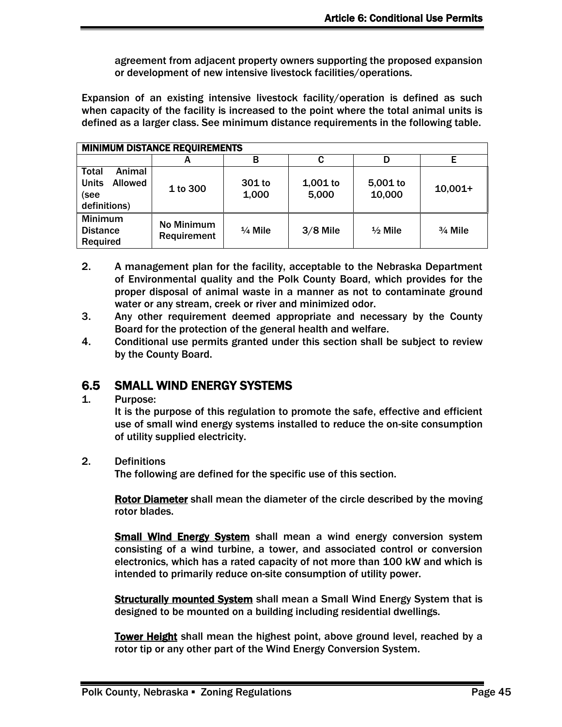agreement from adjacent property owners supporting the proposed expansion or development of new intensive livestock facilities/operations.

Expansion of an existing intensive livestock facility/operation is defined as such when capacity of the facility is increased to the point where the total animal units is defined as a larger class. See minimum distance requirements in the following table.

| MINIMUM DISTANCE REQUIREMENTS | | | | | |
|---|---|---|---|---|---|
| | A | B | C | D | E |
| Total Animal Units Allowed (see definitions) | 1 to 300 | 301 to 1,000 | 1,001 to 5,000 | 5,001 to 10,000 | 10,001+ |
| Minimum Distance Required | No Minimum Requirement | ¼ Mile | 3/8 Mile | ½ Mile | ¾ Mile |

2. A management plan for the facility, acceptable to the Nebraska Department of Environmental quality and the Polk County Board, which provides for the proper disposal of animal waste in a manner as not to contaminate ground water or any stream, creek or river and minimized odor.
3. Any other requirement deemed appropriate and necessary by the County Board for the protection of the general health and welfare.
4. Conditional use permits granted under this section shall be subject to review by the County Board.

## 6.5 SMALL WIND ENERGY SYSTEMS

1. Purpose:
   It is the purpose of this regulation to promote the safe, effective and efficient use of small wind energy systems installed to reduce the on-site consumption of utility supplied electricity.

2. Definitions
   The following are defined for the specific use of this section.

   **Rotor Diameter** shall mean the diameter of the circle described by the moving rotor blades.

   **Small Wind Energy System** shall mean a wind energy conversion system consisting of a wind turbine, a tower, and associated control or conversion electronics, which has a rated capacity of not more than 100 kW and which is intended to primarily reduce on-site consumption of utility power.

   **Structurally mounted System** shall mean a Small Wind Energy System that is designed to be mounted on a building including residential dwellings.

   **Tower Height** shall mean the highest point, above ground level, reached by a rotor tip or any other part of the Wind Energy Conversion System.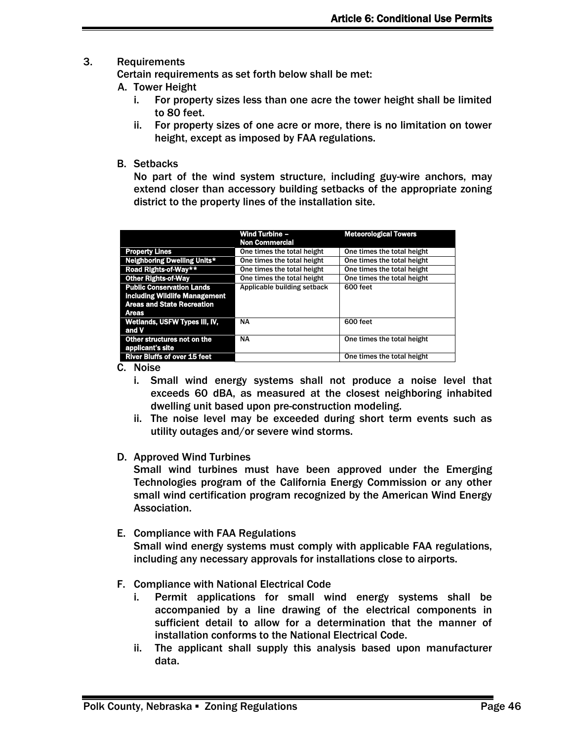3. Requirements

Certain requirements as set forth below shall be met:

A. Tower Height
   i. For property sizes less than one acre the tower height shall be limited to 80 feet.
   ii. For property sizes of one acre or more, there is no limitation on tower height, except as imposed by FAA regulations.

B. Setbacks

No part of the wind system structure, including guy-wire anchors, may extend closer than accessory building setbacks of the appropriate zoning district to the property lines of the installation site.

| | Wind Turbine – Non Commercial | Meteorological Towers |
|---|---|---|
| Property Lines | One times the total height | One times the total height |
| Neighboring Dwelling Units* | One times the total height | One times the total height |
| Road Rights-of-Way** | One times the total height | One times the total height |
| Other Rights-of-Way | One times the total height | One times the total height |
| Public Conservation Lands including Wildlife Management Areas and State Recreation Areas | Applicable building setback | 600 feet |
| Wetlands, USFW Types III, IV, and V | NA | 600 feet |
| Other structures not on the applicant's site | NA | One times the total height |
| River Bluffs of over 15 feet | | One times the total height |

C. Noise
   i. Small wind energy systems shall not produce a noise level that exceeds 60 dBA, as measured at the closest neighboring inhabited dwelling unit based upon pre-construction modeling.
   ii. The noise level may be exceeded during short term events such as utility outages and/or severe wind storms.

D. Approved Wind Turbines

Small wind turbines must have been approved under the Emerging Technologies program of the California Energy Commission or any other small wind certification program recognized by the American Wind Energy Association.

E. Compliance with FAA Regulations

Small wind energy systems must comply with applicable FAA regulations, including any necessary approvals for installations close to airports.

F. Compliance with National Electrical Code
   i. Permit applications for small wind energy systems shall be accompanied by a line drawing of the electrical components in sufficient detail to allow for a determination that the manner of installation conforms to the National Electrical Code.
   ii. The applicant shall supply this analysis based upon manufacturer data.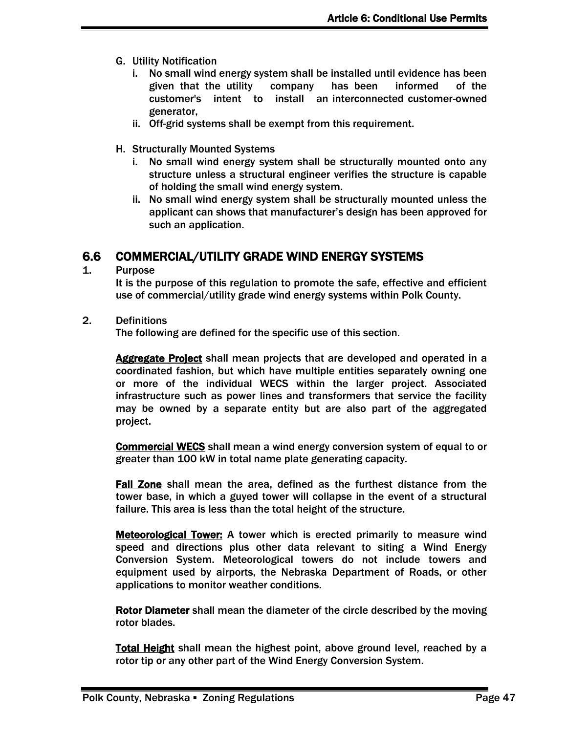G. Utility Notification
   i. No small wind energy system shall be installed until evidence has been given that the utility company has been informed of the customer's intent to install an interconnected customer-owned generator,
   ii. Off-grid systems shall be exempt from this requirement.

H. Structurally Mounted Systems
   i. No small wind energy system shall be structurally mounted onto any structure unless a structural engineer verifies the structure is capable of holding the small wind energy system.
   ii. No small wind energy system shall be structurally mounted unless the applicant can shows that manufacturer's design has been approved for such an application.

## 6.6 COMMERCIAL/UTILITY GRADE WIND ENERGY SYSTEMS

1. Purpose

   It is the purpose of this regulation to promote the safe, effective and efficient use of commercial/utility grade wind energy systems within Polk County.

2. Definitions

   The following are defined for the specific use of this section.

   **Aggregate Project** shall mean projects that are developed and operated in a coordinated fashion, but which have multiple entities separately owning one or more of the individual WECS within the larger project. Associated infrastructure such as power lines and transformers that service the facility may be owned by a separate entity but are also part of the aggregated project.

   **Commercial WECS** shall mean a wind energy conversion system of equal to or greater than 100 kW in total name plate generating capacity.

   **Fall Zone** shall mean the area, defined as the furthest distance from the tower base, in which a guyed tower will collapse in the event of a structural failure. This area is less than the total height of the structure.

   **Meteorological Tower:** A tower which is erected primarily to measure wind speed and directions plus other data relevant to siting a Wind Energy Conversion System. Meteorological towers do not include towers and equipment used by airports, the Nebraska Department of Roads, or other applications to monitor weather conditions.

   **Rotor Diameter** shall mean the diameter of the circle described by the moving rotor blades.

   **Total Height** shall mean the highest point, above ground level, reached by a rotor tip or any other part of the Wind Energy Conversion System.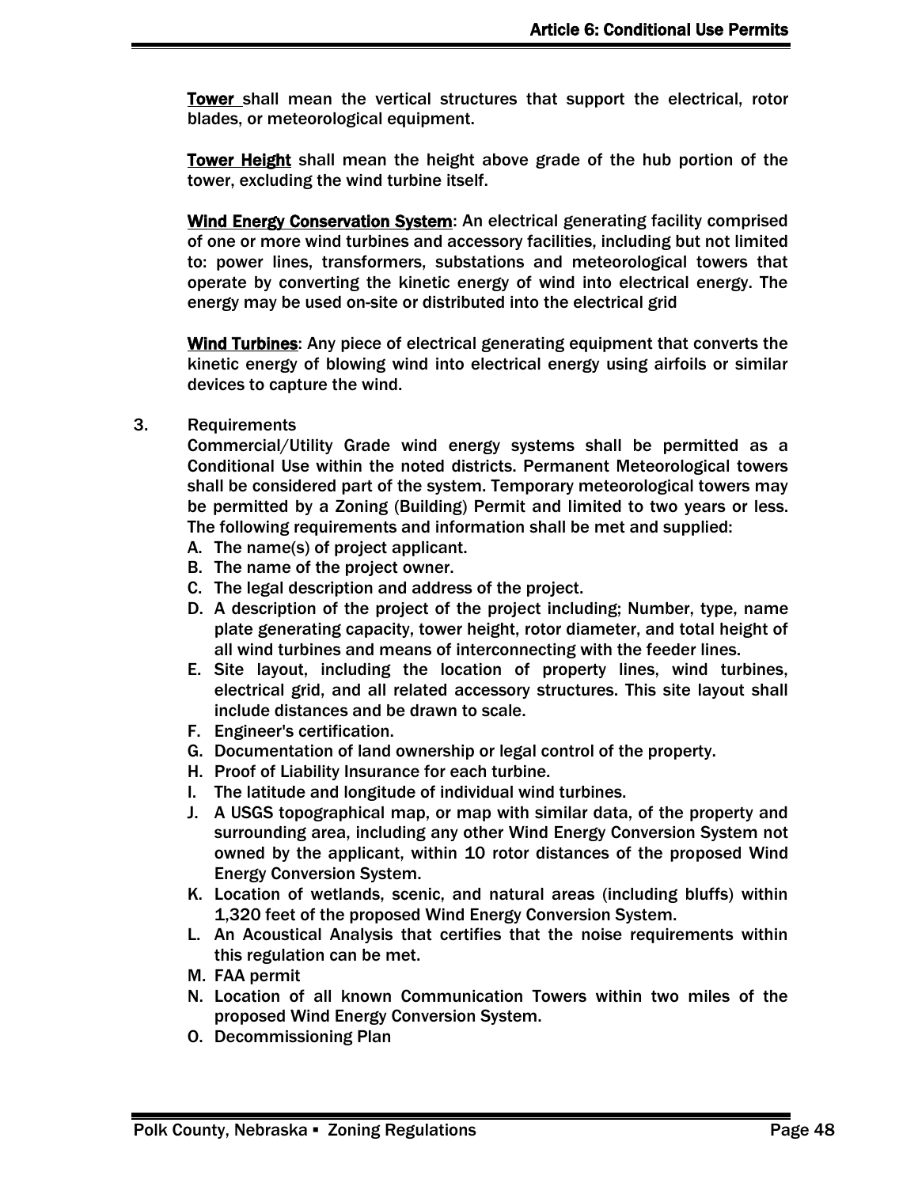**Tower** shall mean the vertical structures that support the electrical, rotor blades, or meteorological equipment.

**Tower Height** shall mean the height above grade of the hub portion of the tower, excluding the wind turbine itself.

**Wind Energy Conservation System**: An electrical generating facility comprised of one or more wind turbines and accessory facilities, including but not limited to: power lines, transformers, substations and meteorological towers that operate by converting the kinetic energy of wind into electrical energy. The energy may be used on-site or distributed into the electrical grid

**Wind Turbines**: Any piece of electrical generating equipment that converts the kinetic energy of blowing wind into electrical energy using airfoils or similar devices to capture the wind.

3. Requirements

Commercial/Utility Grade wind energy systems shall be permitted as a Conditional Use within the noted districts. Permanent Meteorological towers shall be considered part of the system. Temporary meteorological towers may be permitted by a Zoning (Building) Permit and limited to two years or less. The following requirements and information shall be met and supplied:

A. The name(s) of project applicant.
B. The name of the project owner.
C. The legal description and address of the project.
D. A description of the project of the project including; Number, type, name plate generating capacity, tower height, rotor diameter, and total height of all wind turbines and means of interconnecting with the feeder lines.
E. Site layout, including the location of property lines, wind turbines, electrical grid, and all related accessory structures. This site layout shall include distances and be drawn to scale.
F. Engineer's certification.
G. Documentation of land ownership or legal control of the property.
H. Proof of Liability Insurance for each turbine.
I. The latitude and longitude of individual wind turbines.
J. A USGS topographical map, or map with similar data, of the property and surrounding area, including any other Wind Energy Conversion System not owned by the applicant, within 10 rotor distances of the proposed Wind Energy Conversion System.
K. Location of wetlands, scenic, and natural areas (including bluffs) within 1,320 feet of the proposed Wind Energy Conversion System.
L. An Acoustical Analysis that certifies that the noise requirements within this regulation can be met.
M. FAA permit
N. Location of all known Communication Towers within two miles of the proposed Wind Energy Conversion System.
O. Decommissioning Plan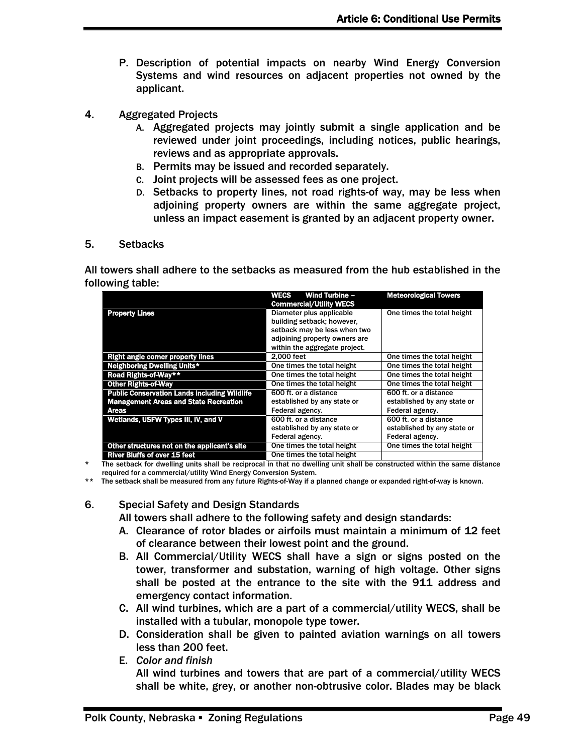P. Description of potential impacts on nearby Wind Energy Conversion Systems and wind resources on adjacent properties not owned by the applicant.

4. Aggregated Projects

   A. Aggregated projects may jointly submit a single application and be reviewed under joint proceedings, including notices, public hearings, reviews and as appropriate approvals.
   B. Permits may be issued and recorded separately.
   C. Joint projects will be assessed fees as one project.
   D. Setbacks to property lines, not road rights-of way, may be less when adjoining property owners are within the same aggregate project, unless an impact easement is granted by an adjacent property owner.

5. Setbacks

All towers shall adhere to the setbacks as measured from the hub established in the following table:

| | WECS Wind Turbine – Commercial/Utility WECS | Meteorological Towers |
|---|---|---|
| **Property Lines** | Diameter plus applicable building setback; however, setback may be less when two adjoining property owners are within the aggregate project. | One times the total height |
| **Right angle corner property lines** | 2,000 feet | One times the total height |
| **Neighboring Dwelling Units*** | One times the total height | One times the total height |
| **Road Rights-of-Way**** | One times the total height | One times the total height |
| **Other Rights-of-Way** | One times the total height | One times the total height |
| **Public Conservation Lands including Wildlife Management Areas and State Recreation Areas** | 600 ft. or a distance established by any state or Federal agency. | 600 ft. or a distance established by any state or Federal agency. |
| **Wetlands, USFW Types III, IV, and V** | 600 ft. or a distance established by any state or Federal agency. | 600 ft. or a distance established by any state or Federal agency. |
| **Other structures not on the applicant's site** | One times the total height | One times the total height |
| **River Bluffs of over 15 feet** | One times the total height | |

\* The setback for dwelling units shall be reciprocal in that no dwelling unit shall be constructed within the same distance required for a commercial/utility Wind Energy Conversion System.

\*\* The setback shall be measured from any future Rights-of-Way if a planned change or expanded right-of-way is known.

6. Special Safety and Design Standards

   All towers shall adhere to the following safety and design standards:

   A. Clearance of rotor blades or airfoils must maintain a minimum of 12 feet of clearance between their lowest point and the ground.
   B. All Commercial/Utility WECS shall have a sign or signs posted on the tower, transformer and substation, warning of high voltage. Other signs shall be posted at the entrance to the site with the 911 address and emergency contact information.
   C. All wind turbines, which are a part of a commercial/utility WECS, shall be installed with a tubular, monopole type tower.
   D. Consideration shall be given to painted aviation warnings on all towers less than 200 feet.
   E. *Color and finish*

      All wind turbines and towers that are part of a commercial/utility WECS shall be white, grey, or another non-obtrusive color. Blades may be black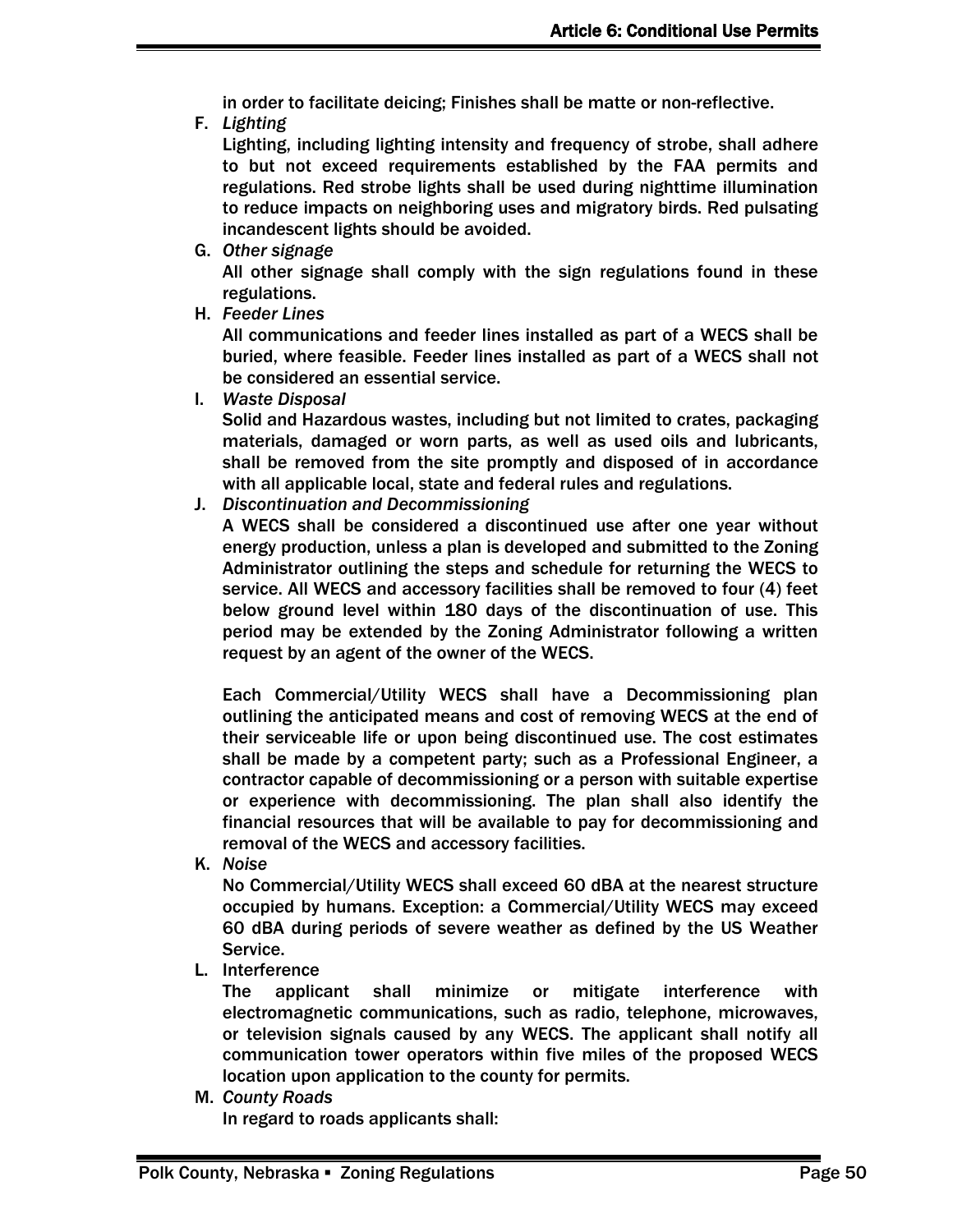in order to facilitate deicing; Finishes shall be matte or non-reflective.

F. *Lighting*

Lighting, including lighting intensity and frequency of strobe, shall adhere to but not exceed requirements established by the FAA permits and regulations. Red strobe lights shall be used during nighttime illumination to reduce impacts on neighboring uses and migratory birds. Red pulsating incandescent lights should be avoided.

G. *Other signage*

All other signage shall comply with the sign regulations found in these regulations.

H. *Feeder Lines*

All communications and feeder lines installed as part of a WECS shall be buried, where feasible. Feeder lines installed as part of a WECS shall not be considered an essential service.

I. *Waste Disposal*

Solid and Hazardous wastes, including but not limited to crates, packaging materials, damaged or worn parts, as well as used oils and lubricants, shall be removed from the site promptly and disposed of in accordance with all applicable local, state and federal rules and regulations.

J. *Discontinuation and Decommissioning*

A WECS shall be considered a discontinued use after one year without energy production, unless a plan is developed and submitted to the Zoning Administrator outlining the steps and schedule for returning the WECS to service. All WECS and accessory facilities shall be removed to four (4) feet below ground level within 180 days of the discontinuation of use. This period may be extended by the Zoning Administrator following a written request by an agent of the owner of the WECS.

Each Commercial/Utility WECS shall have a Decommissioning plan outlining the anticipated means and cost of removing WECS at the end of their serviceable life or upon being discontinued use. The cost estimates shall be made by a competent party; such as a Professional Engineer, a contractor capable of decommissioning or a person with suitable expertise or experience with decommissioning. The plan shall also identify the financial resources that will be available to pay for decommissioning and removal of the WECS and accessory facilities.

K. *Noise*

No Commercial/Utility WECS shall exceed 60 dBA at the nearest structure occupied by humans. Exception: a Commercial/Utility WECS may exceed 60 dBA during periods of severe weather as defined by the US Weather Service.

L. Interference

The applicant shall minimize or mitigate interference with electromagnetic communications, such as radio, telephone, microwaves, or television signals caused by any WECS. The applicant shall notify all communication tower operators within five miles of the proposed WECS location upon application to the county for permits.

M. *County Roads*

In regard to roads applicants shall: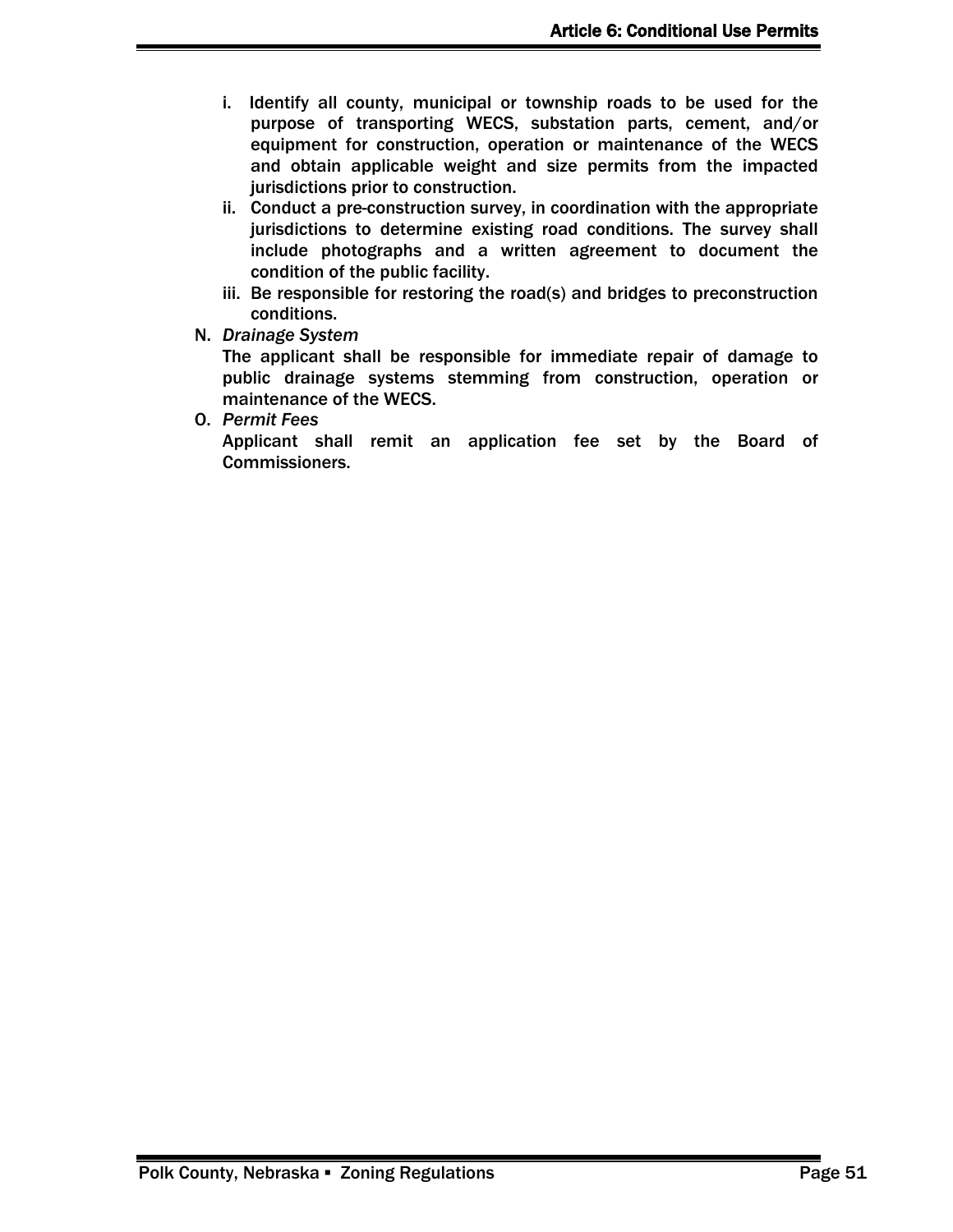i. Identify all county, municipal or township roads to be used for the purpose of transporting WECS, substation parts, cement, and/or equipment for construction, operation or maintenance of the WECS and obtain applicable weight and size permits from the impacted jurisdictions prior to construction.
ii. Conduct a pre-construction survey, in coordination with the appropriate jurisdictions to determine existing road conditions. The survey shall include photographs and a written agreement to document the condition of the public facility.
iii. Be responsible for restoring the road(s) and bridges to preconstruction conditions.

N. *Drainage System*
The applicant shall be responsible for immediate repair of damage to public drainage systems stemming from construction, operation or maintenance of the WECS.

O. *Permit Fees*
Applicant shall remit an application fee set by the Board of Commissioners.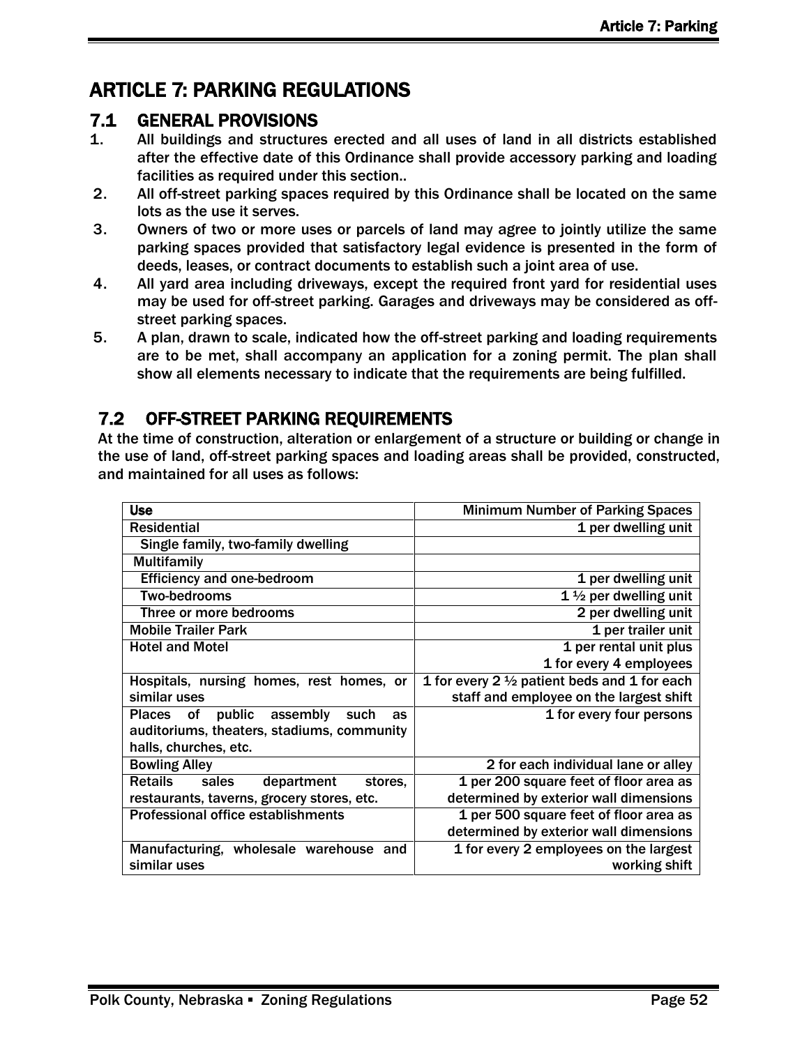# ARTICLE 7: PARKING REGULATIONS

## 7.1 GENERAL PROVISIONS

1. All buildings and structures erected and all uses of land in all districts established after the effective date of this Ordinance shall provide accessory parking and loading facilities as required under this section..
2. All off-street parking spaces required by this Ordinance shall be located on the same lots as the use it serves.
3. Owners of two or more uses or parcels of land may agree to jointly utilize the same parking spaces provided that satisfactory legal evidence is presented in the form of deeds, leases, or contract documents to establish such a joint area of use.
4. All yard area including driveways, except the required front yard for residential uses may be used for off-street parking. Garages and driveways may be considered as off-street parking spaces.
5. A plan, drawn to scale, indicated how the off-street parking and loading requirements are to be met, shall accompany an application for a zoning permit. The plan shall show all elements necessary to indicate that the requirements are being fulfilled.

## 7.2 OFF-STREET PARKING REQUIREMENTS

At the time of construction, alteration or enlargement of a structure or building or change in the use of land, off-street parking spaces and loading areas shall be provided, constructed, and maintained for all uses as follows:

| **Use** | Minimum Number of Parking Spaces |
|---|---|
| Residential | 1 per dwelling unit |
| Single family, two-family dwelling | |
| Multifamily | |
| Efficiency and one-bedroom | 1 per dwelling unit |
| Two-bedrooms | 1 ½ per dwelling unit |
| Three or more bedrooms | 2 per dwelling unit |
| Mobile Trailer Park | 1 per trailer unit |
| Hotel and Motel | 1 per rental unit plus 1 for every 4 employees |
| Hospitals, nursing homes, rest homes, or similar uses | 1 for every 2 ½ patient beds and 1 for each staff and employee on the largest shift |
| Places of public assembly such as auditoriums, theaters, stadiums, community halls, churches, etc. | 1 for every four persons |
| Bowling Alley | 2 for each individual lane or alley |
| Retails sales department stores, restaurants, taverns, grocery stores, etc. | 1 per 200 square feet of floor area as determined by exterior wall dimensions |
| Professional office establishments | 1 per 500 square feet of floor area as determined by exterior wall dimensions |
| Manufacturing, wholesale warehouse and similar uses | 1 for every 2 employees on the largest working shift |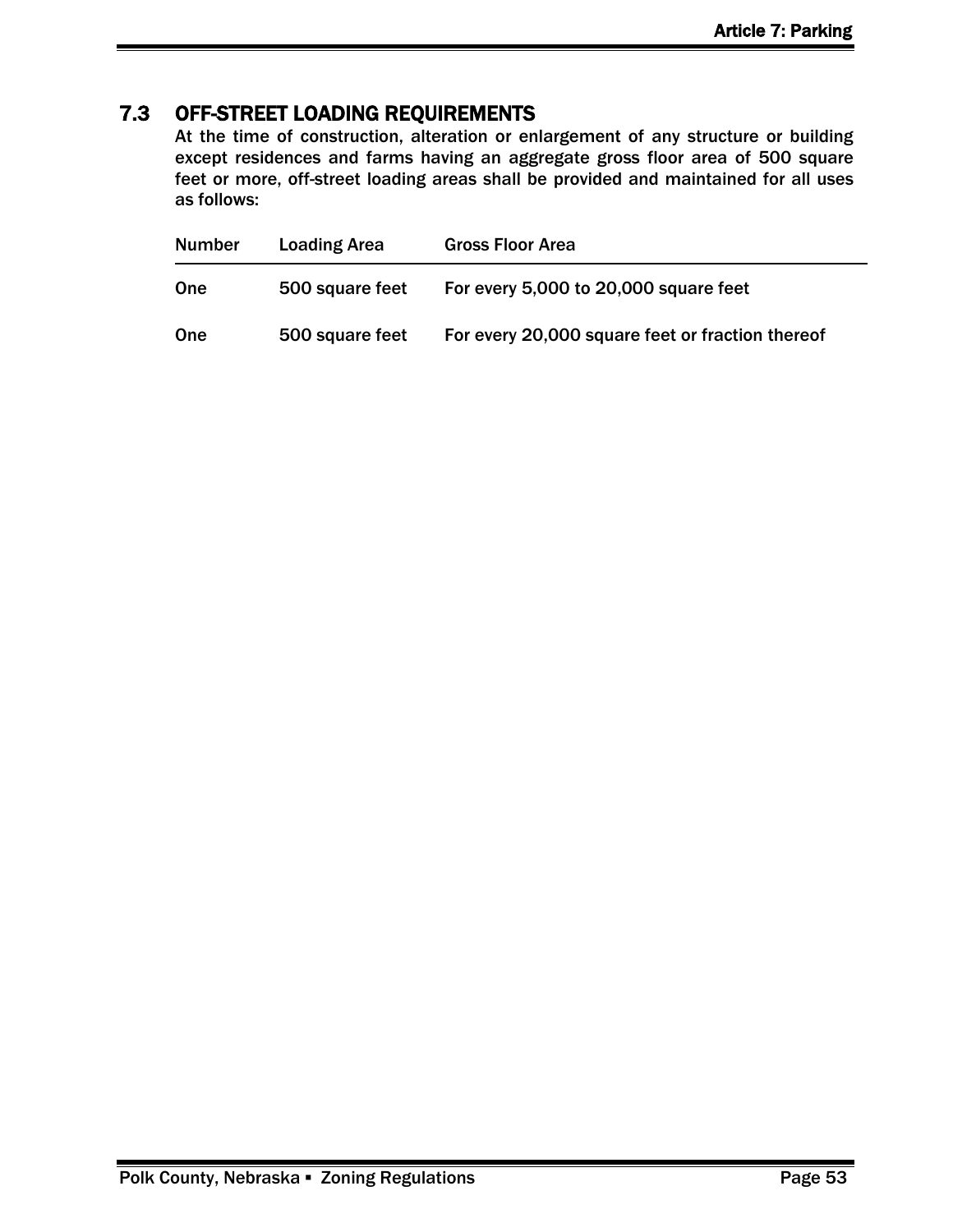## 7.3 OFF-STREET LOADING REQUIREMENTS

At the time of construction, alteration or enlargement of any structure or building except residences and farms having an aggregate gross floor area of 500 square feet or more, off-street loading areas shall be provided and maintained for all uses as follows:

| Number | Loading Area | Gross Floor Area |
|---|---|---|
| One | 500 square feet | For every 5,000 to 20,000 square feet |
| One | 500 square feet | For every 20,000 square feet or fraction thereof |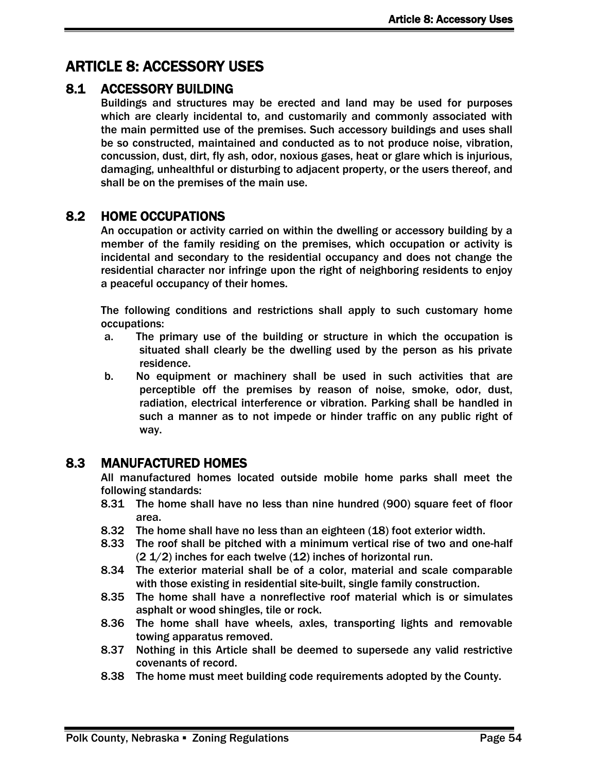# ARTICLE 8: ACCESSORY USES

## 8.1 ACCESSORY BUILDING

Buildings and structures may be erected and land may be used for purposes which are clearly incidental to, and customarily and commonly associated with the main permitted use of the premises. Such accessory buildings and uses shall be so constructed, maintained and conducted as to not produce noise, vibration, concussion, dust, dirt, fly ash, odor, noxious gases, heat or glare which is injurious, damaging, unhealthful or disturbing to adjacent property, or the users thereof, and shall be on the premises of the main use.

## 8.2 HOME OCCUPATIONS

An occupation or activity carried on within the dwelling or accessory building by a member of the family residing on the premises, which occupation or activity is incidental and secondary to the residential occupancy and does not change the residential character nor infringe upon the right of neighboring residents to enjoy a peaceful occupancy of their homes.

The following conditions and restrictions shall apply to such customary home occupations:

a. The primary use of the building or structure in which the occupation is situated shall clearly be the dwelling used by the person as his private residence.

b. No equipment or machinery shall be used in such activities that are perceptible off the premises by reason of noise, smoke, odor, dust, radiation, electrical interference or vibration. Parking shall be handled in such a manner as to not impede or hinder traffic on any public right of way.

## 8.3 MANUFACTURED HOMES

All manufactured homes located outside mobile home parks shall meet the following standards:

8.31 The home shall have no less than nine hundred (900) square feet of floor area.

8.32 The home shall have no less than an eighteen (18) foot exterior width.

8.33 The roof shall be pitched with a minimum vertical rise of two and one-half (2 1/2) inches for each twelve (12) inches of horizontal run.

8.34 The exterior material shall be of a color, material and scale comparable with those existing in residential site-built, single family construction.

8.35 The home shall have a nonreflective roof material which is or simulates asphalt or wood shingles, tile or rock.

8.36 The home shall have wheels, axles, transporting lights and removable towing apparatus removed.

8.37 Nothing in this Article shall be deemed to supersede any valid restrictive covenants of record.

8.38 The home must meet building code requirements adopted by the County.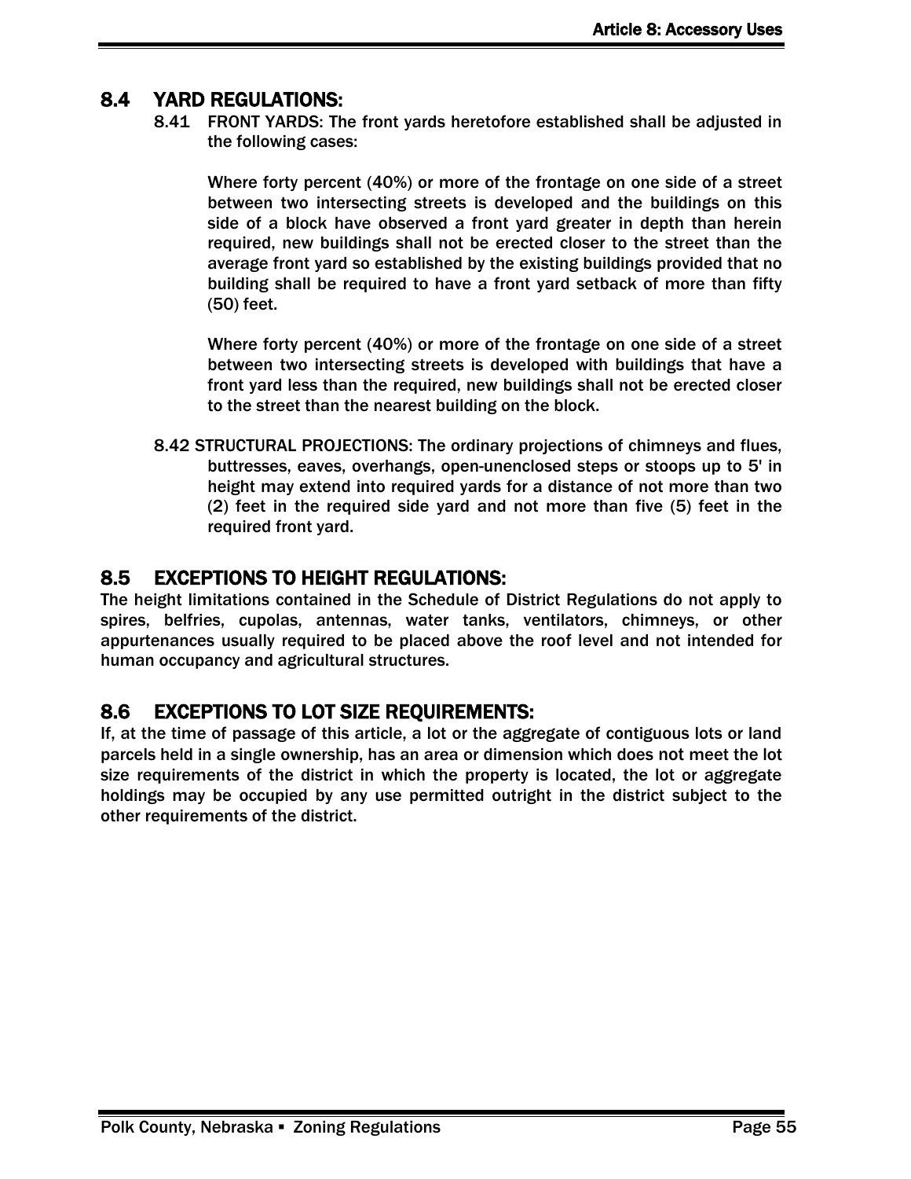## 8.4 YARD REGULATIONS:

8.41 FRONT YARDS: The front yards heretofore established shall be adjusted in the following cases:

Where forty percent (40%) or more of the frontage on one side of a street between two intersecting streets is developed and the buildings on this side of a block have observed a front yard greater in depth than herein required, new buildings shall not be erected closer to the street than the average front yard so established by the existing buildings provided that no building shall be required to have a front yard setback of more than fifty (50) feet.

Where forty percent (40%) or more of the frontage on one side of a street between two intersecting streets is developed with buildings that have a front yard less than the required, new buildings shall not be erected closer to the street than the nearest building on the block.

8.42 STRUCTURAL PROJECTIONS: The ordinary projections of chimneys and flues, buttresses, eaves, overhangs, open-unenclosed steps or stoops up to 5' in height may extend into required yards for a distance of not more than two (2) feet in the required side yard and not more than five (5) feet in the required front yard.

## 8.5 EXCEPTIONS TO HEIGHT REGULATIONS:

The height limitations contained in the Schedule of District Regulations do not apply to spires, belfries, cupolas, antennas, water tanks, ventilators, chimneys, or other appurtenances usually required to be placed above the roof level and not intended for human occupancy and agricultural structures.

## 8.6 EXCEPTIONS TO LOT SIZE REQUIREMENTS:

If, at the time of passage of this article, a lot or the aggregate of contiguous lots or land parcels held in a single ownership, has an area or dimension which does not meet the lot size requirements of the district in which the property is located, the lot or aggregate holdings may be occupied by any use permitted outright in the district subject to the other requirements of the district.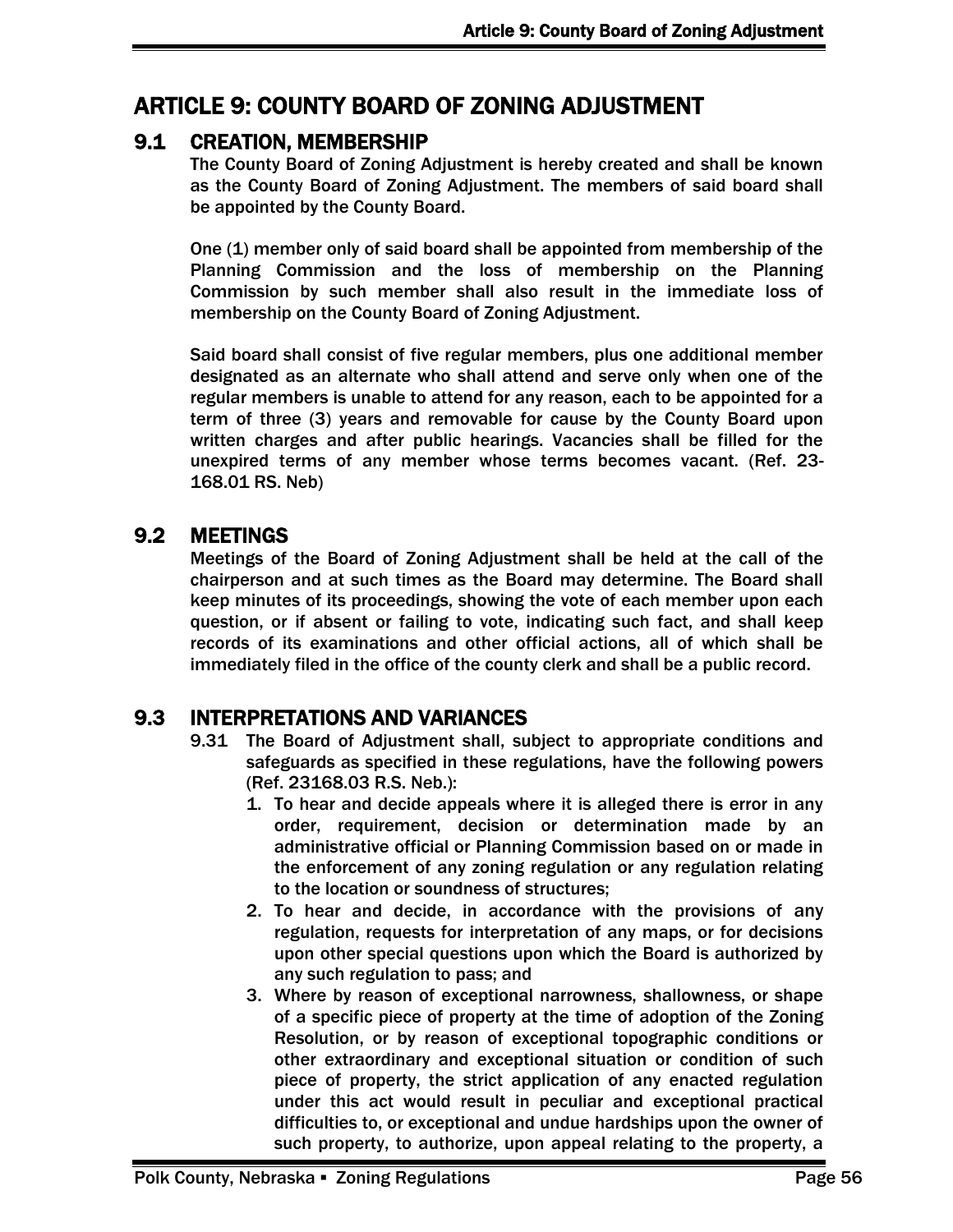# ARTICLE 9: COUNTY BOARD OF ZONING ADJUSTMENT

## 9.1 CREATION, MEMBERSHIP

The County Board of Zoning Adjustment is hereby created and shall be known as the County Board of Zoning Adjustment. The members of said board shall be appointed by the County Board.

One (1) member only of said board shall be appointed from membership of the Planning Commission and the loss of membership on the Planning Commission by such member shall also result in the immediate loss of membership on the County Board of Zoning Adjustment.

Said board shall consist of five regular members, plus one additional member designated as an alternate who shall attend and serve only when one of the regular members is unable to attend for any reason, each to be appointed for a term of three (3) years and removable for cause by the County Board upon written charges and after public hearings. Vacancies shall be filled for the unexpired terms of any member whose terms becomes vacant. (Ref. 23-168.01 RS. Neb)

## 9.2 MEETINGS

Meetings of the Board of Zoning Adjustment shall be held at the call of the chairperson and at such times as the Board may determine. The Board shall keep minutes of its proceedings, showing the vote of each member upon each question, or if absent or failing to vote, indicating such fact, and shall keep records of its examinations and other official actions, all of which shall be immediately filed in the office of the county clerk and shall be a public record.

## 9.3 INTERPRETATIONS AND VARIANCES

9.31 The Board of Adjustment shall, subject to appropriate conditions and safeguards as specified in these regulations, have the following powers (Ref. 23168.03 R.S. Neb.):

1. To hear and decide appeals where it is alleged there is error in any order, requirement, decision or determination made by an administrative official or Planning Commission based on or made in the enforcement of any zoning regulation or any regulation relating to the location or soundness of structures;
2. To hear and decide, in accordance with the provisions of any regulation, requests for interpretation of any maps, or for decisions upon other special questions upon which the Board is authorized by any such regulation to pass; and
3. Where by reason of exceptional narrowness, shallowness, or shape of a specific piece of property at the time of adoption of the Zoning Resolution, or by reason of exceptional topographic conditions or other extraordinary and exceptional situation or condition of such piece of property, the strict application of any enacted regulation under this act would result in peculiar and exceptional practical difficulties to, or exceptional and undue hardships upon the owner of such property, to authorize, upon appeal relating to the property, a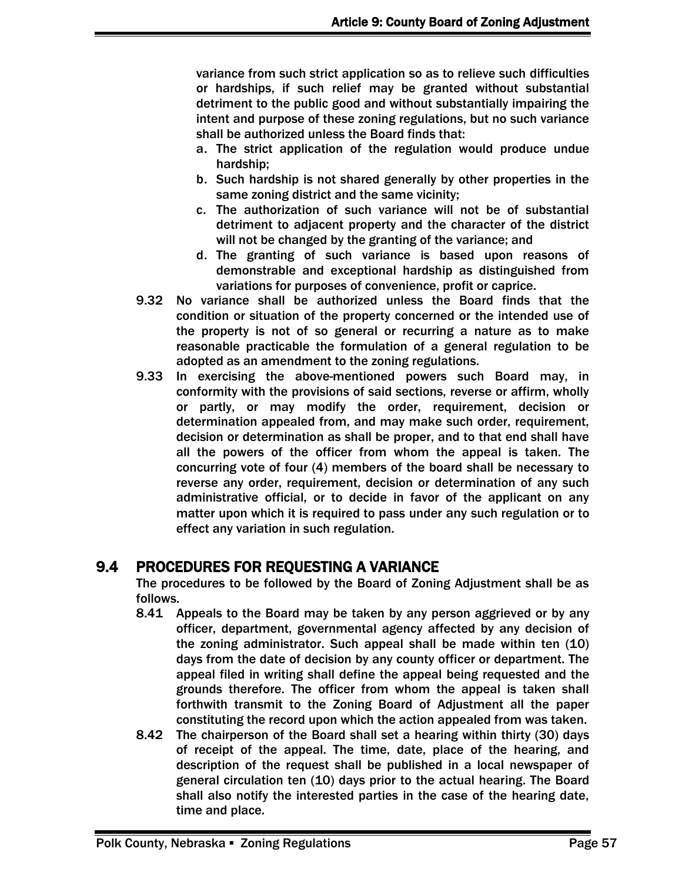variance from such strict application so as to relieve such difficulties or hardships, if such relief may be granted without substantial detriment to the public good and without substantially impairing the intent and purpose of these zoning regulations, but no such variance shall be authorized unless the Board finds that:

a. The strict application of the regulation would produce undue hardship;
b. Such hardship is not shared generally by other properties in the same zoning district and the same vicinity;
c. The authorization of such variance will not be of substantial detriment to adjacent property and the character of the district will not be changed by the granting of the variance; and
d. The granting of such variance is based upon reasons of demonstrable and exceptional hardship as distinguished from variations for purposes of convenience, profit or caprice.

9.32 No variance shall be authorized unless the Board finds that the condition or situation of the property concerned or the intended use of the property is not of so general or recurring a nature as to make reasonable practicable the formulation of a general regulation to be adopted as an amendment to the zoning regulations.

9.33 In exercising the above-mentioned powers such Board may, in conformity with the provisions of said sections, reverse or affirm, wholly or partly, or may modify the order, requirement, decision or determination appealed from, and may make such order, requirement, decision or determination as shall be proper, and to that end shall have all the powers of the officer from whom the appeal is taken. The concurring vote of four (4) members of the board shall be necessary to reverse any order, requirement, decision or determination of any such administrative official, or to decide in favor of the applicant on any matter upon which it is required to pass under any such regulation or to effect any variation in such regulation.

## 9.4 PROCEDURES FOR REQUESTING A VARIANCE

The procedures to be followed by the Board of Zoning Adjustment shall be as follows.

8.41 Appeals to the Board may be taken by any person aggrieved or by any officer, department, governmental agency affected by any decision of the zoning administrator. Such appeal shall be made within ten (10) days from the date of decision by any county officer or department. The appeal filed in writing shall define the appeal being requested and the grounds therefore. The officer from whom the appeal is taken shall forthwith transmit to the Zoning Board of Adjustment all the paper constituting the record upon which the action appealed from was taken.

8.42 The chairperson of the Board shall set a hearing within thirty (30) days of receipt of the appeal. The time, date, place of the hearing, and description of the request shall be published in a local newspaper of general circulation ten (10) days prior to the actual hearing. The Board shall also notify the interested parties in the case of the hearing date, time and place.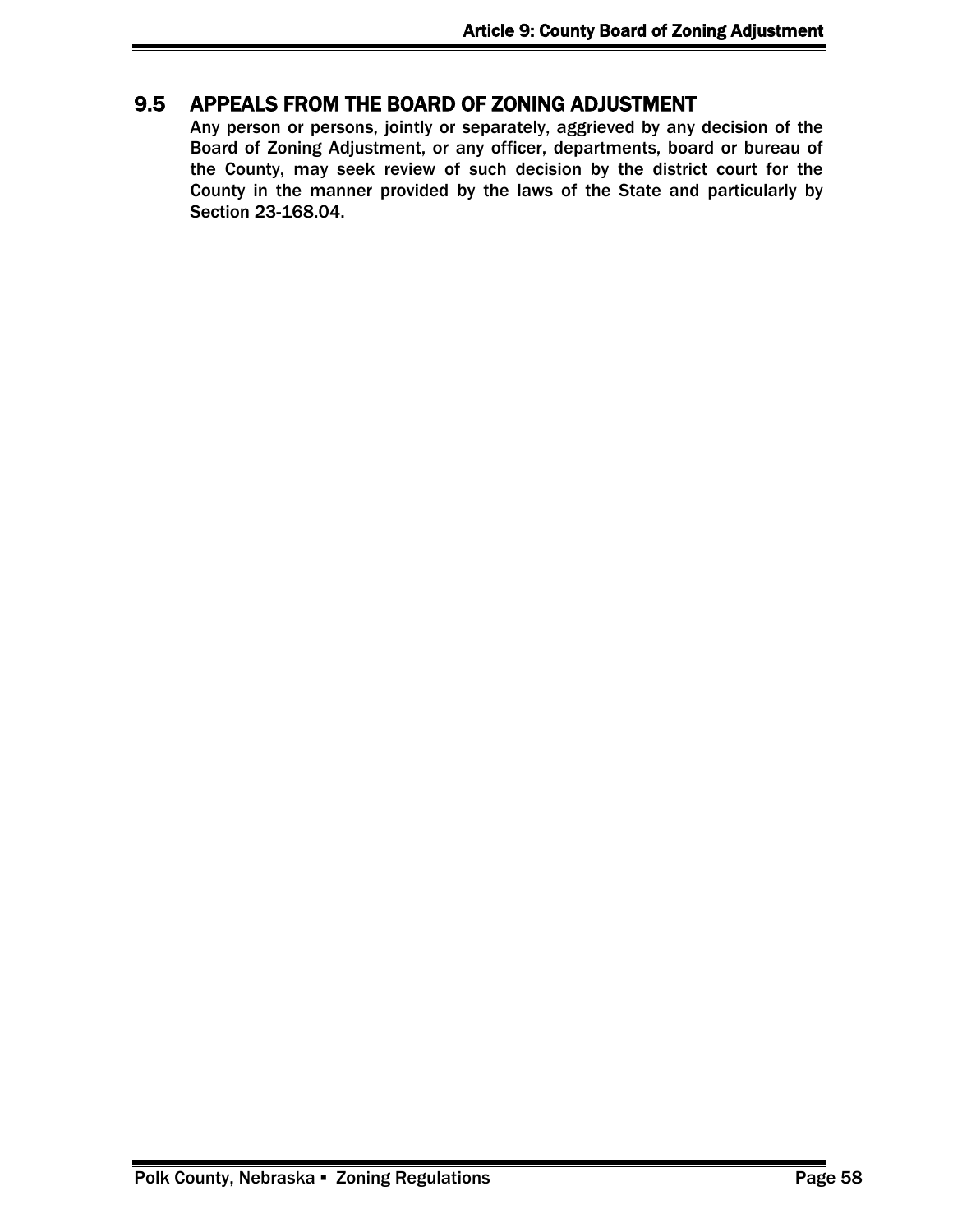## 9.5 APPEALS FROM THE BOARD OF ZONING ADJUSTMENT

Any person or persons, jointly or separately, aggrieved by any decision of the Board of Zoning Adjustment, or any officer, departments, board or bureau of the County, may seek review of such decision by the district court for the County in the manner provided by the laws of the State and particularly by Section 23-168.04.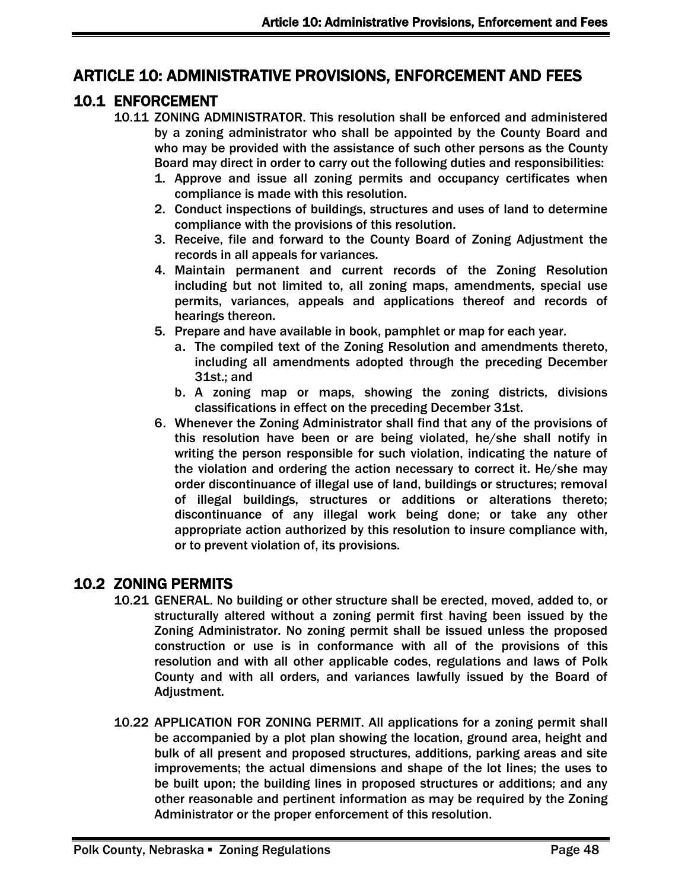# ARTICLE 10: ADMINISTRATIVE PROVISIONS, ENFORCEMENT AND FEES

## 10.1 ENFORCEMENT

10.11 ZONING ADMINISTRATOR. This resolution shall be enforced and administered by a zoning administrator who shall be appointed by the County Board and who may be provided with the assistance of such other persons as the County Board may direct in order to carry out the following duties and responsibilities:

1. Approve and issue all zoning permits and occupancy certificates when compliance is made with this resolution.
2. Conduct inspections of buildings, structures and uses of land to determine compliance with the provisions of this resolution.
3. Receive, file and forward to the County Board of Zoning Adjustment the records in all appeals for variances.
4. Maintain permanent and current records of the Zoning Resolution including but not limited to, all zoning maps, amendments, special use permits, variances, appeals and applications thereof and records of hearings thereon.
5. Prepare and have available in book, pamphlet or map for each year.
   a. The compiled text of the Zoning Resolution and amendments thereto, including all amendments adopted through the preceding December 31st.; and
   b. A zoning map or maps, showing the zoning districts, divisions classifications in effect on the preceding December 31st.
6. Whenever the Zoning Administrator shall find that any of the provisions of this resolution have been or are being violated, he/she shall notify in writing the person responsible for such violation, indicating the nature of the violation and ordering the action necessary to correct it. He/she may order discontinuance of illegal use of land, buildings or structures; removal of illegal buildings, structures or additions or alterations thereto; discontinuance of any illegal work being done; or take any other appropriate action authorized by this resolution to insure compliance with, or to prevent violation of, its provisions.

## 10.2 ZONING PERMITS

10.21 GENERAL. No building or other structure shall be erected, moved, added to, or structurally altered without a zoning permit first having been issued by the Zoning Administrator. No zoning permit shall be issued unless the proposed construction or use is in conformance with all of the provisions of this resolution and with all other applicable codes, regulations and laws of Polk County and with all orders, and variances lawfully issued by the Board of Adjustment.

10.22 APPLICATION FOR ZONING PERMIT. All applications for a zoning permit shall be accompanied by a plot plan showing the location, ground area, height and bulk of all present and proposed structures, additions, parking areas and site improvements; the actual dimensions and shape of the lot lines; the uses to be built upon; the building lines in proposed structures or additions; and any other reasonable and pertinent information as may be required by the Zoning Administrator or the proper enforcement of this resolution.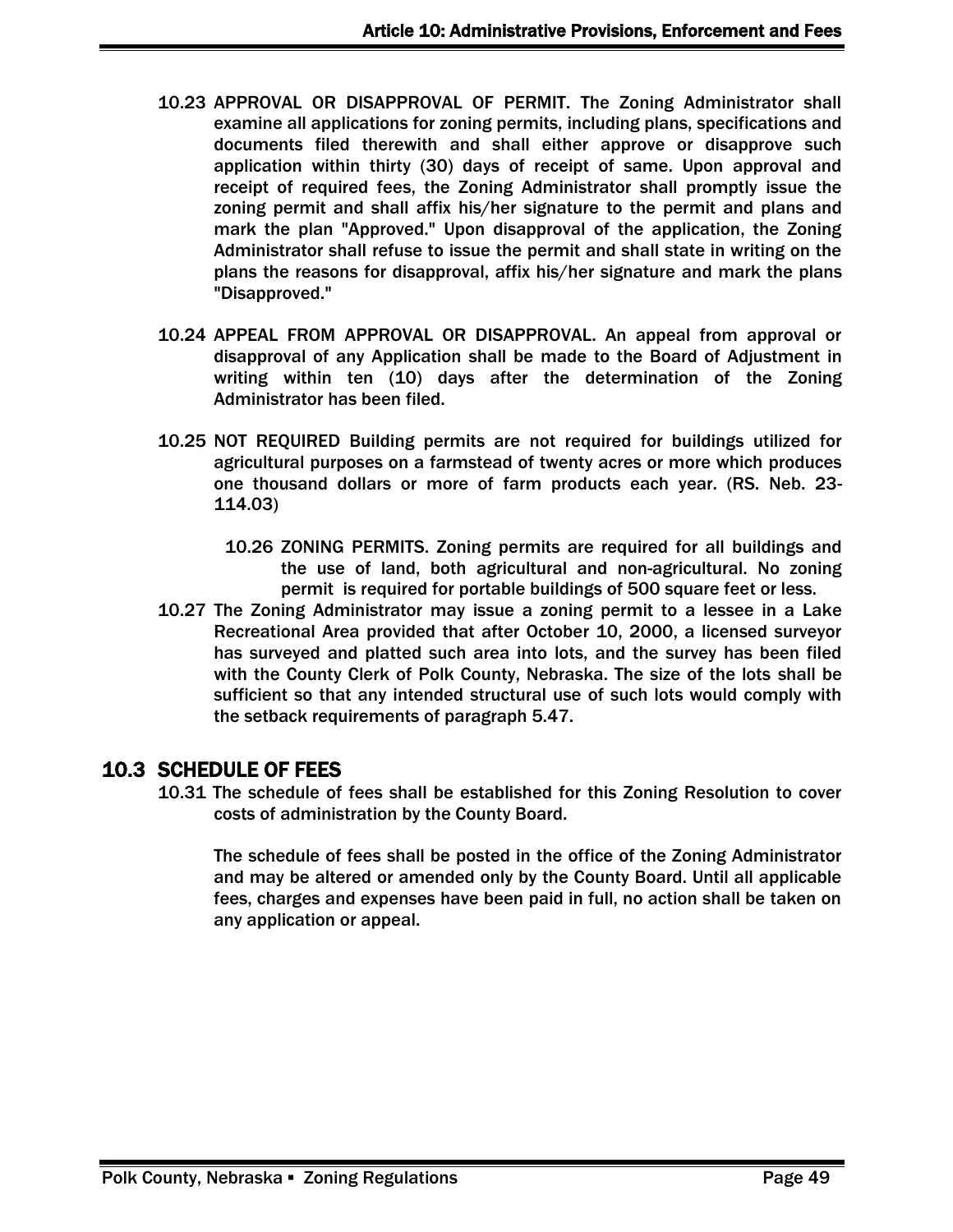**10.23 APPROVAL OR DISAPPROVAL OF PERMIT.** The Zoning Administrator shall examine all applications for zoning permits, including plans, specifications and documents filed therewith and shall either approve or disapprove such application within thirty (30) days of receipt of same. Upon approval and receipt of required fees, the Zoning Administrator shall promptly issue the zoning permit and shall affix his/her signature to the permit and plans and mark the plan "Approved." Upon disapproval of the application, the Zoning Administrator shall refuse to issue the permit and shall state in writing on the plans the reasons for disapproval, affix his/her signature and mark the plans "Disapproved."

**10.24 APPEAL FROM APPROVAL OR DISAPPROVAL.** An appeal from approval or disapproval of any Application shall be made to the Board of Adjustment in writing within ten (10) days after the determination of the Zoning Administrator has been filed.

**10.25 NOT REQUIRED** Building permits are not required for buildings utilized for agricultural purposes on a farmstead of twenty acres or more which produces one thousand dollars or more of farm products each year. (RS. Neb. 23-114.03)

**10.26 ZONING PERMITS.** Zoning permits are required for all buildings and the use of land, both agricultural and non-agricultural. No zoning permit is required for portable buildings of 500 square feet or less.

**10.27** The Zoning Administrator may issue a zoning permit to a lessee in a Lake Recreational Area provided that after October 10, 2000, a licensed surveyor has surveyed and platted such area into lots, and the survey has been filed with the County Clerk of Polk County, Nebraska. The size of the lots shall be sufficient so that any intended structural use of such lots would comply with the setback requirements of paragraph 5.47.

## 10.3 SCHEDULE OF FEES

**10.31** The schedule of fees shall be established for this Zoning Resolution to cover costs of administration by the County Board.

The schedule of fees shall be posted in the office of the Zoning Administrator and may be altered or amended only by the County Board. Until all applicable fees, charges and expenses have been paid in full, no action shall be taken on any application or appeal.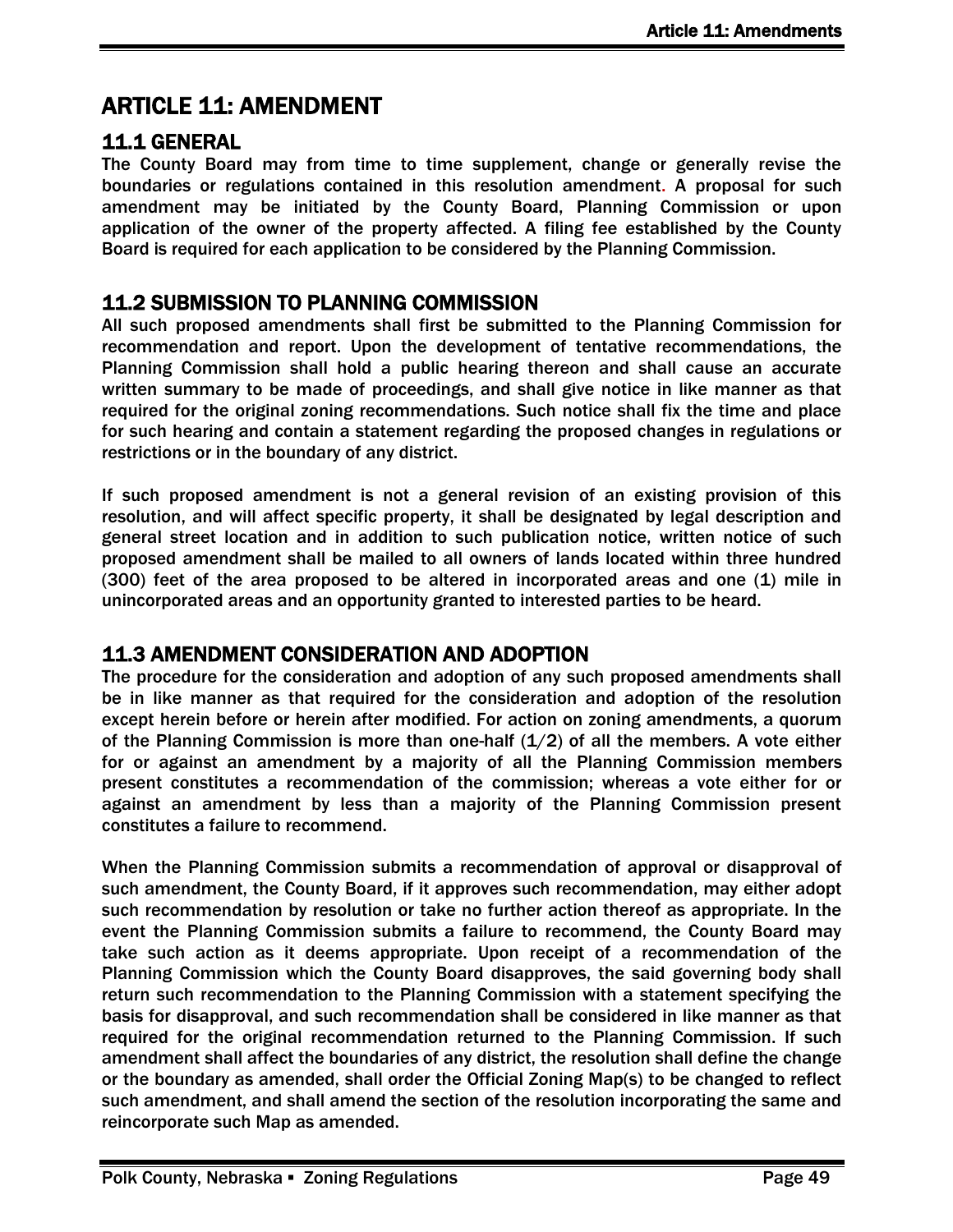# ARTICLE 11: AMENDMENT

## 11.1 GENERAL

The County Board may from time to time supplement, change or generally revise the boundaries or regulations contained in this resolution amendment. A proposal for such amendment may be initiated by the County Board, Planning Commission or upon application of the owner of the property affected. A filing fee established by the County Board is required for each application to be considered by the Planning Commission.

## 11.2 SUBMISSION TO PLANNING COMMISSION

All such proposed amendments shall first be submitted to the Planning Commission for recommendation and report. Upon the development of tentative recommendations, the Planning Commission shall hold a public hearing thereon and shall cause an accurate written summary to be made of proceedings, and shall give notice in like manner as that required for the original zoning recommendations. Such notice shall fix the time and place for such hearing and contain a statement regarding the proposed changes in regulations or restrictions or in the boundary of any district.

If such proposed amendment is not a general revision of an existing provision of this resolution, and will affect specific property, it shall be designated by legal description and general street location and in addition to such publication notice, written notice of such proposed amendment shall be mailed to all owners of lands located within three hundred (300) feet of the area proposed to be altered in incorporated areas and one (1) mile in unincorporated areas and an opportunity granted to interested parties to be heard.

## 11.3 AMENDMENT CONSIDERATION AND ADOPTION

The procedure for the consideration and adoption of any such proposed amendments shall be in like manner as that required for the consideration and adoption of the resolution except herein before or herein after modified. For action on zoning amendments, a quorum of the Planning Commission is more than one-half (1/2) of all the members. A vote either for or against an amendment by a majority of all the Planning Commission members present constitutes a recommendation of the commission; whereas a vote either for or against an amendment by less than a majority of the Planning Commission present constitutes a failure to recommend.

When the Planning Commission submits a recommendation of approval or disapproval of such amendment, the County Board, if it approves such recommendation, may either adopt such recommendation by resolution or take no further action thereof as appropriate. In the event the Planning Commission submits a failure to recommend, the County Board may take such action as it deems appropriate. Upon receipt of a recommendation of the Planning Commission which the County Board disapproves, the said governing body shall return such recommendation to the Planning Commission with a statement specifying the basis for disapproval, and such recommendation shall be considered in like manner as that required for the original recommendation returned to the Planning Commission. If such amendment shall affect the boundaries of any district, the resolution shall define the change or the boundary as amended, shall order the Official Zoning Map(s) to be changed to reflect such amendment, and shall amend the section of the resolution incorporating the same and reincorporate such Map as amended.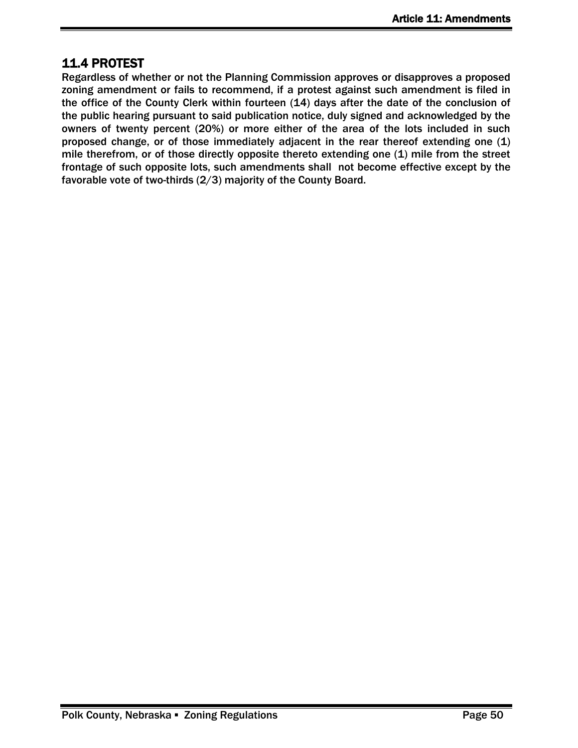## 11.4 PROTEST

Regardless of whether or not the Planning Commission approves or disapproves a proposed zoning amendment or fails to recommend, if a protest against such amendment is filed in the office of the County Clerk within fourteen (14) days after the date of the conclusion of the public hearing pursuant to said publication notice, duly signed and acknowledged by the owners of twenty percent (20%) or more either of the area of the lots included in such proposed change, or of those immediately adjacent in the rear thereof extending one (1) mile therefrom, or of those directly opposite thereto extending one (1) mile from the street frontage of such opposite lots, such amendments shall not become effective except by the favorable vote of two-thirds (2/3) majority of the County Board.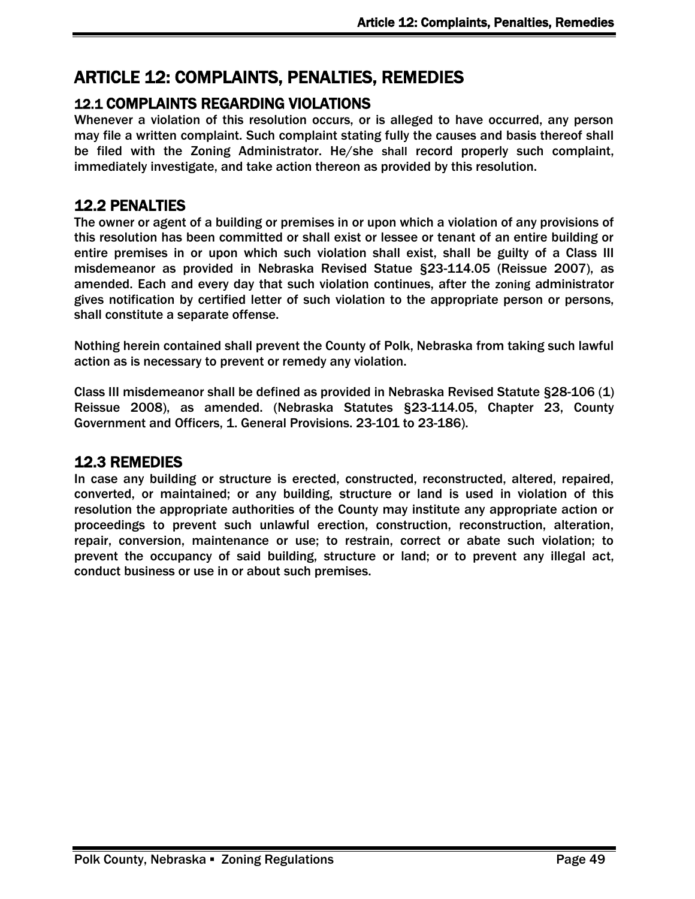# ARTICLE 12: COMPLAINTS, PENALTIES, REMEDIES

## 12.1 COMPLAINTS REGARDING VIOLATIONS

Whenever a violation of this resolution occurs, or is alleged to have occurred, any person may file a written complaint. Such complaint stating fully the causes and basis thereof shall be filed with the Zoning Administrator. He/she shall record properly such complaint, immediately investigate, and take action thereon as provided by this resolution.

## 12.2 PENALTIES

The owner or agent of a building or premises in or upon which a violation of any provisions of this resolution has been committed or shall exist or lessee or tenant of an entire building or entire premises in or upon which such violation shall exist, shall be guilty of a Class III misdemeanor as provided in Nebraska Revised Statue §23-114.05 (Reissue 2007), as amended. Each and every day that such violation continues, after the zoning administrator gives notification by certified letter of such violation to the appropriate person or persons, shall constitute a separate offense.

Nothing herein contained shall prevent the County of Polk, Nebraska from taking such lawful action as is necessary to prevent or remedy any violation.

Class III misdemeanor shall be defined as provided in Nebraska Revised Statute §28-106 (1) Reissue 2008), as amended. (Nebraska Statutes §23-114.05, Chapter 23, County Government and Officers, 1. General Provisions. 23-101 to 23-186).

## 12.3 REMEDIES

In case any building or structure is erected, constructed, reconstructed, altered, repaired, converted, or maintained; or any building, structure or land is used in violation of this resolution the appropriate authorities of the County may institute any appropriate action or proceedings to prevent such unlawful erection, construction, reconstruction, alteration, repair, conversion, maintenance or use; to restrain, correct or abate such violation; to prevent the occupancy of said building, structure or land; or to prevent any illegal act, conduct business or use in or about such premises.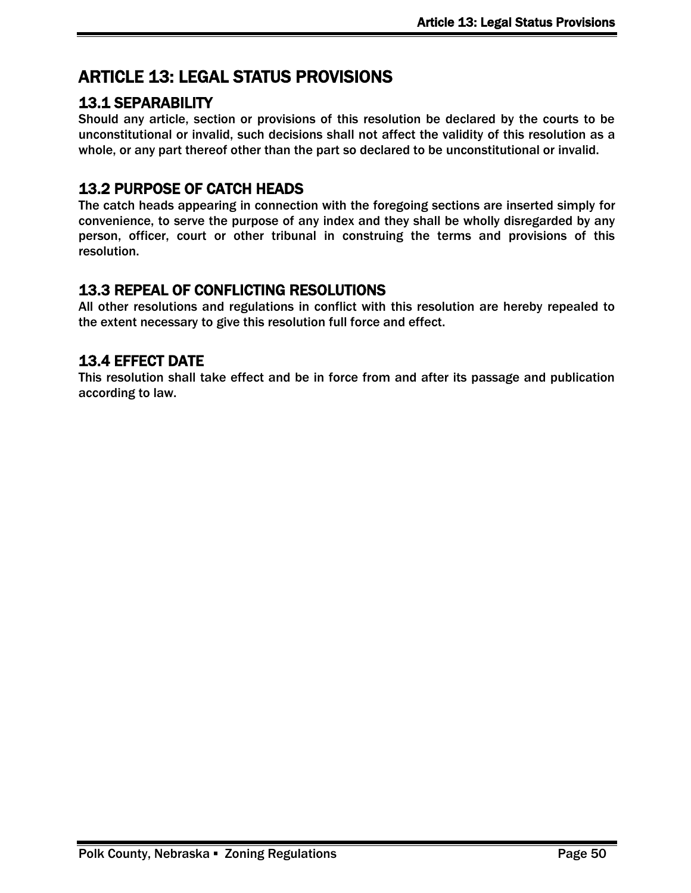# ARTICLE 13: LEGAL STATUS PROVISIONS

## 13.1 SEPARABILITY

Should any article, section or provisions of this resolution be declared by the courts to be unconstitutional or invalid, such decisions shall not affect the validity of this resolution as a whole, or any part thereof other than the part so declared to be unconstitutional or invalid.

## 13.2 PURPOSE OF CATCH HEADS

The catch heads appearing in connection with the foregoing sections are inserted simply for convenience, to serve the purpose of any index and they shall be wholly disregarded by any person, officer, court or other tribunal in construing the terms and provisions of this resolution.

## 13.3 REPEAL OF CONFLICTING RESOLUTIONS

All other resolutions and regulations in conflict with this resolution are hereby repealed to the extent necessary to give this resolution full force and effect.

## 13.4 EFFECT DATE

This resolution shall take effect and be in force from and after its passage and publication according to law.